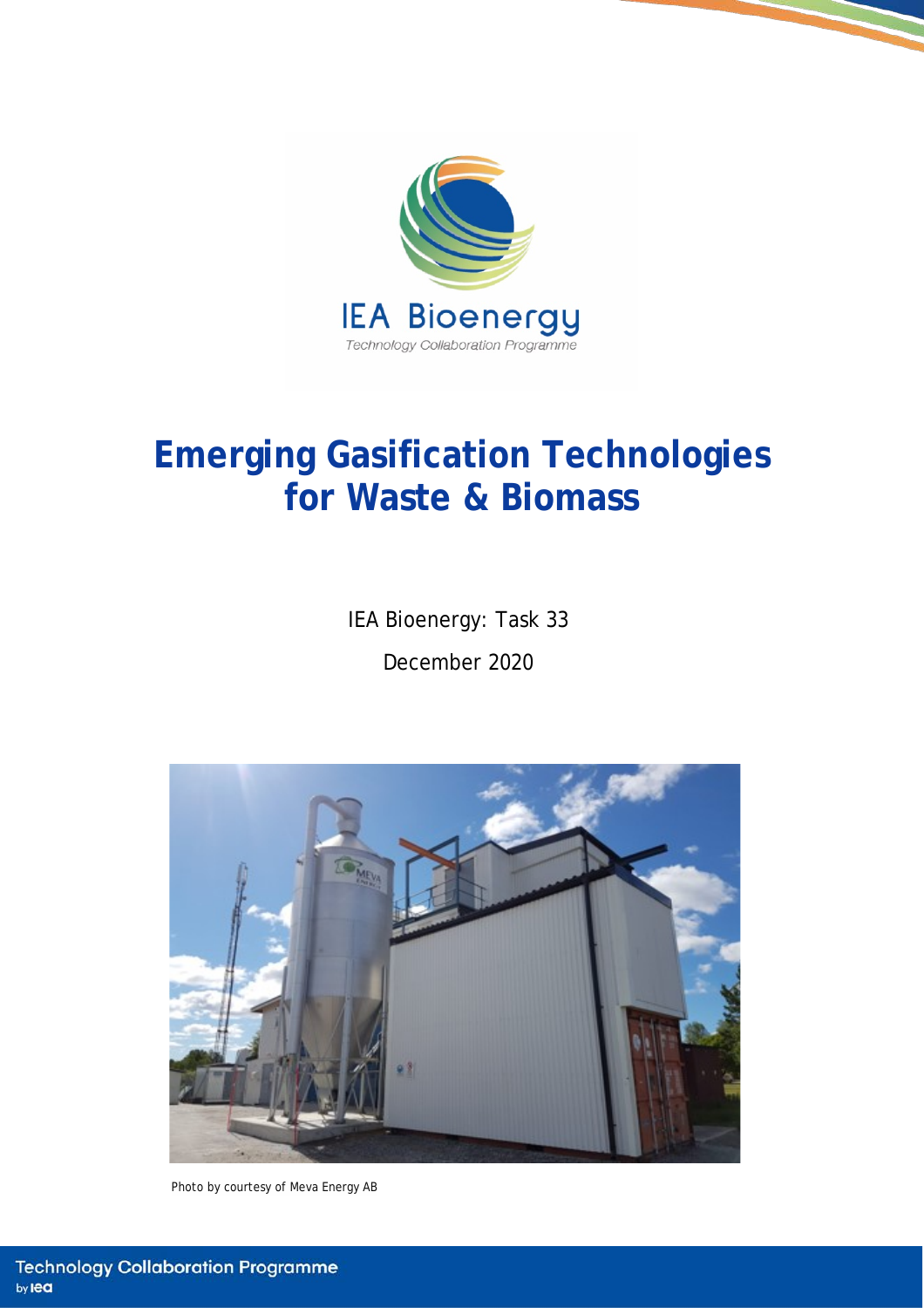IEA Bioenergy

Technology Collaboration Programme

# Emerging Gasification Technologies for Waste & Biomass

IEA Bioenergy: Task 33

December 2020

Photo by courtesy of Meva Energy AB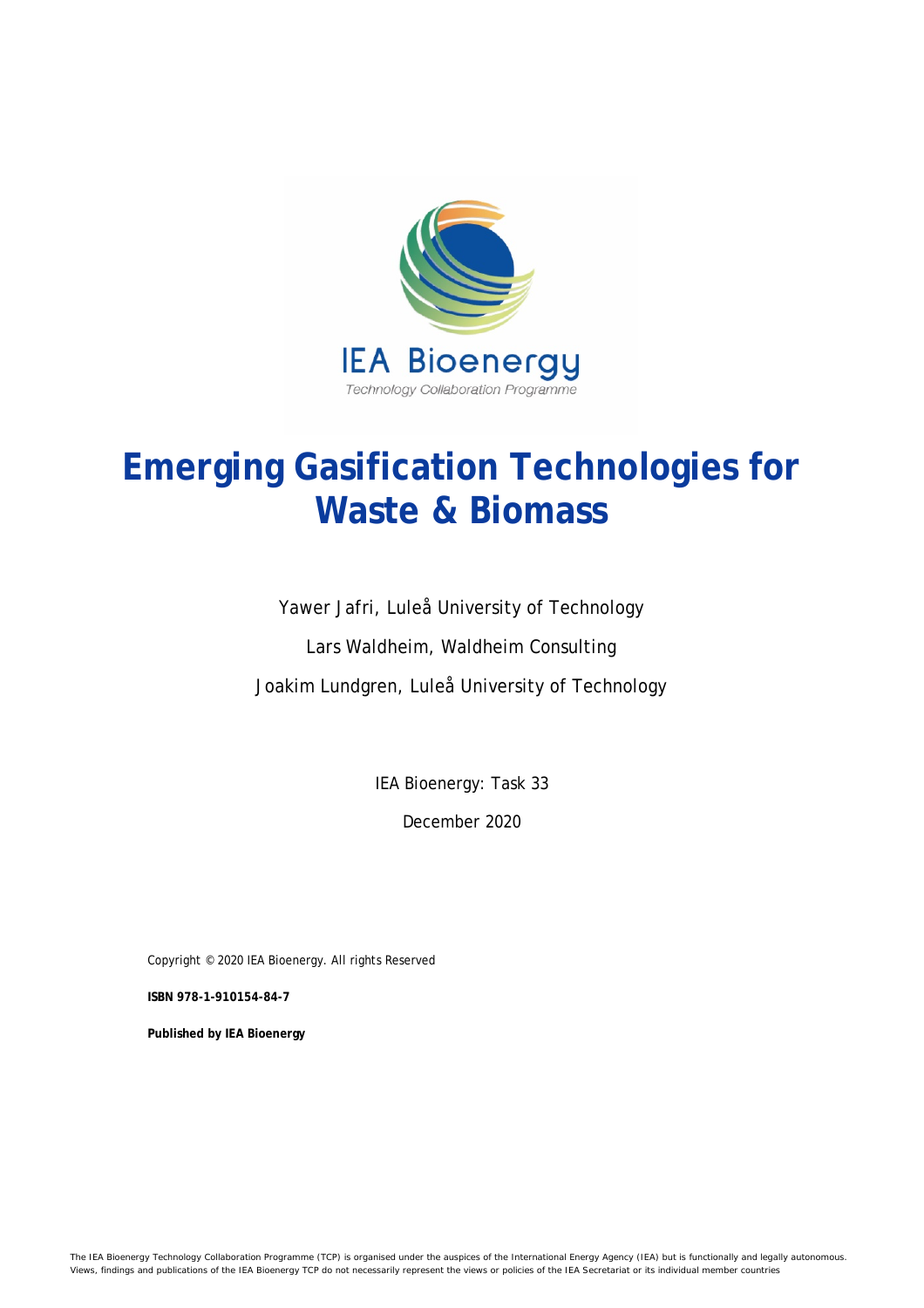IEA Bioenergy
Technology Collaboration Programme

# Emerging Gasification Technologies for Waste & Biomass

Yawer Jafri, Luleå University of Technology

Lars Waldheim, Waldheim Consulting

Joakim Lundgren, Luleå University of Technology

IEA Bioenergy: Task 33

December 2020

Copyright © 2020 IEA Bioenergy. All rights Reserved

**ISBN 978-1-910154-84-7**

**Published by IEA Bioenergy**

The IEA Bioenergy Technology Collaboration Programme (TCP) is organised under the auspices of the International Energy Agency (IEA) but is functionally and legally autonomous. Views, findings and publications of the IEA Bioenergy TCP do not necessarily represent the views or policies of the IEA Secretariat or its individual member countries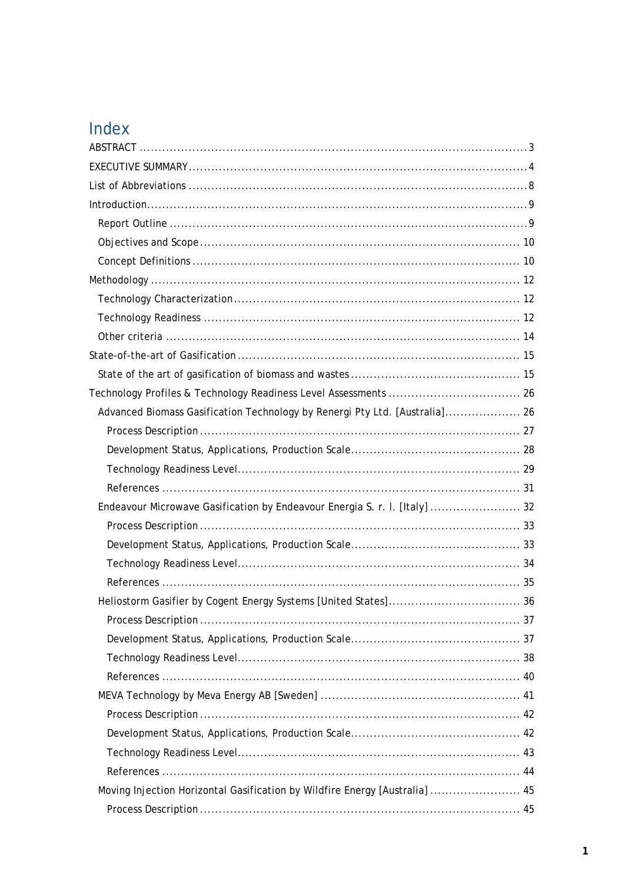# Index

ABSTRACT ........................................................................................................ 3

EXECUTIVE SUMMARY.......................................................................................... 4

List of Abbreviations .......................................................................................... 8

Introduction...................................................................................................... 9

- Report Outline ............................................................................................. 9
- Objectives and Scope.................................................................................... 10
- Concept Definitions ...................................................................................... 10

Methodology .................................................................................................. 12

- Technology Characterization........................................................................... 12
- Technology Readiness ................................................................................... 12
- Other criteria ............................................................................................. 14

State-of-the-art of Gasification ........................................................................... 15

- State of the art of gasification of biomass and wastes ............................................. 15

Technology Profiles & Technology Readiness Level Assessments .................................. 26

- Advanced Biomass Gasification Technology by Renergi Pty Ltd. [Australia].................... 26
  - Process Description.................................................................................... 27
  - Development Status, Applications, Production Scale............................................ 28
  - Technology Readiness Level.......................................................................... 29
  - References .............................................................................................. 31
- Endeavour Microwave Gasification by Endeavour Energia S. r. l. [Italy] ........................ 32
  - Process Description.................................................................................... 33
  - Development Status, Applications, Production Scale............................................ 33
  - Technology Readiness Level.......................................................................... 34
  - References .............................................................................................. 35
- Heliostorm Gasifier by Cogent Energy Systems [United States]................................... 36
  - Process Description.................................................................................... 37
  - Development Status, Applications, Production Scale............................................ 37
  - Technology Readiness Level.......................................................................... 38
  - References .............................................................................................. 40
- MEVA Technology by Meva Energy AB [Sweden] ..................................................... 41
  - Process Description.................................................................................... 42
  - Development Status, Applications, Production Scale............................................ 42
  - Technology Readiness Level.......................................................................... 43
  - References .............................................................................................. 44
- Moving Injection Horizontal Gasification by Wildfire Energy [Australia] ........................ 45
  - Process Description.................................................................................... 45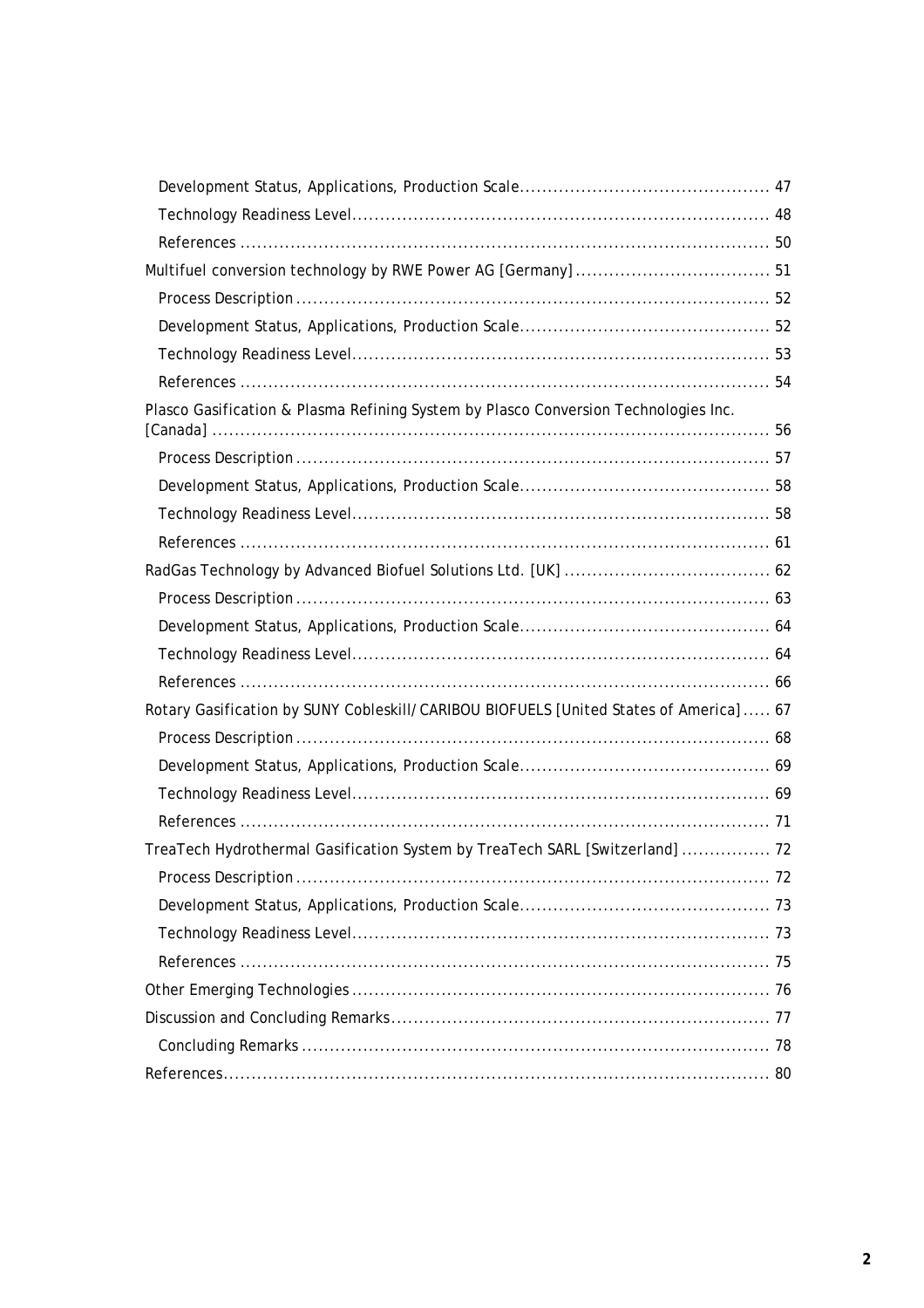- Development Status, Applications, Production Scale ..... 47
- Technology Readiness Level ..... 48
- References ..... 50

Multifuel conversion technology by RWE Power AG [Germany] ..... 51

- Process Description ..... 52
- Development Status, Applications, Production Scale ..... 52
- Technology Readiness Level ..... 53
- References ..... 54

Plasco Gasification & Plasma Refining System by Plasco Conversion Technologies Inc. [Canada] ..... 56

- Process Description ..... 57
- Development Status, Applications, Production Scale ..... 58
- Technology Readiness Level ..... 58
- References ..... 61

RadGas Technology by Advanced Biofuel Solutions Ltd. [UK] ..... 62

- Process Description ..... 63
- Development Status, Applications, Production Scale ..... 64
- Technology Readiness Level ..... 64
- References ..... 66

Rotary Gasification by SUNY Cobleskill/CARIBOU BIOFUELS [United States of America] ..... 67

- Process Description ..... 68
- Development Status, Applications, Production Scale ..... 69
- Technology Readiness Level ..... 69
- References ..... 71

TreaTech Hydrothermal Gasification System by TreaTech SARL [Switzerland] ..... 72

- Process Description ..... 72
- Development Status, Applications, Production Scale ..... 73
- Technology Readiness Level ..... 73
- References ..... 75

Other Emerging Technologies ..... 76

Discussion and Concluding Remarks ..... 77

- Concluding Remarks ..... 78

References ..... 80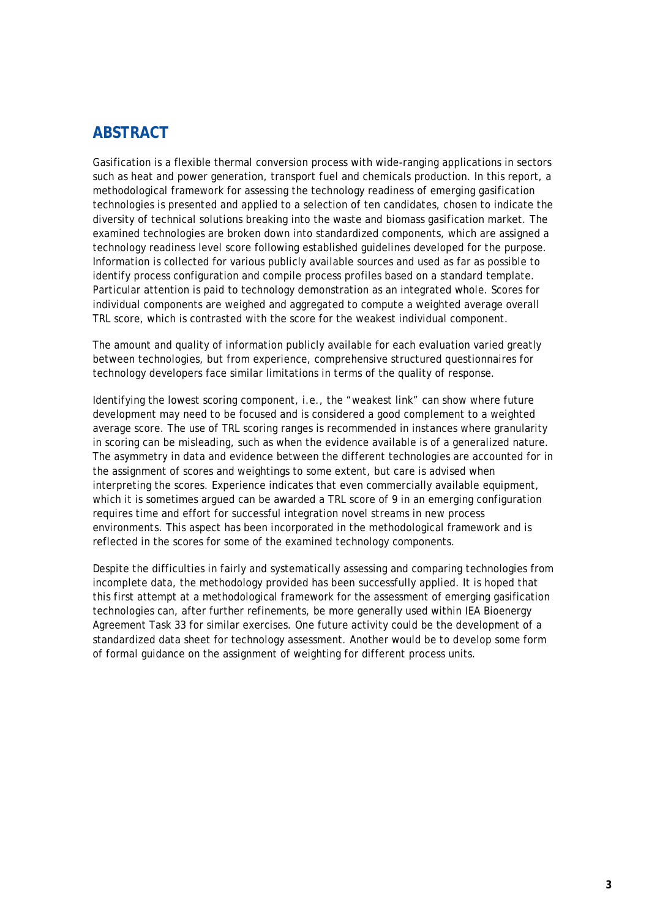## ABSTRACT

Gasification is a flexible thermal conversion process with wide-ranging applications in sectors such as heat and power generation, transport fuel and chemicals production. In this report, a methodological framework for assessing the technology readiness of emerging gasification technologies is presented and applied to a selection of ten candidates, chosen to indicate the diversity of technical solutions breaking into the waste and biomass gasification market. The examined technologies are broken down into standardized components, which are assigned a technology readiness level score following established guidelines developed for the purpose. Information is collected for various publicly available sources and used as far as possible to identify process configuration and compile process profiles based on a standard template. Particular attention is paid to technology demonstration as an integrated whole. Scores for individual components are weighed and aggregated to compute a weighted average overall TRL score, which is contrasted with the score for the weakest individual component.

The amount and quality of information publicly available for each evaluation varied greatly between technologies, but from experience, comprehensive structured questionnaires for technology developers face similar limitations in terms of the quality of response.

Identifying the lowest scoring component, i.e., the "weakest link" can show where future development may need to be focused and is considered a good complement to a weighted average score. The use of TRL scoring ranges is recommended in instances where granularity in scoring can be misleading, such as when the evidence available is of a generalized nature. The asymmetry in data and evidence between the different technologies are accounted for in the assignment of scores and weightings to some extent, but care is advised when interpreting the scores. Experience indicates that even commercially available equipment, which it is sometimes argued can be awarded a TRL score of 9 in an emerging configuration requires time and effort for successful integration novel streams in new process environments. This aspect has been incorporated in the methodological framework and is reflected in the scores for some of the examined technology components.

Despite the difficulties in fairly and systematically assessing and comparing technologies from incomplete data, the methodology provided has been successfully applied. It is hoped that this first attempt at a methodological framework for the assessment of emerging gasification technologies can, after further refinements, be more generally used within IEA Bioenergy Agreement Task 33 for similar exercises. One future activity could be the development of a standardized data sheet for technology assessment. Another would be to develop some form of formal guidance on the assignment of weighting for different process units.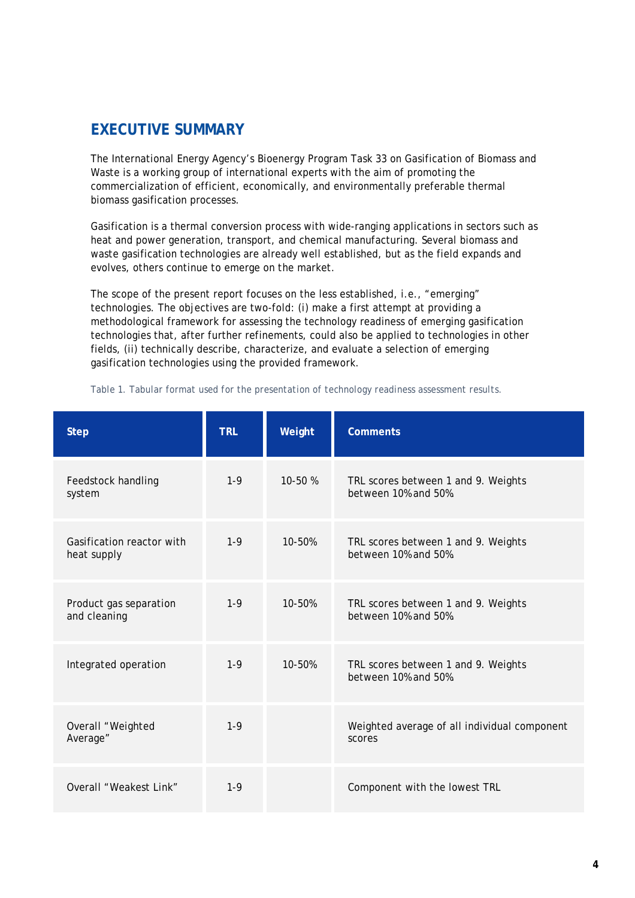## EXECUTIVE SUMMARY

The International Energy Agency's Bioenergy Program Task 33 on Gasification of Biomass and Waste is a working group of international experts with the aim of promoting the commercialization of efficient, economically, and environmentally preferable thermal biomass gasification processes.

Gasification is a thermal conversion process with wide-ranging applications in sectors such as heat and power generation, transport, and chemical manufacturing. Several biomass and waste gasification technologies are already well established, but as the field expands and evolves, others continue to emerge on the market.

The scope of the present report focuses on the less established, i.e., "emerging" technologies. The objectives are two-fold: (i) make a first attempt at providing a methodological framework for assessing the technology readiness of emerging gasification technologies that, after further refinements, could also be applied to technologies in other fields, (ii) technically describe, characterize, and evaluate a selection of emerging gasification technologies using the provided framework.

Table 1. Tabular format used for the presentation of technology readiness assessment results.

| Step | TRL | Weight | Comments |
|---|---|---|---|
| Feedstock handling system | 1-9 | 10-50 % | TRL scores between 1 and 9. Weights between 10% and 50% |
| Gasification reactor with heat supply | 1-9 | 10-50% | TRL scores between 1 and 9. Weights between 10% and 50% |
| Product gas separation and cleaning | 1-9 | 10-50% | TRL scores between 1 and 9. Weights between 10% and 50% |
| Integrated operation | 1-9 | 10-50% | TRL scores between 1 and 9. Weights between 10% and 50% |
| Overall "Weighted Average" | 1-9 | | Weighted average of all individual component scores |
| Overall "Weakest Link" | 1-9 | | Component with the lowest TRL |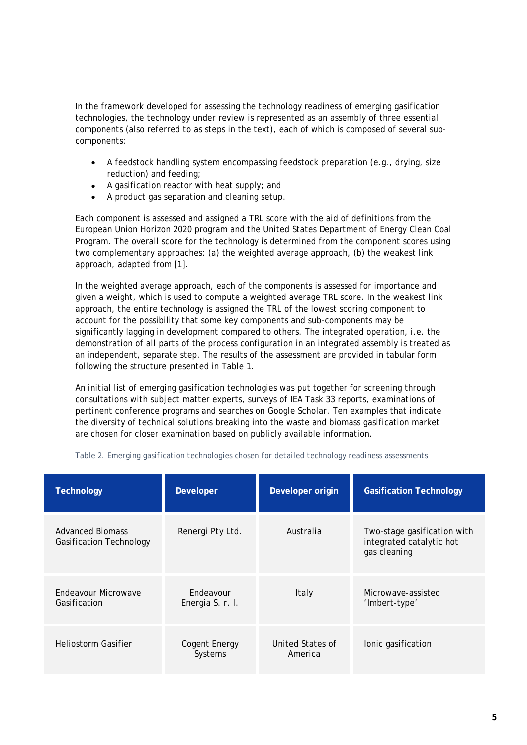In the framework developed for assessing the technology readiness of emerging gasification technologies, the technology under review is represented as an assembly of three essential components (also referred to as steps in the text), each of which is composed of several sub-components:

- A feedstock handling system encompassing feedstock preparation (e.g., drying, size reduction) and feeding;
- A gasification reactor with heat supply; and
- A product gas separation and cleaning setup.

Each component is assessed and assigned a TRL score with the aid of definitions from the European Union Horizon 2020 program and the United States Department of Energy Clean Coal Program. The overall score for the technology is determined from the component scores using two complementary approaches: (a) the weighted average approach, (b) the weakest link approach, adapted from [1].

In the weighted average approach, each of the components is assessed for importance and given a weight, which is used to compute a weighted average TRL score. In the weakest link approach, the entire technology is assigned the TRL of the lowest scoring component to account for the possibility that some key components and sub-components may be significantly lagging in development compared to others. The integrated operation, i.e. the demonstration of all parts of the process configuration in an integrated assembly is treated as an independent, separate step. The results of the assessment are provided in tabular form following the structure presented in Table 1.

An initial list of emerging gasification technologies was put together for screening through consultations with subject matter experts, surveys of IEA Task 33 reports, examinations of pertinent conference programs and searches on Google Scholar. Ten examples that indicate the diversity of technical solutions breaking into the waste and biomass gasification market are chosen for closer examination based on publicly available information.

Table 2. Emerging gasification technologies chosen for detailed technology readiness assessments

| Technology | Developer | Developer origin | Gasification Technology |
|---|---|---|---|
| Advanced Biomass Gasification Technology | Renergi Pty Ltd. | Australia | Two-stage gasification with integrated catalytic hot gas cleaning |
| Endeavour Microwave Gasification | Endeavour Energia S. r. l. | Italy | Microwave-assisted 'Imbert-type' |
| Heliostorm Gasifier | Cogent Energy Systems | United States of America | Ionic gasification |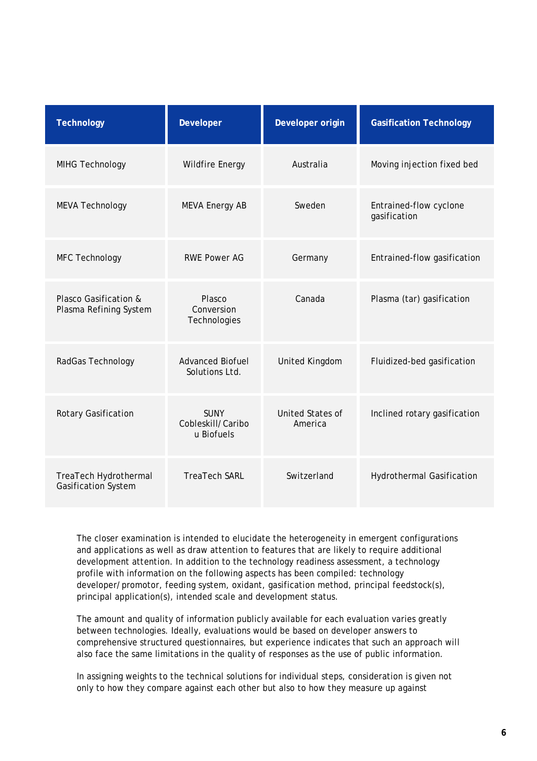| Technology | Developer | Developer origin | Gasification Technology |
|---|---|---|---|
| MIHG Technology | Wildfire Energy | Australia | Moving injection fixed bed |
| MEVA Technology | MEVA Energy AB | Sweden | Entrained-flow cyclone gasification |
| MFC Technology | RWE Power AG | Germany | Entrained-flow gasification |
| Plasco Gasification & Plasma Refining System | Plasco Conversion Technologies | Canada | Plasma (tar) gasification |
| RadGas Technology | Advanced Biofuel Solutions Ltd. | United Kingdom | Fluidized-bed gasification |
| Rotary Gasification | SUNY Cobleskill/Caribou Biofuels | United States of America | Inclined rotary gasification |
| TreaTech Hydrothermal Gasification System | TreaTech SARL | Switzerland | Hydrothermal Gasification |

The closer examination is intended to elucidate the heterogeneity in emergent configurations and applications as well as draw attention to features that are likely to require additional development attention. In addition to the technology readiness assessment, a technology profile with information on the following aspects has been compiled: technology developer/promotor, feeding system, oxidant, gasification method, principal feedstock(s), principal application(s), intended scale and development status.

The amount and quality of information publicly available for each evaluation varies greatly between technologies. Ideally, evaluations would be based on developer answers to comprehensive structured questionnaires, but experience indicates that such an approach will also face the same limitations in the quality of responses as the use of public information.

In assigning weights to the technical solutions for individual steps, consideration is given not only to how they compare against each other but also to how they measure up against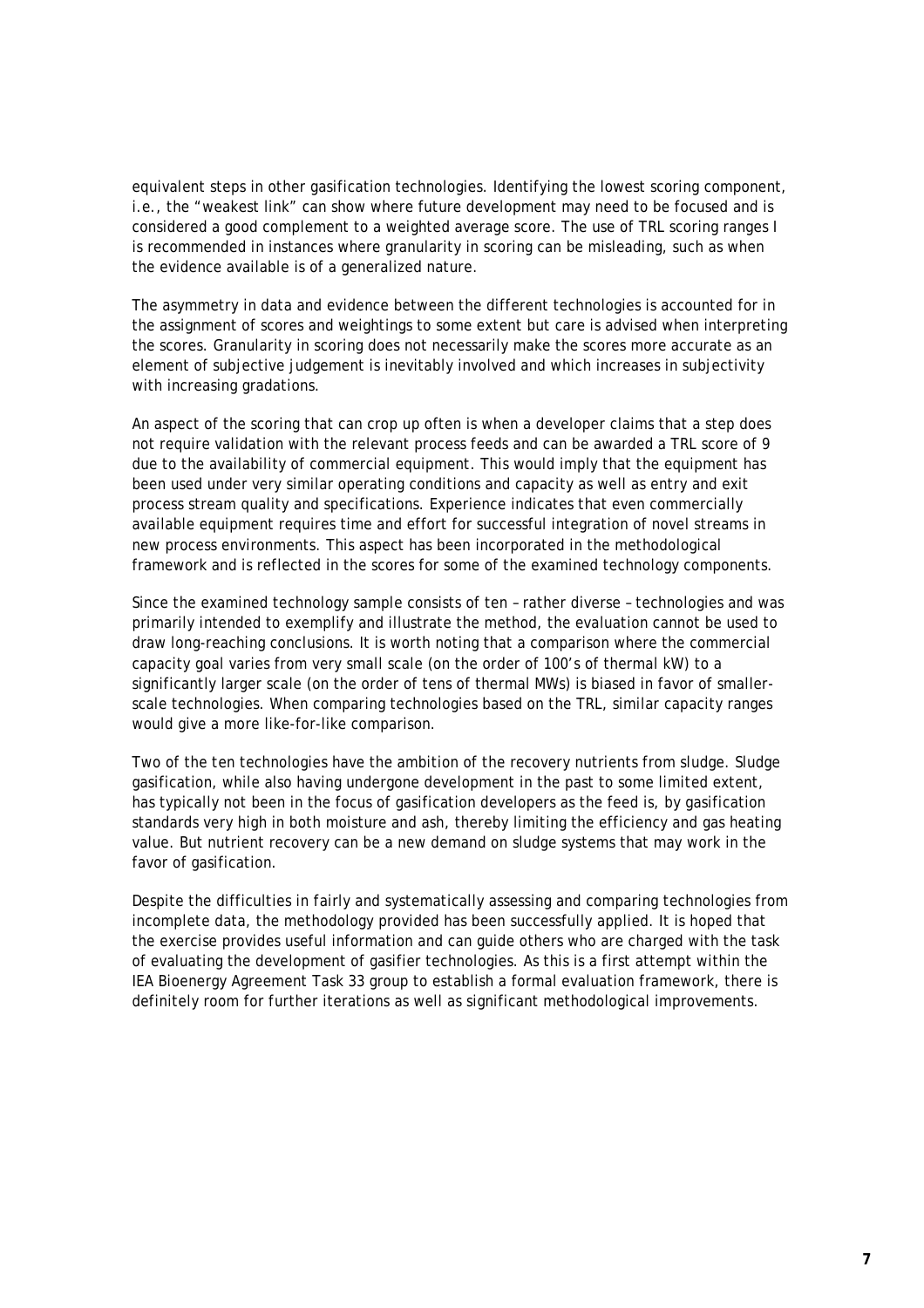equivalent steps in other gasification technologies. Identifying the lowest scoring component, i.e., the "weakest link" can show where future development may need to be focused and is considered a good complement to a weighted average score. The use of TRL scoring ranges I is recommended in instances where granularity in scoring can be misleading, such as when the evidence available is of a generalized nature.

The asymmetry in data and evidence between the different technologies is accounted for in the assignment of scores and weightings to some extent but care is advised when interpreting the scores. Granularity in scoring does not necessarily make the scores more accurate as an element of subjective judgement is inevitably involved and which increases in subjectivity with increasing gradations.

An aspect of the scoring that can crop up often is when a developer claims that a step does not require validation with the relevant process feeds and can be awarded a TRL score of 9 due to the availability of commercial equipment. This would imply that the equipment has been used under very similar operating conditions and capacity as well as entry and exit process stream quality and specifications. Experience indicates that even commercially available equipment requires time and effort for successful integration of novel streams in new process environments. This aspect has been incorporated in the methodological framework and is reflected in the scores for some of the examined technology components.

Since the examined technology sample consists of ten – rather diverse – technologies and was primarily intended to exemplify and illustrate the method, the evaluation cannot be used to draw long-reaching conclusions. It is worth noting that a comparison where the commercial capacity goal varies from very small scale (on the order of 100's of thermal kW) to a significantly larger scale (on the order of tens of thermal MWs) is biased in favor of smaller-scale technologies. When comparing technologies based on the TRL, similar capacity ranges would give a more like-for-like comparison.

Two of the ten technologies have the ambition of the recovery nutrients from sludge. Sludge gasification, while also having undergone development in the past to some limited extent, has typically not been in the focus of gasification developers as the feed is, by gasification standards very high in both moisture and ash, thereby limiting the efficiency and gas heating value. But nutrient recovery can be a new demand on sludge systems that may work in the favor of gasification.

Despite the difficulties in fairly and systematically assessing and comparing technologies from incomplete data, the methodology provided has been successfully applied. It is hoped that the exercise provides useful information and can guide others who are charged with the task of evaluating the development of gasifier technologies. As this is a first attempt within the IEA Bioenergy Agreement Task 33 group to establish a formal evaluation framework, there is definitely room for further iterations as well as significant methodological improvements.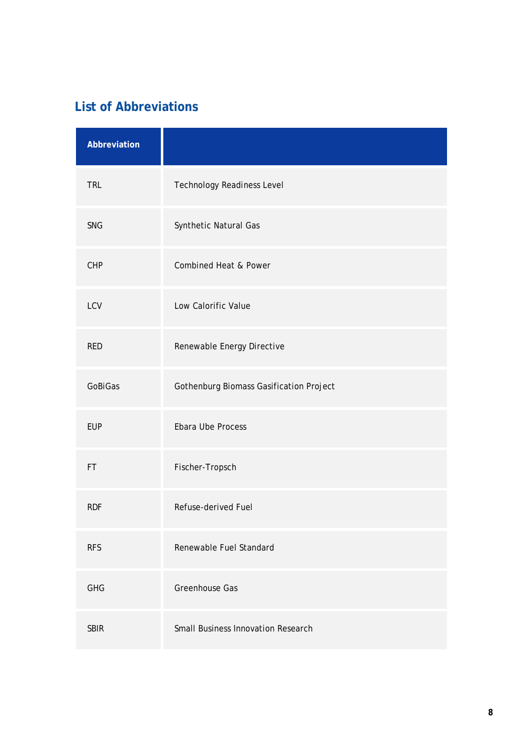## List of Abbreviations

| Abbreviation | |
|---|---|
| TRL | Technology Readiness Level |
| SNG | Synthetic Natural Gas |
| CHP | Combined Heat & Power |
| LCV | Low Calorific Value |
| RED | Renewable Energy Directive |
| GoBiGas | Gothenburg Biomass Gasification Project |
| EUP | Ebara Ube Process |
| FT | Fischer-Tropsch |
| RDF | Refuse-derived Fuel |
| RFS | Renewable Fuel Standard |
| GHG | Greenhouse Gas |
| SBIR | Small Business Innovation Research |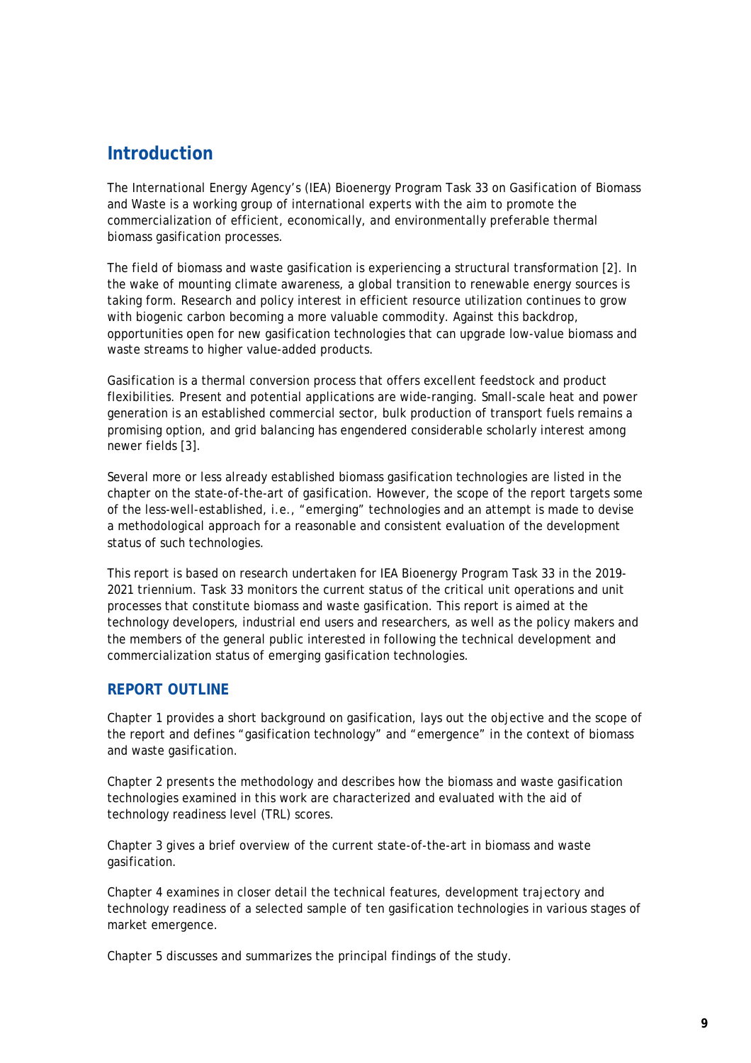# Introduction

The International Energy Agency's (IEA) Bioenergy Program Task 33 on Gasification of Biomass and Waste is a working group of international experts with the aim to promote the commercialization of efficient, economically, and environmentally preferable thermal biomass gasification processes.

The field of biomass and waste gasification is experiencing a structural transformation [2]. In the wake of mounting climate awareness, a global transition to renewable energy sources is taking form. Research and policy interest in efficient resource utilization continues to grow with biogenic carbon becoming a more valuable commodity. Against this backdrop, opportunities open for new gasification technologies that can upgrade low-value biomass and waste streams to higher value-added products.

Gasification is a thermal conversion process that offers excellent feedstock and product flexibilities. Present and potential applications are wide-ranging. Small-scale heat and power generation is an established commercial sector, bulk production of transport fuels remains a promising option, and grid balancing has engendered considerable scholarly interest among newer fields [3].

Several more or less already established biomass gasification technologies are listed in the chapter on the state-of-the-art of gasification. However, the scope of the report targets some of the less-well-established, i.e., "emerging" technologies and an attempt is made to devise a methodological approach for a reasonable and consistent evaluation of the development status of such technologies.

This report is based on research undertaken for IEA Bioenergy Program Task 33 in the 2019-2021 triennium. Task 33 monitors the current status of the critical unit operations and unit processes that constitute biomass and waste gasification. This report is aimed at the technology developers, industrial end users and researchers, as well as the policy makers and the members of the general public interested in following the technical development and commercialization status of emerging gasification technologies.

## REPORT OUTLINE

Chapter 1 provides a short background on gasification, lays out the objective and the scope of the report and defines "gasification technology" and "emergence" in the context of biomass and waste gasification.

Chapter 2 presents the methodology and describes how the biomass and waste gasification technologies examined in this work are characterized and evaluated with the aid of technology readiness level (TRL) scores.

Chapter 3 gives a brief overview of the current state-of-the-art in biomass and waste gasification.

Chapter 4 examines in closer detail the technical features, development trajectory and technology readiness of a selected sample of ten gasification technologies in various stages of market emergence.

Chapter 5 discusses and summarizes the principal findings of the study.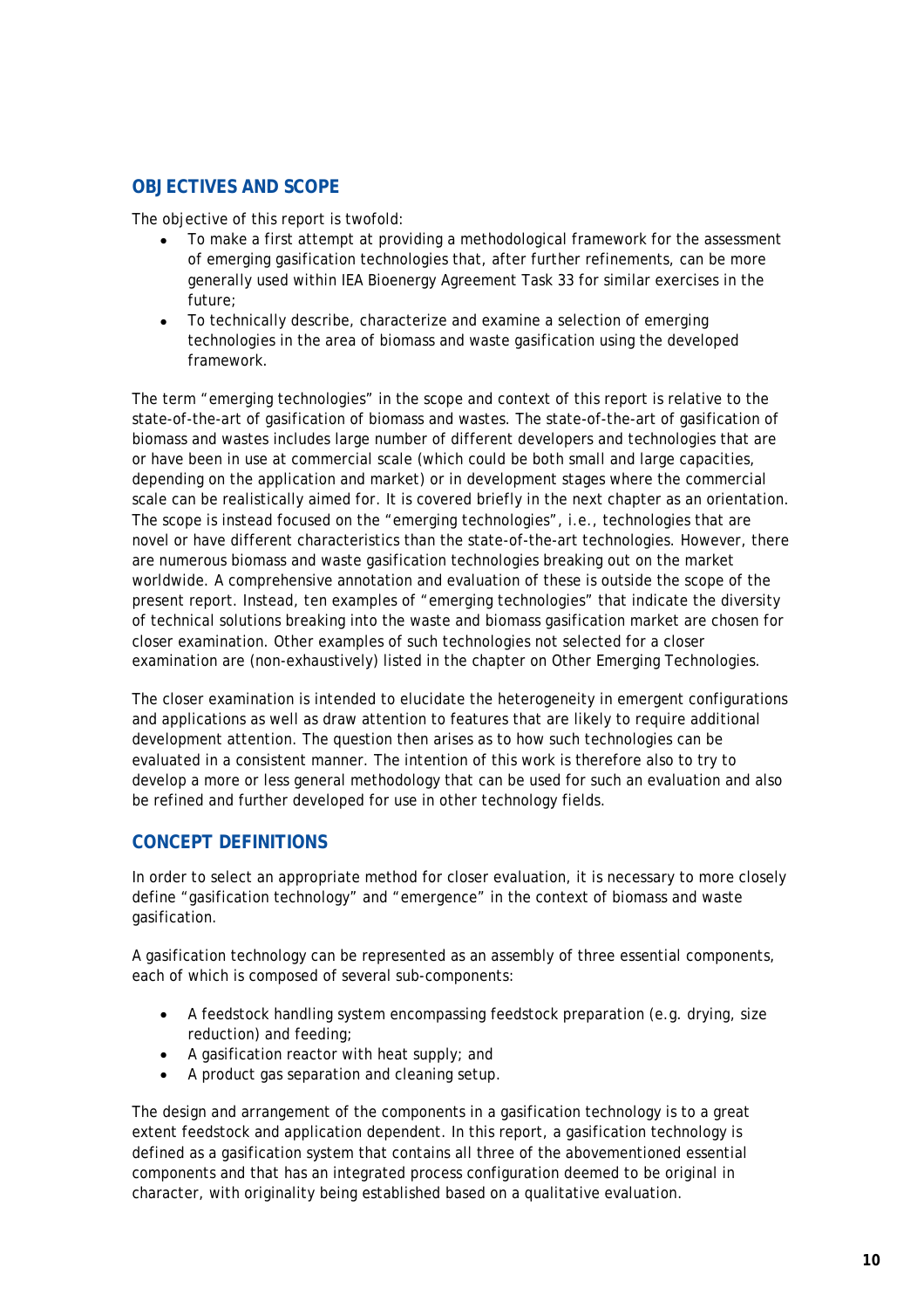## OBJECTIVES AND SCOPE

The objective of this report is twofold:

- To make a first attempt at providing a methodological framework for the assessment of emerging gasification technologies that, after further refinements, can be more generally used within IEA Bioenergy Agreement Task 33 for similar exercises in the future;
- To technically describe, characterize and examine a selection of emerging technologies in the area of biomass and waste gasification using the developed framework.

The term "emerging technologies" in the scope and context of this report is relative to the state-of-the-art of gasification of biomass and wastes. The state-of-the-art of gasification of biomass and wastes includes large number of different developers and technologies that are or have been in use at commercial scale (which could be both small and large capacities, depending on the application and market) or in development stages where the commercial scale can be realistically aimed for. It is covered briefly in the next chapter as an orientation. The scope is instead focused on the "emerging technologies", i.e., technologies that are novel or have different characteristics than the state-of-the-art technologies. However, there are numerous biomass and waste gasification technologies breaking out on the market worldwide. A comprehensive annotation and evaluation of these is outside the scope of the present report. Instead, ten examples of "emerging technologies" that indicate the diversity of technical solutions breaking into the waste and biomass gasification market are chosen for closer examination. Other examples of such technologies not selected for a closer examination are (non-exhaustively) listed in the chapter on Other Emerging Technologies.

The closer examination is intended to elucidate the heterogeneity in emergent configurations and applications as well as draw attention to features that are likely to require additional development attention. The question then arises as to how such technologies can be evaluated in a consistent manner. The intention of this work is therefore also to try to develop a more or less general methodology that can be used for such an evaluation and also be refined and further developed for use in other technology fields.

## CONCEPT DEFINITIONS

In order to select an appropriate method for closer evaluation, it is necessary to more closely define "gasification technology" and "emergence" in the context of biomass and waste gasification.

A gasification technology can be represented as an assembly of three essential components, each of which is composed of several sub-components:

- A feedstock handling system encompassing feedstock preparation (e.g. drying, size reduction) and feeding;
- A gasification reactor with heat supply; and
- A product gas separation and cleaning setup.

The design and arrangement of the components in a gasification technology is to a great extent feedstock and application dependent. In this report, a gasification technology is defined as a gasification system that contains all three of the abovementioned essential components and that has an integrated process configuration deemed to be original in character, with originality being established based on a qualitative evaluation.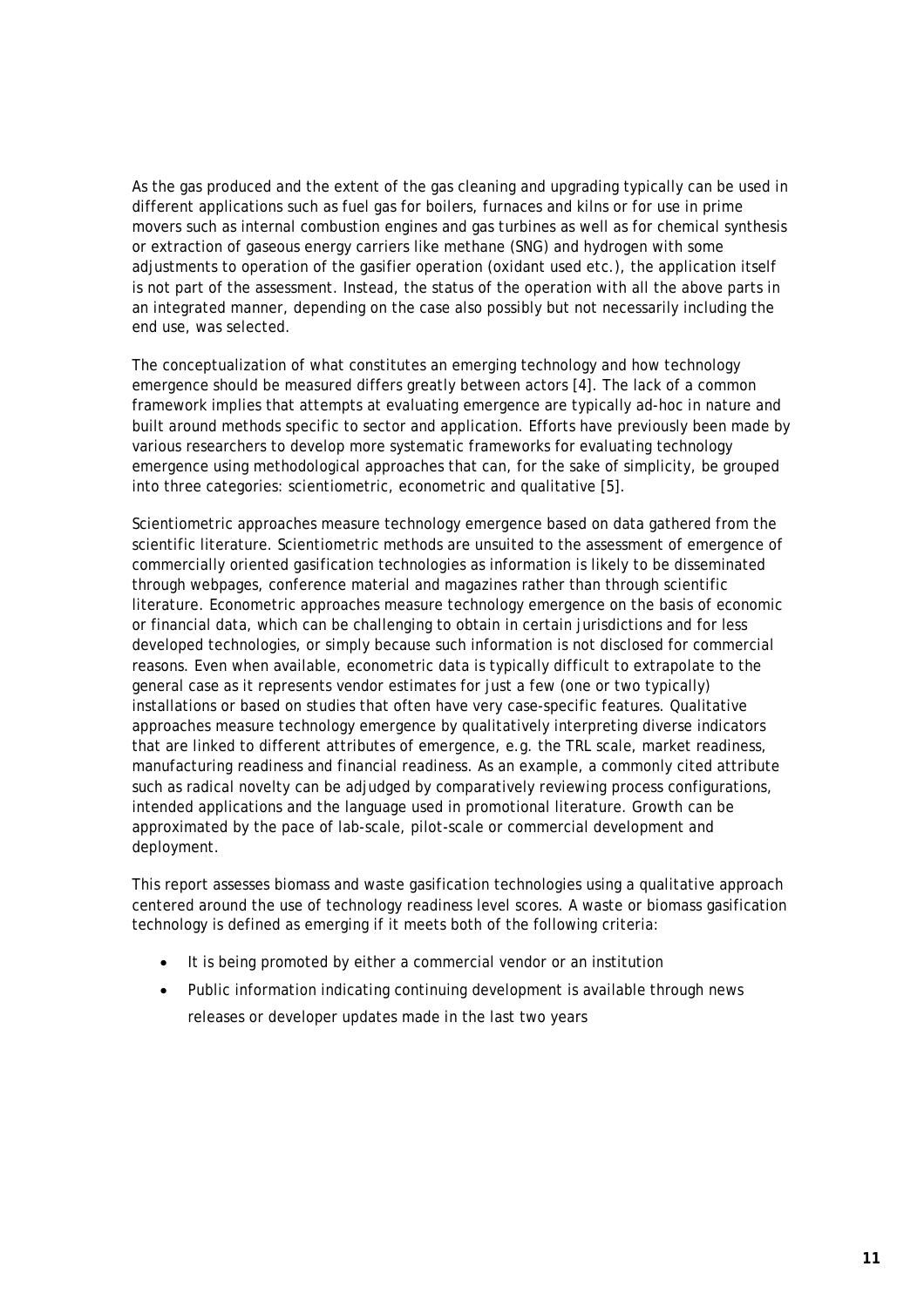As the gas produced and the extent of the gas cleaning and upgrading typically can be used in different applications such as fuel gas for boilers, furnaces and kilns or for use in prime movers such as internal combustion engines and gas turbines as well as for chemical synthesis or extraction of gaseous energy carriers like methane (SNG) and hydrogen with some adjustments to operation of the gasifier operation (oxidant used etc.), the application itself is not part of the assessment. Instead, the status of the operation with all the above parts in an integrated manner, depending on the case also possibly but not necessarily including the end use, was selected.

The conceptualization of what constitutes an emerging technology and how technology emergence should be measured differs greatly between actors [4]. The lack of a common framework implies that attempts at evaluating emergence are typically ad-hoc in nature and built around methods specific to sector and application. Efforts have previously been made by various researchers to develop more systematic frameworks for evaluating technology emergence using methodological approaches that can, for the sake of simplicity, be grouped into three categories: scientiometric, econometric and qualitative [5].

Scientiometric approaches measure technology emergence based on data gathered from the scientific literature. Scientiometric methods are unsuited to the assessment of emergence of commercially oriented gasification technologies as information is likely to be disseminated through webpages, conference material and magazines rather than through scientific literature. Econometric approaches measure technology emergence on the basis of economic or financial data, which can be challenging to obtain in certain jurisdictions and for less developed technologies, or simply because such information is not disclosed for commercial reasons. Even when available, econometric data is typically difficult to extrapolate to the general case as it represents vendor estimates for just a few (one or two typically) installations or based on studies that often have very case-specific features. Qualitative approaches measure technology emergence by qualitatively interpreting diverse indicators that are linked to different attributes of emergence, e.g. the TRL scale, market readiness, manufacturing readiness and financial readiness. As an example, a commonly cited attribute such as radical novelty can be adjudged by comparatively reviewing process configurations, intended applications and the language used in promotional literature. Growth can be approximated by the pace of lab-scale, pilot-scale or commercial development and deployment.

This report assesses biomass and waste gasification technologies using a qualitative approach centered around the use of technology readiness level scores. A waste or biomass gasification technology is defined as emerging if it meets both of the following criteria:

- It is being promoted by either a commercial vendor or an institution
- Public information indicating continuing development is available through news releases or developer updates made in the last two years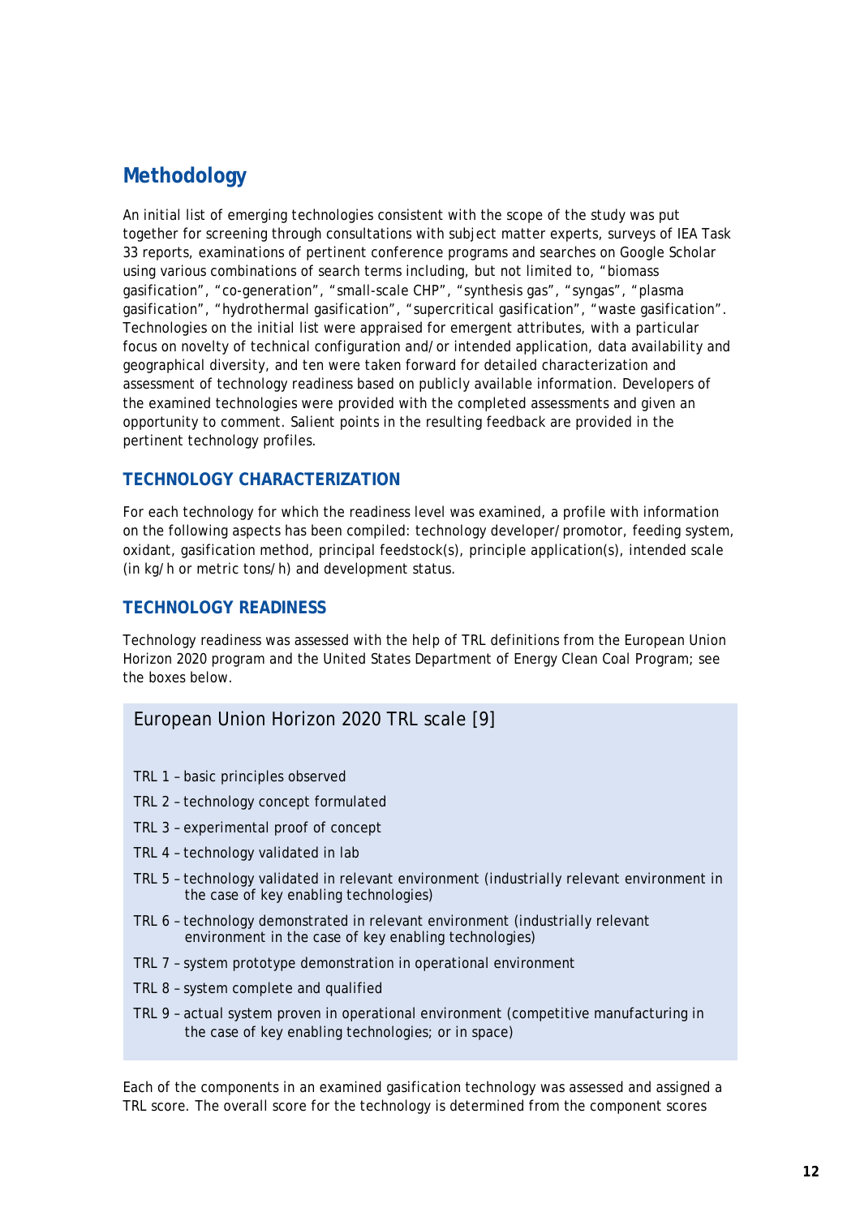# Methodology

An initial list of emerging technologies consistent with the scope of the study was put together for screening through consultations with subject matter experts, surveys of IEA Task 33 reports, examinations of pertinent conference programs and searches on Google Scholar using various combinations of search terms including, but not limited to, “biomass gasification”, “co-generation”, “small-scale CHP”, “synthesis gas”, “syngas”, “plasma gasification”, “hydrothermal gasification”, “supercritical gasification”, “waste gasification”. Technologies on the initial list were appraised for emergent attributes, with a particular focus on novelty of technical configuration and/or intended application, data availability and geographical diversity, and ten were taken forward for detailed characterization and assessment of technology readiness based on publicly available information. Developers of the examined technologies were provided with the completed assessments and given an opportunity to comment. Salient points in the resulting feedback are provided in the pertinent technology profiles.

## TECHNOLOGY CHARACTERIZATION

For each technology for which the readiness level was examined, a profile with information on the following aspects has been compiled: technology developer/promotor, feeding system, oxidant, gasification method, principal feedstock(s), principle application(s), intended scale (in kg/h or metric tons/h) and development status.

## TECHNOLOGY READINESS

Technology readiness was assessed with the help of TRL definitions from the European Union Horizon 2020 program and the United States Department of Energy Clean Coal Program; see the boxes below.

### European Union Horizon 2020 TRL scale [9]

- TRL 1 – basic principles observed
- TRL 2 – technology concept formulated
- TRL 3 – experimental proof of concept
- TRL 4 – technology validated in lab
- TRL 5 – technology validated in relevant environment (industrially relevant environment in the case of key enabling technologies)
- TRL 6 – technology demonstrated in relevant environment (industrially relevant environment in the case of key enabling technologies)
- TRL 7 – system prototype demonstration in operational environment
- TRL 8 – system complete and qualified
- TRL 9 – actual system proven in operational environment (competitive manufacturing in the case of key enabling technologies; or in space)

Each of the components in an examined gasification technology was assessed and assigned a TRL score. The overall score for the technology is determined from the component scores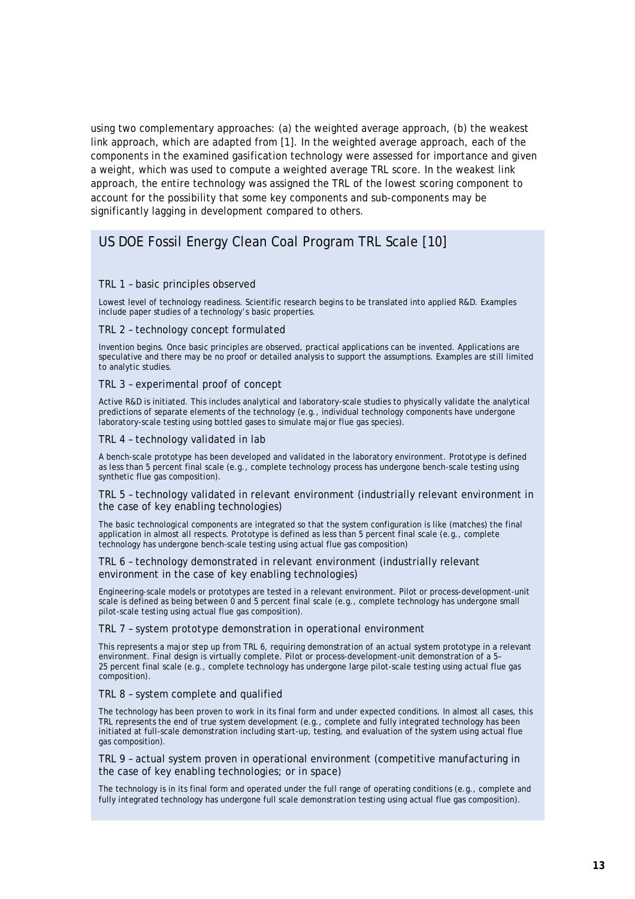using two complementary approaches: (a) the weighted average approach, (b) the weakest link approach, which are adapted from [1]. In the weighted average approach, each of the components in the examined gasification technology were assessed for importance and given a weight, which was used to compute a weighted average TRL score. In the weakest link approach, the entire technology was assigned the TRL of the lowest scoring component to account for the possibility that some key components and sub-components may be significantly lagging in development compared to others.

## US DOE Fossil Energy Clean Coal Program TRL Scale [10]

### TRL 1 – basic principles observed

Lowest level of technology readiness. Scientific research begins to be translated into applied R&D. Examples include paper studies of a technology's basic properties.

### TRL 2 – technology concept formulated

Invention begins. Once basic principles are observed, practical applications can be invented. Applications are speculative and there may be no proof or detailed analysis to support the assumptions. Examples are still limited to analytic studies.

### TRL 3 – experimental proof of concept

Active R&D is initiated. This includes analytical and laboratory-scale studies to physically validate the analytical predictions of separate elements of the technology (e.g., individual technology components have undergone laboratory-scale testing using bottled gases to simulate major flue gas species).

### TRL 4 – technology validated in lab

A bench-scale prototype has been developed and validated in the laboratory environment. Prototype is defined as less than 5 percent final scale (e.g., complete technology process has undergone bench-scale testing using synthetic flue gas composition).

### TRL 5 – technology validated in relevant environment (industrially relevant environment in the case of key enabling technologies)

The basic technological components are integrated so that the system configuration is like (matches) the final application in almost all respects. Prototype is defined as less than 5 percent final scale (e.g., complete technology has undergone bench-scale testing using actual flue gas composition)

### TRL 6 – technology demonstrated in relevant environment (industrially relevant environment in the case of key enabling technologies)

Engineering-scale models or prototypes are tested in a relevant environment. Pilot or process-development-unit scale is defined as being between 0 and 5 percent final scale (e.g., complete technology has undergone small pilot-scale testing using actual flue gas composition).

### TRL 7 – system prototype demonstration in operational environment

This represents a major step up from TRL 6, requiring demonstration of an actual system prototype in a relevant environment. Final design is virtually complete. Pilot or process-development-unit demonstration of a 5–25 percent final scale (e.g., complete technology has undergone large pilot-scale testing using actual flue gas composition).

### TRL 8 – system complete and qualified

The technology has been proven to work in its final form and under expected conditions. In almost all cases, this TRL represents the end of true system development (e.g., complete and fully integrated technology has been initiated at full-scale demonstration including start-up, testing, and evaluation of the system using actual flue gas composition).

### TRL 9 – actual system proven in operational environment (competitive manufacturing in the case of key enabling technologies; or in space)

The technology is in its final form and operated under the full range of operating conditions (e.g., complete and fully integrated technology has undergone full scale demonstration testing using actual flue gas composition).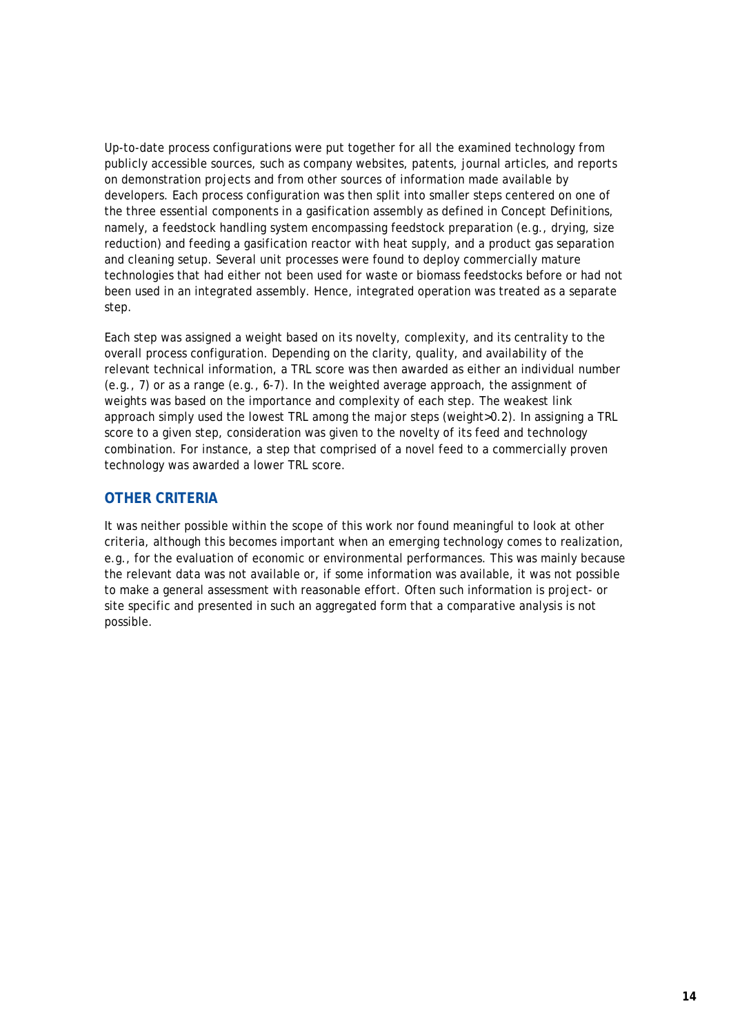Up-to-date process configurations were put together for all the examined technology from publicly accessible sources, such as company websites, patents, journal articles, and reports on demonstration projects and from other sources of information made available by developers. Each process configuration was then split into smaller steps centered on one of the three essential components in a gasification assembly as defined in Concept Definitions, namely, a feedstock handling system encompassing feedstock preparation (e.g., drying, size reduction) and feeding a gasification reactor with heat supply, and a product gas separation and cleaning setup. Several unit processes were found to deploy commercially mature technologies that had either not been used for waste or biomass feedstocks before or had not been used in an integrated assembly. Hence, integrated operation was treated as a separate step.

Each step was assigned a weight based on its novelty, complexity, and its centrality to the overall process configuration. Depending on the clarity, quality, and availability of the relevant technical information, a TRL score was then awarded as either an individual number (e.g., 7) or as a range (e.g., 6-7). In the weighted average approach, the assignment of weights was based on the importance and complexity of each step. The weakest link approach simply used the lowest TRL among the major steps (weight>0.2). In assigning a TRL score to a given step, consideration was given to the novelty of its feed and technology combination. For instance, a step that comprised of a novel feed to a commercially proven technology was awarded a lower TRL score.

## OTHER CRITERIA

It was neither possible within the scope of this work nor found meaningful to look at other criteria, although this becomes important when an emerging technology comes to realization, e.g., for the evaluation of economic or environmental performances. This was mainly because the relevant data was not available or, if some information was available, it was not possible to make a general assessment with reasonable effort. Often such information is project- or site specific and presented in such an aggregated form that a comparative analysis is not possible.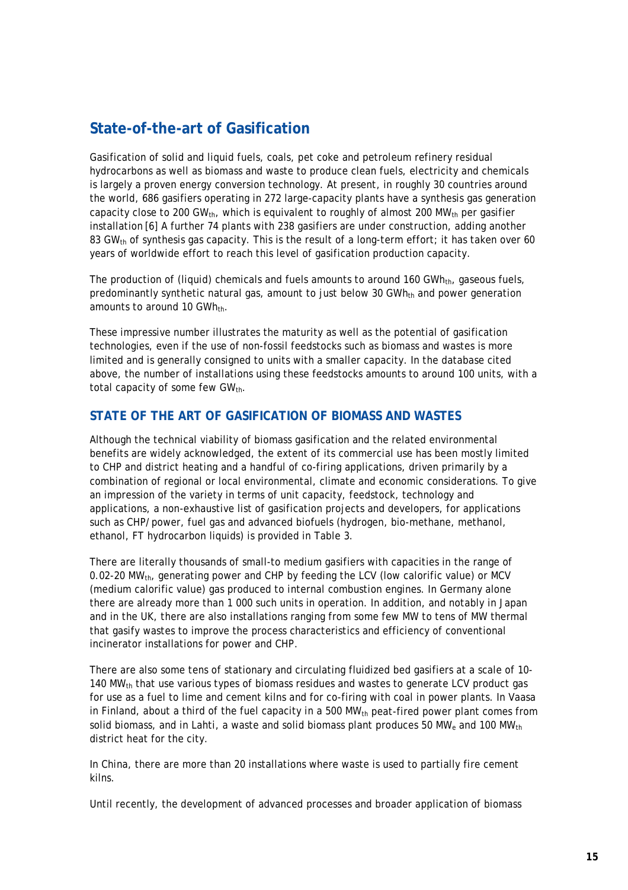## State-of-the-art of Gasification

Gasification of solid and liquid fuels, coals, pet coke and petroleum refinery residual hydrocarbons as well as biomass and waste to produce clean fuels, electricity and chemicals is largely a proven energy conversion technology. At present, in roughly 30 countries around the world, 686 gasifiers operating in 272 large-capacity plants have a synthesis gas generation capacity close to 200 $GW_{th}$, which is equivalent to roughly of almost 200 $MW_{th}$ per gasifier installation [6] A further 74 plants with 238 gasifiers are under construction, adding another 83 $GW_{th}$ of synthesis gas capacity. This is the result of a long-term effort; it has taken over 60 years of worldwide effort to reach this level of gasification production capacity.

The production of (liquid) chemicals and fuels amounts to around 160 $GWh_{th}$, gaseous fuels, predominantly synthetic natural gas, amount to just below 30 $GWh_{th}$ and power generation amounts to around 10 $GWh_{th}$.

These impressive number illustrates the maturity as well as the potential of gasification technologies, even if the use of non-fossil feedstocks such as biomass and wastes is more limited and is generally consigned to units with a smaller capacity. In the database cited above, the number of installations using these feedstocks amounts to around 100 units, with a total capacity of some few $GW_{th}$.

### STATE OF THE ART OF GASIFICATION OF BIOMASS AND WASTES

Although the technical viability of biomass gasification and the related environmental benefits are widely acknowledged, the extent of its commercial use has been mostly limited to CHP and district heating and a handful of co-firing applications, driven primarily by a combination of regional or local environmental, climate and economic considerations. To give an impression of the variety in terms of unit capacity, feedstock, technology and applications, a non-exhaustive list of gasification projects and developers, for applications such as CHP/power, fuel gas and advanced biofuels (hydrogen, bio-methane, methanol, ethanol, FT hydrocarbon liquids) is provided in Table 3.

There are literally thousands of small-to medium gasifiers with capacities in the range of 0.02-20 $MW_{th}$, generating power and CHP by feeding the LCV (low calorific value) or MCV (medium calorific value) gas produced to internal combustion engines. In Germany alone there are already more than 1 000 such units in operation. In addition, and notably in Japan and in the UK, there are also installations ranging from some few MW to tens of MW thermal that gasify wastes to improve the process characteristics and efficiency of conventional incinerator installations for power and CHP.

There are also some tens of stationary and circulating fluidized bed gasifiers at a scale of 10-140 $MW_{th}$ that use various types of biomass residues and wastes to generate LCV product gas for use as a fuel to lime and cement kilns and for co-firing with coal in power plants. In Vaasa in Finland, about a third of the fuel capacity in a 500 $MW_{th}$ peat-fired power plant comes from solid biomass, and in Lahti, a waste and solid biomass plant produces 50 $MW_e$ and 100 $MW_{th}$ district heat for the city.

In China, there are more than 20 installations where waste is used to partially fire cement kilns.

Until recently, the development of advanced processes and broader application of biomass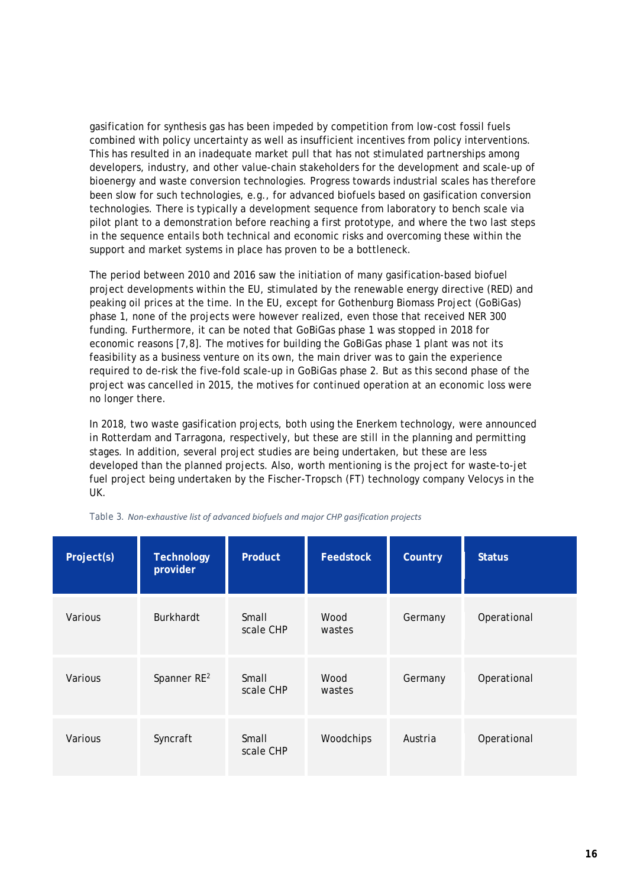gasification for synthesis gas has been impeded by competition from low-cost fossil fuels combined with policy uncertainty as well as insufficient incentives from policy interventions. This has resulted in an inadequate market pull that has not stimulated partnerships among developers, industry, and other value-chain stakeholders for the development and scale-up of bioenergy and waste conversion technologies. Progress towards industrial scales has therefore been slow for such technologies, e.g., for advanced biofuels based on gasification conversion technologies. There is typically a development sequence from laboratory to bench scale via pilot plant to a demonstration before reaching a first prototype, and where the two last steps in the sequence entails both technical and economic risks and overcoming these within the support and market systems in place has proven to be a bottleneck.

The period between 2010 and 2016 saw the initiation of many gasification-based biofuel project developments within the EU, stimulated by the renewable energy directive (RED) and peaking oil prices at the time. In the EU, except for Gothenburg Biomass Project (GoBiGas) phase 1, none of the projects were however realized, even those that received NER 300 funding. Furthermore, it can be noted that GoBiGas phase 1 was stopped in 2018 for economic reasons [7,8]. The motives for building the GoBiGas phase 1 plant was not its feasibility as a business venture on its own, the main driver was to gain the experience required to de-risk the five-fold scale-up in GoBiGas phase 2. But as this second phase of the project was cancelled in 2015, the motives for continued operation at an economic loss were no longer there.

In 2018, two waste gasification projects, both using the Enerkem technology, were announced in Rotterdam and Tarragona, respectively, but these are still in the planning and permitting stages. In addition, several project studies are being undertaken, but these are less developed than the planned projects. Also, worth mentioning is the project for waste-to-jet fuel project being undertaken by the Fischer-Tropsch (FT) technology company Velocys in the UK.

Table 3. *Non-exhaustive list of advanced biofuels and major CHP gasification projects*

| Project(s) | Technology provider | Product | Feedstock | Country | Status |
|---|---|---|---|---|---|
| Various | Burkhardt | Small scale CHP | Wood wastes | Germany | Operational |
| Various | Spanner RE[2] | Small scale CHP | Wood wastes | Germany | Operational |
| Various | Syncraft | Small scale CHP | Woodchips | Austria | Operational |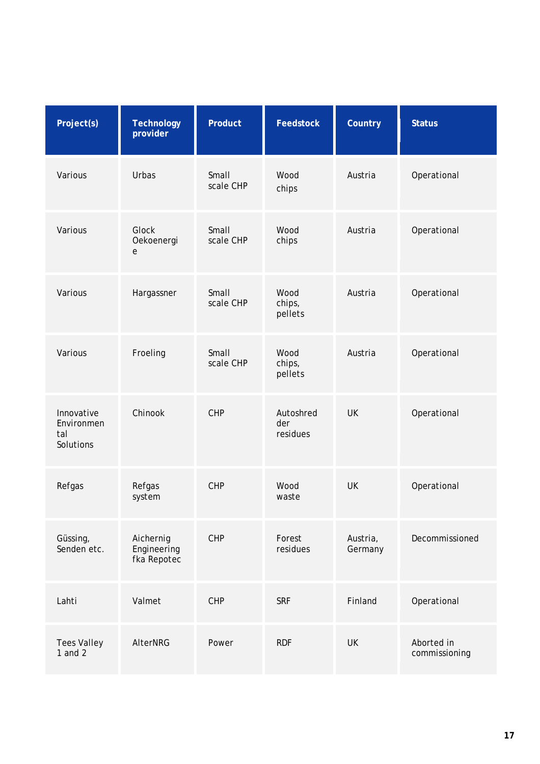| Project(s) | Technology provider | Product | Feedstock | Country | Status |
|---|---|---|---|---|---|
| Various | Urbas | Small scale CHP | Wood chips | Austria | Operational |
| Various | Glock Oekoenergie | Small scale CHP | Wood chips | Austria | Operational |
| Various | Hargassner | Small scale CHP | Wood chips, pellets | Austria | Operational |
| Various | Froeling | Small scale CHP | Wood chips, pellets | Austria | Operational |
| Innovative Environmental Solutions | Chinook | CHP | Autoshredder residues | UK | Operational |
| Refgas | Refgas system | CHP | Wood waste | UK | Operational |
| Güssing, Senden etc. | Aichernig Engineering fka Repotec | CHP | Forest residues | Austria, Germany | Decommissioned |
| Lahti | Valmet | CHP | SRF | Finland | Operational |
| Tees Valley 1 and 2 | AlterNRG | Power | RDF | UK | Aborted in commissioning |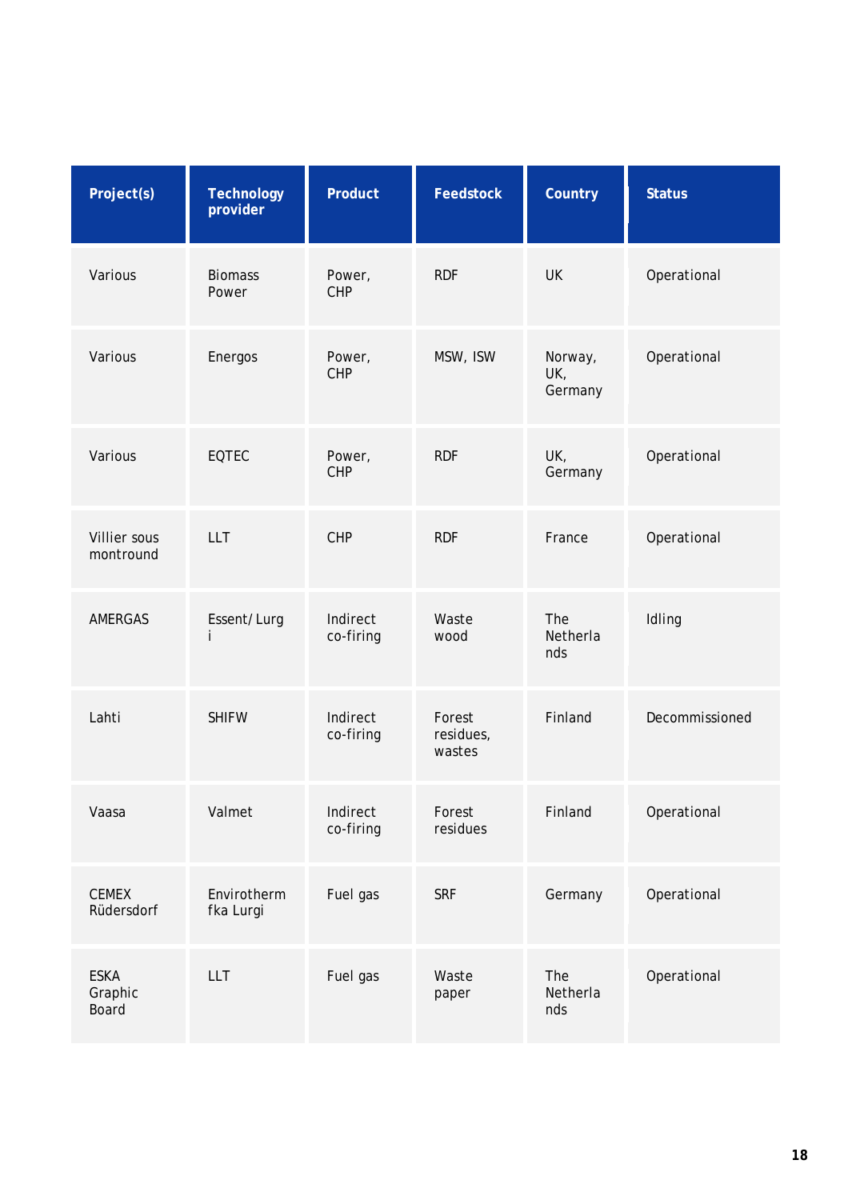| Project(s) | Technology provider | Product | Feedstock | Country | Status |
|---|---|---|---|---|---|
| Various | Biomass Power | Power, CHP | RDF | UK | Operational |
| Various | Energos | Power, CHP | MSW, ISW | Norway, UK, Germany | Operational |
| Various | EQTEC | Power, CHP | RDF | UK, Germany | Operational |
| Villier sous montround | LLT | CHP | RDF | France | Operational |
| AMERGAS | Essent/ Lurgi | Indirect co-firing | Waste wood | The Netherlands | Idling |
| Lahti | SHIFW | Indirect co-firing | Forest residues, wastes | Finland | Decommissioned |
| Vaasa | Valmet | Indirect co-firing | Forest residues | Finland | Operational |
| CEMEX Rüdersdorf | Envirotherm fka Lurgi | Fuel gas | SRF | Germany | Operational |
| ESKA Graphic Board | LLT | Fuel gas | Waste paper | The Netherlands | Operational |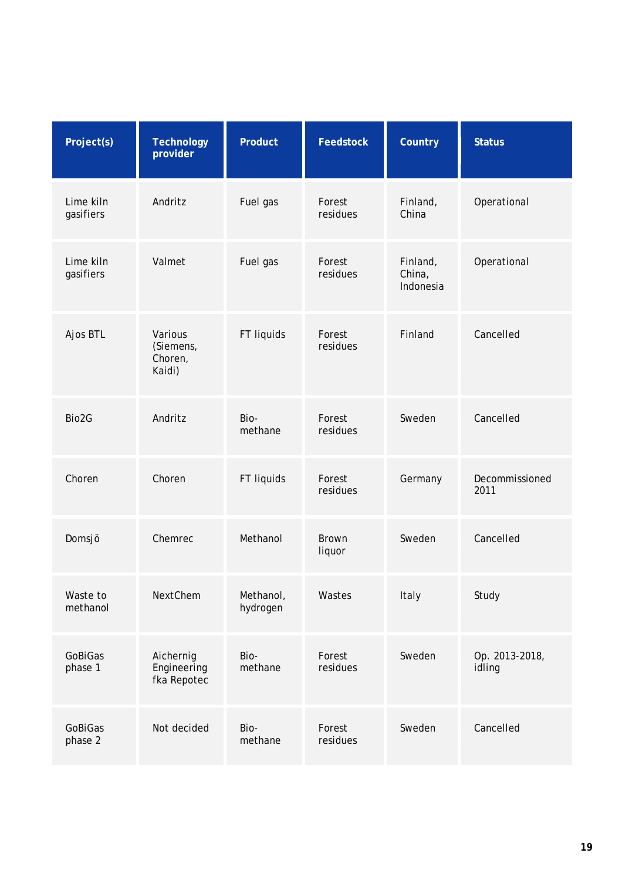| Project(s) | Technology provider | Product | Feedstock | Country | Status |
|---|---|---|---|---|---|
| Lime kiln gasifiers | Andritz | Fuel gas | Forest residues | Finland, China | Operational |
| Lime kiln gasifiers | Valmet | Fuel gas | Forest residues | Finland, China, Indonesia | Operational |
| Ajos BTL | Various (Siemens, Choren, Kaidi) | FT liquids | Forest residues | Finland | Cancelled |
| Bio2G | Andritz | Bio-methane | Forest residues | Sweden | Cancelled |
| Choren | Choren | FT liquids | Forest residues | Germany | Decommissioned 2011 |
| Domsjö | Chemrec | Methanol | Brown liquor | Sweden | Cancelled |
| Waste to methanol | NextChem | Methanol, hydrogen | Wastes | Italy | Study |
| GoBiGas phase 1 | Aichernig Engineering fka Repotec | Bio-methane | Forest residues | Sweden | Op. 2013-2018, idling |
| GoBiGas phase 2 | Not decided | Bio-methane | Forest residues | Sweden | Cancelled |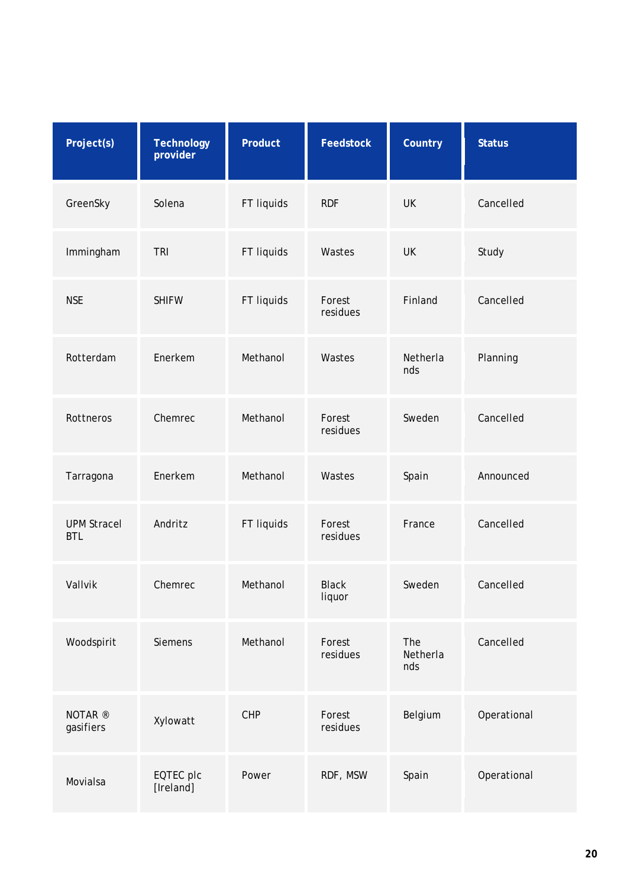| Project(s) | Technology provider | Product | Feedstock | Country | Status |
|---|---|---|---|---|---|
| GreenSky | Solena | FT liquids | RDF | UK | Cancelled |
| Immingham | TRI | FT liquids | Wastes | UK | Study |
| NSE | SHIFW | FT liquids | Forest residues | Finland | Cancelled |
| Rotterdam | Enerkem | Methanol | Wastes | Netherlands | Planning |
| Rottneros | Chemrec | Methanol | Forest residues | Sweden | Cancelled |
| Tarragona | Enerkem | Methanol | Wastes | Spain | Announced |
| UPM Stracel BTL | Andritz | FT liquids | Forest residues | France | Cancelled |
| Vallvik | Chemrec | Methanol | Black liquor | Sweden | Cancelled |
| Woodspirit | Siemens | Methanol | Forest residues | The Netherlands | Cancelled |
| NOTAR ® gasifiers | Xylowatt | CHP | Forest residues | Belgium | Operational |
| Movialsa | EQTEC plc [Ireland] | Power | RDF, MSW | Spain | Operational |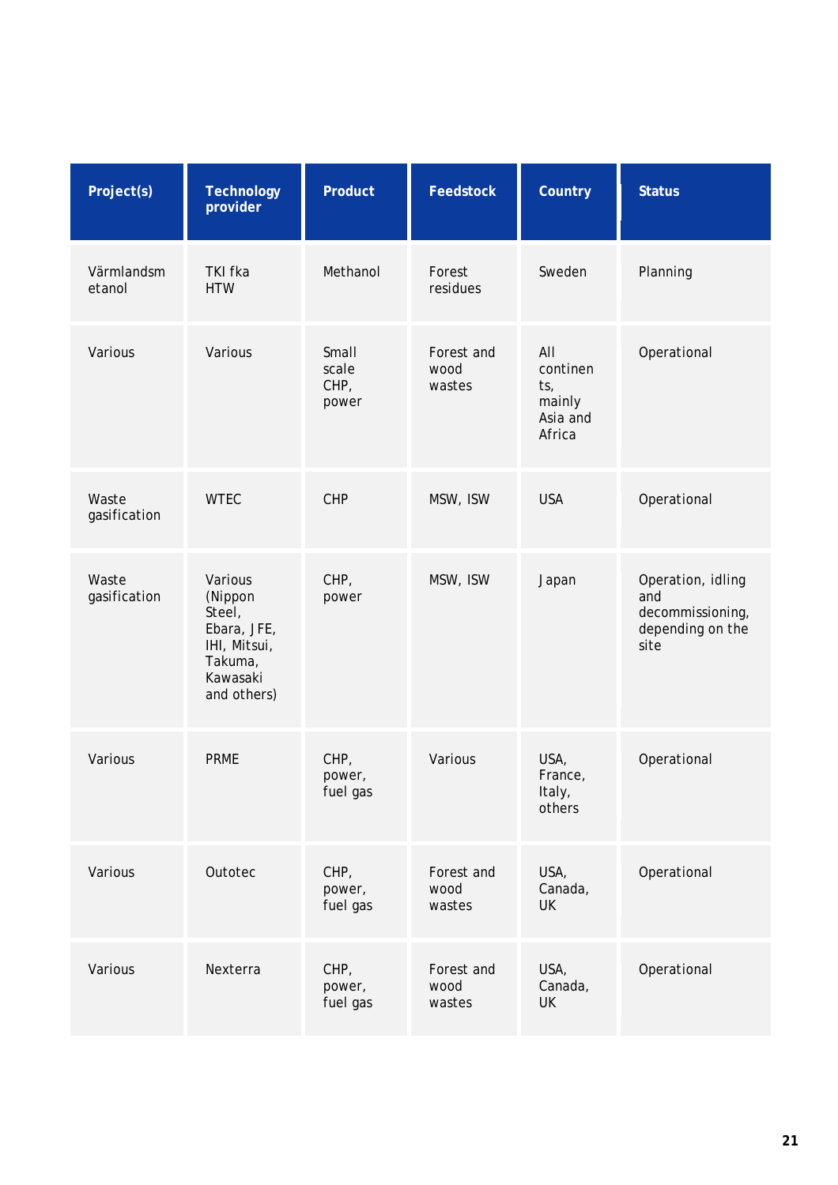| Project(s) | Technology provider | Product | Feedstock | Country | Status |
|---|---|---|---|---|---|
| Värmlandsmetanol | TKI fka HTW | Methanol | Forest residues | Sweden | Planning |
| Various | Various | Small scale CHP, power | Forest and wood wastes | All continents, mainly Asia and Africa | Operational |
| Waste gasification | WTEC | CHP | MSW, ISW | USA | Operational |
| Waste gasification | Various (Nippon Steel, Ebara, JFE, IHI, Mitsui, Takuma, Kawasaki and others) | CHP, power | MSW, ISW | Japan | Operation, idling and decommissioning, depending on the site |
| Various | PRME | CHP, power, fuel gas | Various | USA, France, Italy, others | Operational |
| Various | Outotec | CHP, power, fuel gas | Forest and wood wastes | USA, Canada, UK | Operational |
| Various | Nexterra | CHP, power, fuel gas | Forest and wood wastes | USA, Canada, UK | Operational |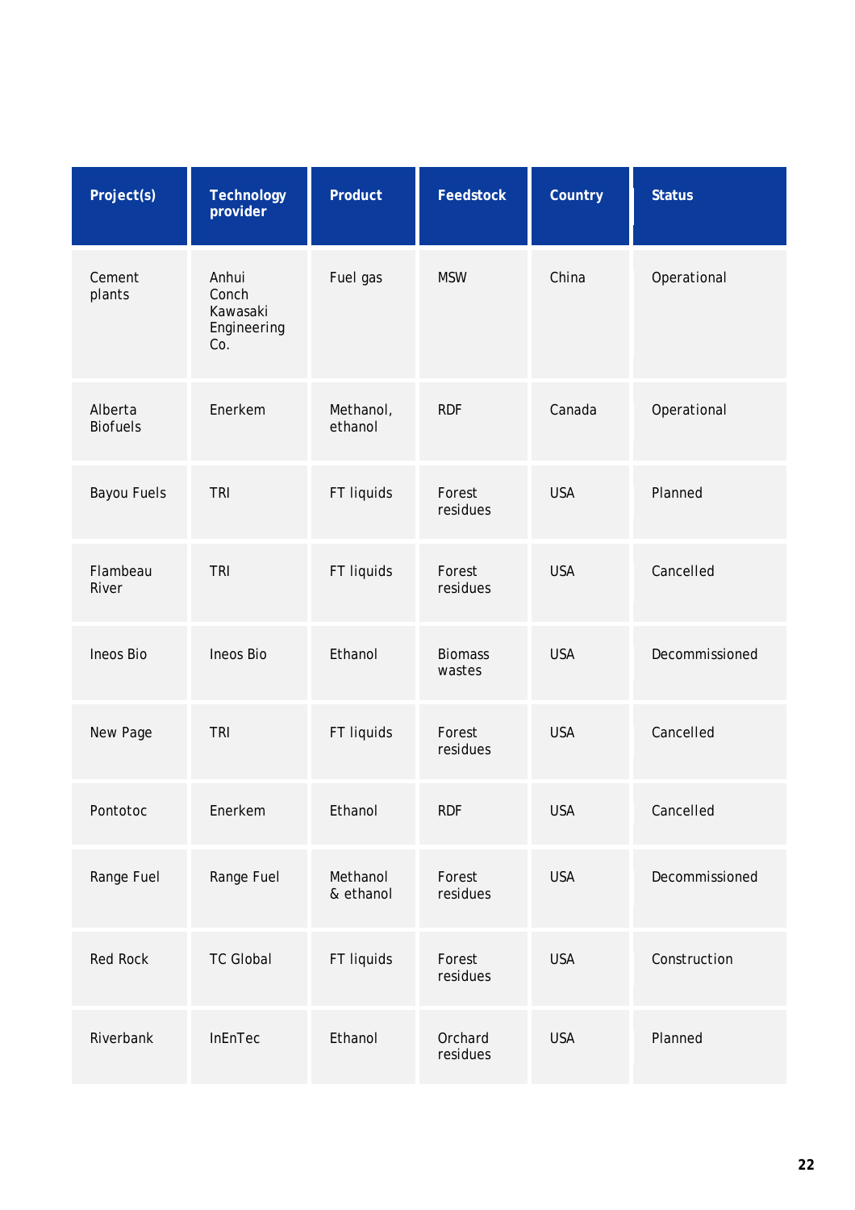| Project(s) | Technology provider | Product | Feedstock | Country | Status |
|---|---|---|---|---|---|
| Cement plants | Anhui Conch Kawasaki Engineering Co. | Fuel gas | MSW | China | Operational |
| Alberta Biofuels | Enerkem | Methanol, ethanol | RDF | Canada | Operational |
| Bayou Fuels | TRI | FT liquids | Forest residues | USA | Planned |
| Flambeau River | TRI | FT liquids | Forest residues | USA | Cancelled |
| Ineos Bio | Ineos Bio | Ethanol | Biomass wastes | USA | Decommissioned |
| New Page | TRI | FT liquids | Forest residues | USA | Cancelled |
| Pontotoc | Enerkem | Ethanol | RDF | USA | Cancelled |
| Range Fuel | Range Fuel | Methanol & ethanol | Forest residues | USA | Decommissioned |
| Red Rock | TC Global | FT liquids | Forest residues | USA | Construction |
| Riverbank | InEnTec | Ethanol | Orchard residues | USA | Planned |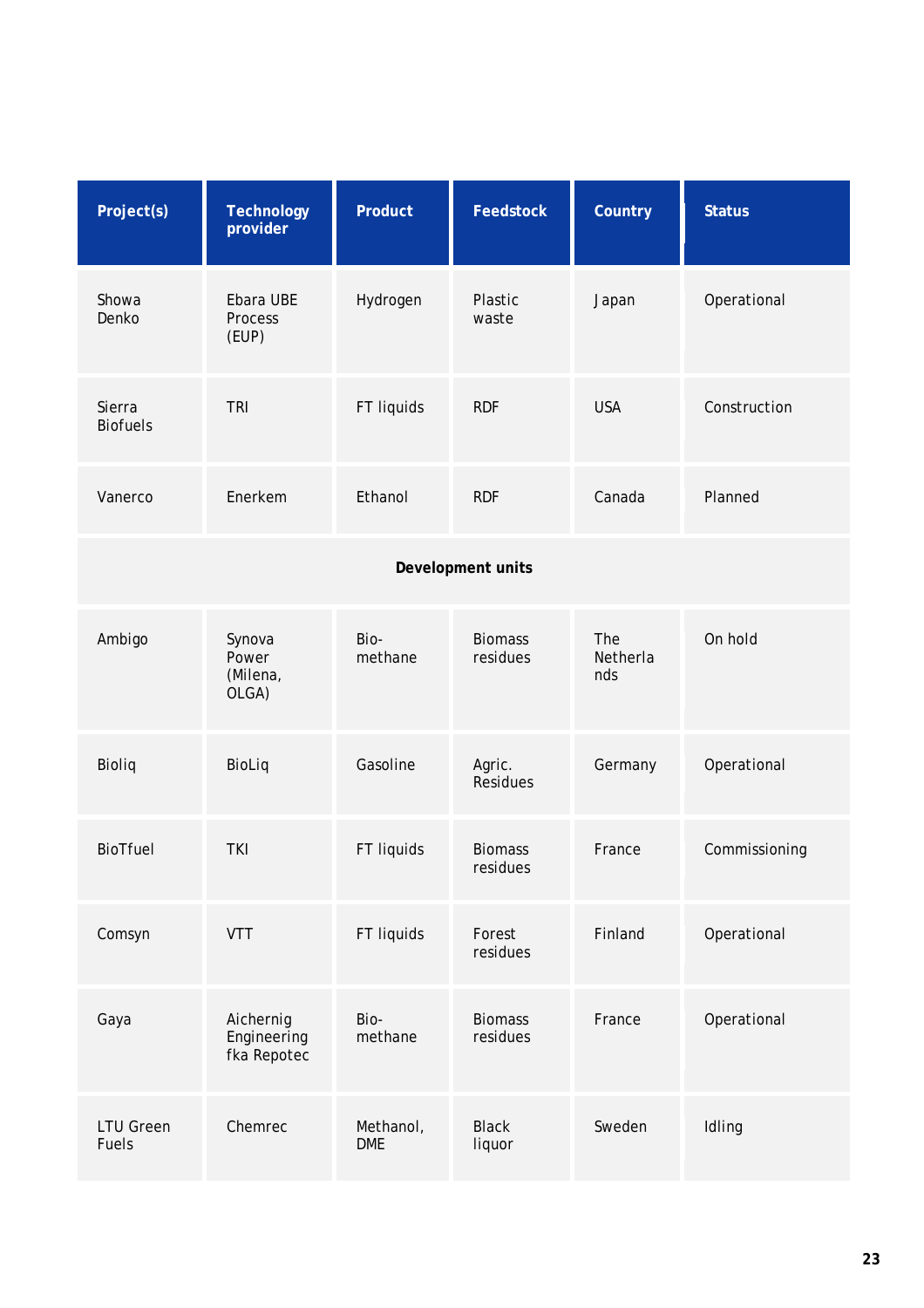| Project(s) | Technology provider | Product | Feedstock | Country | Status |
|---|---|---|---|---|---|
| Showa Denko | Ebara UBE Process (EUP) | Hydrogen | Plastic waste | Japan | Operational |
| Sierra Biofuels | TRI | FT liquids | RDF | USA | Construction |
| Vanerco | Enerkem | Ethanol | RDF | Canada | Planned |
| **Development units** | | | | | |
| Ambigo | Synova Power (Milena, OLGA) | Bio-methane | Biomass residues | The Netherlands | On hold |
| Bioliq | BioLiq | Gasoline | Agric. Residues | Germany | Operational |
| BioTfuel | TKI | FT liquids | Biomass residues | France | Commissioning |
| Comsyn | VTT | FT liquids | Forest residues | Finland | Operational |
| Gaya | Aichernig Engineering fka Repotec | Bio-methane | Biomass residues | France | Operational |
| LTU Green Fuels | Chemrec | Methanol, DME | Black liquor | Sweden | Idling |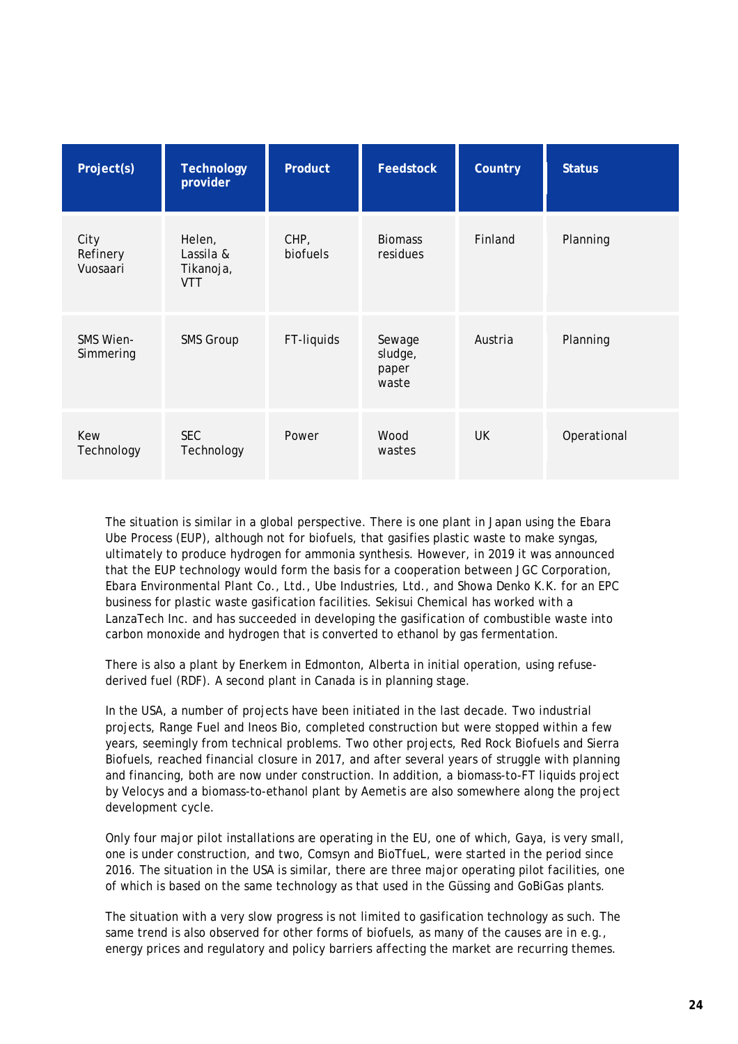| Project(s) | Technology provider | Product | Feedstock | Country | Status |
|---|---|---|---|---|---|
| City Refinery Vuosaari | Helen, Lassila & Tikanoja, VTT | CHP, biofuels | Biomass residues | Finland | Planning |
| SMS Wien-Simmering | SMS Group | FT-liquids | Sewage sludge, paper waste | Austria | Planning |
| Kew Technology | SEC Technology | Power | Wood wastes | UK | Operational |

The situation is similar in a global perspective. There is one plant in Japan using the Ebara Ube Process (EUP), although not for biofuels, that gasifies plastic waste to make syngas, ultimately to produce hydrogen for ammonia synthesis. However, in 2019 it was announced that the EUP technology would form the basis for a cooperation between JGC Corporation, Ebara Environmental Plant Co., Ltd., Ube Industries, Ltd., and Showa Denko K.K. for an EPC business for plastic waste gasification facilities. Sekisui Chemical has worked with a LanzaTech Inc. and has succeeded in developing the gasification of combustible waste into carbon monoxide and hydrogen that is converted to ethanol by gas fermentation.

There is also a plant by Enerkem in Edmonton, Alberta in initial operation, using refuse-derived fuel (RDF). A second plant in Canada is in planning stage.

In the USA, a number of projects have been initiated in the last decade. Two industrial projects, Range Fuel and Ineos Bio, completed construction but were stopped within a few years, seemingly from technical problems. Two other projects, Red Rock Biofuels and Sierra Biofuels, reached financial closure in 2017, and after several years of struggle with planning and financing, both are now under construction. In addition, a biomass-to-FT liquids project by Velocys and a biomass-to-ethanol plant by Aemetis are also somewhere along the project development cycle.

Only four major pilot installations are operating in the EU, one of which, Gaya, is very small, one is under construction, and two, Comsyn and BioTfueL, were started in the period since 2016. The situation in the USA is similar, there are three major operating pilot facilities, one of which is based on the same technology as that used in the Güssing and GoBiGas plants.

The situation with a very slow progress is not limited to gasification technology as such. The same trend is also observed for other forms of biofuels, as many of the causes are in e.g., energy prices and regulatory and policy barriers affecting the market are recurring themes.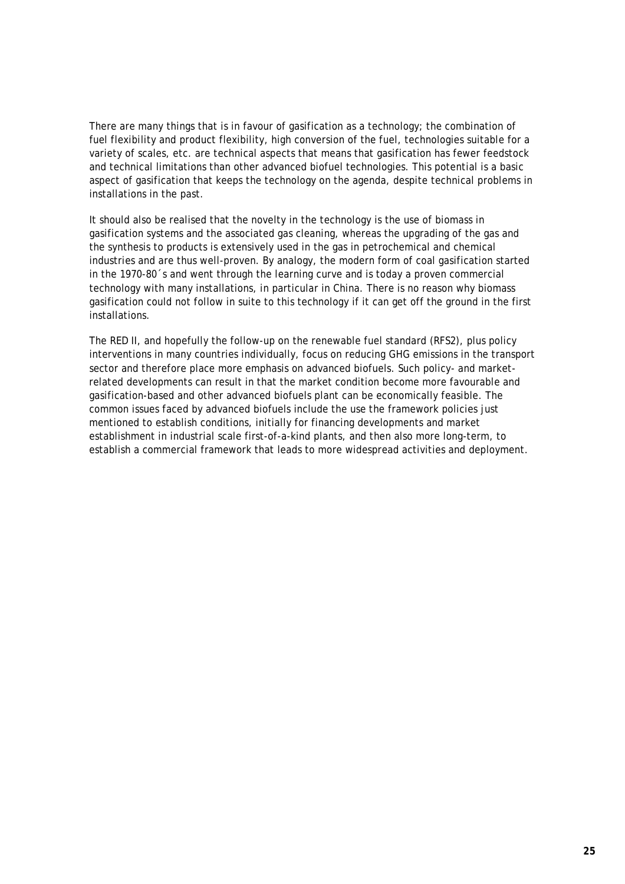There are many things that is in favour of gasification as a technology; the combination of fuel flexibility and product flexibility, high conversion of the fuel, technologies suitable for a variety of scales, etc. are technical aspects that means that gasification has fewer feedstock and technical limitations than other advanced biofuel technologies. This potential is a basic aspect of gasification that keeps the technology on the agenda, despite technical problems in installations in the past.

It should also be realised that the novelty in the technology is the use of biomass in gasification systems and the associated gas cleaning, whereas the upgrading of the gas and the synthesis to products is extensively used in the gas in petrochemical and chemical industries and are thus well-proven. By analogy, the modern form of coal gasification started in the 1970-80´s and went through the learning curve and is today a proven commercial technology with many installations, in particular in China. There is no reason why biomass gasification could not follow in suite to this technology if it can get off the ground in the first installations.

The RED II, and hopefully the follow-up on the renewable fuel standard (RFS2), plus policy interventions in many countries individually, focus on reducing GHG emissions in the transport sector and therefore place more emphasis on advanced biofuels. Such policy- and market-related developments can result in that the market condition become more favourable and gasification-based and other advanced biofuels plant can be economically feasible. The common issues faced by advanced biofuels include the use the framework policies just mentioned to establish conditions, initially for financing developments and market establishment in industrial scale first-of-a-kind plants, and then also more long-term, to establish a commercial framework that leads to more widespread activities and deployment.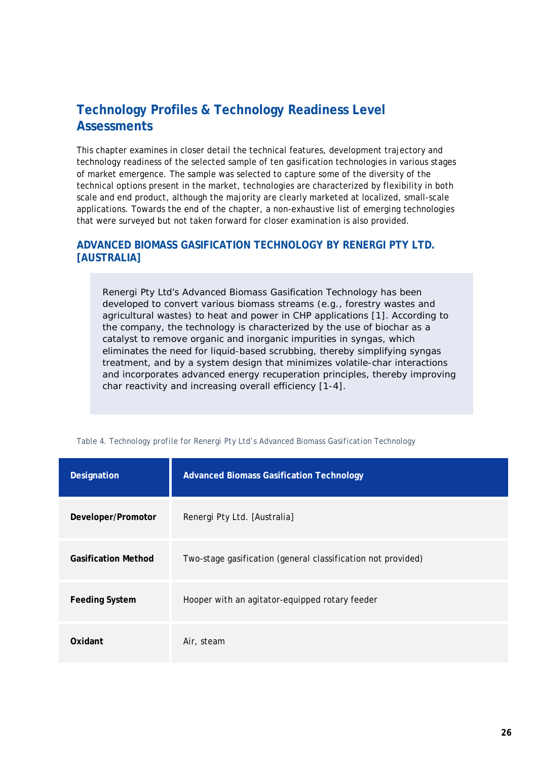# Technology Profiles & Technology Readiness Level Assessments

This chapter examines in closer detail the technical features, development trajectory and technology readiness of the selected sample of ten gasification technologies in various stages of market emergence. The sample was selected to capture some of the diversity of the technical options present in the market, technologies are characterized by flexibility in both scale and end product, although the majority are clearly marketed at localized, small-scale applications. Towards the end of the chapter, a non-exhaustive list of emerging technologies that were surveyed but not taken forward for closer examination is also provided.

## ADVANCED BIOMASS GASIFICATION TECHNOLOGY BY RENERGI PTY LTD. [AUSTRALIA]

> Renergi Pty Ltd's Advanced Biomass Gasification Technology has been developed to convert various biomass streams (e.g., forestry wastes and agricultural wastes) to heat and power in CHP applications [1]. According to the company, the technology is characterized by the use of biochar as a catalyst to remove organic and inorganic impurities in syngas, which eliminates the need for liquid-based scrubbing, thereby simplifying syngas treatment, and by a system design that minimizes volatile-char interactions and incorporates advanced energy recuperation principles, thereby improving char reactivity and increasing overall efficiency [1-4].

Table 4. Technology profile for Renergi Pty Ltd's Advanced Biomass Gasification Technology

| **Designation** | **Advanced Biomass Gasification Technology** |
|---|---|
| **Developer/Promotor** | Renergi Pty Ltd. [Australia] |
| **Gasification Method** | Two-stage gasification (general classification not provided) |
| **Feeding System** | Hooper with an agitator-equipped rotary feeder |
| **Oxidant** | Air, steam |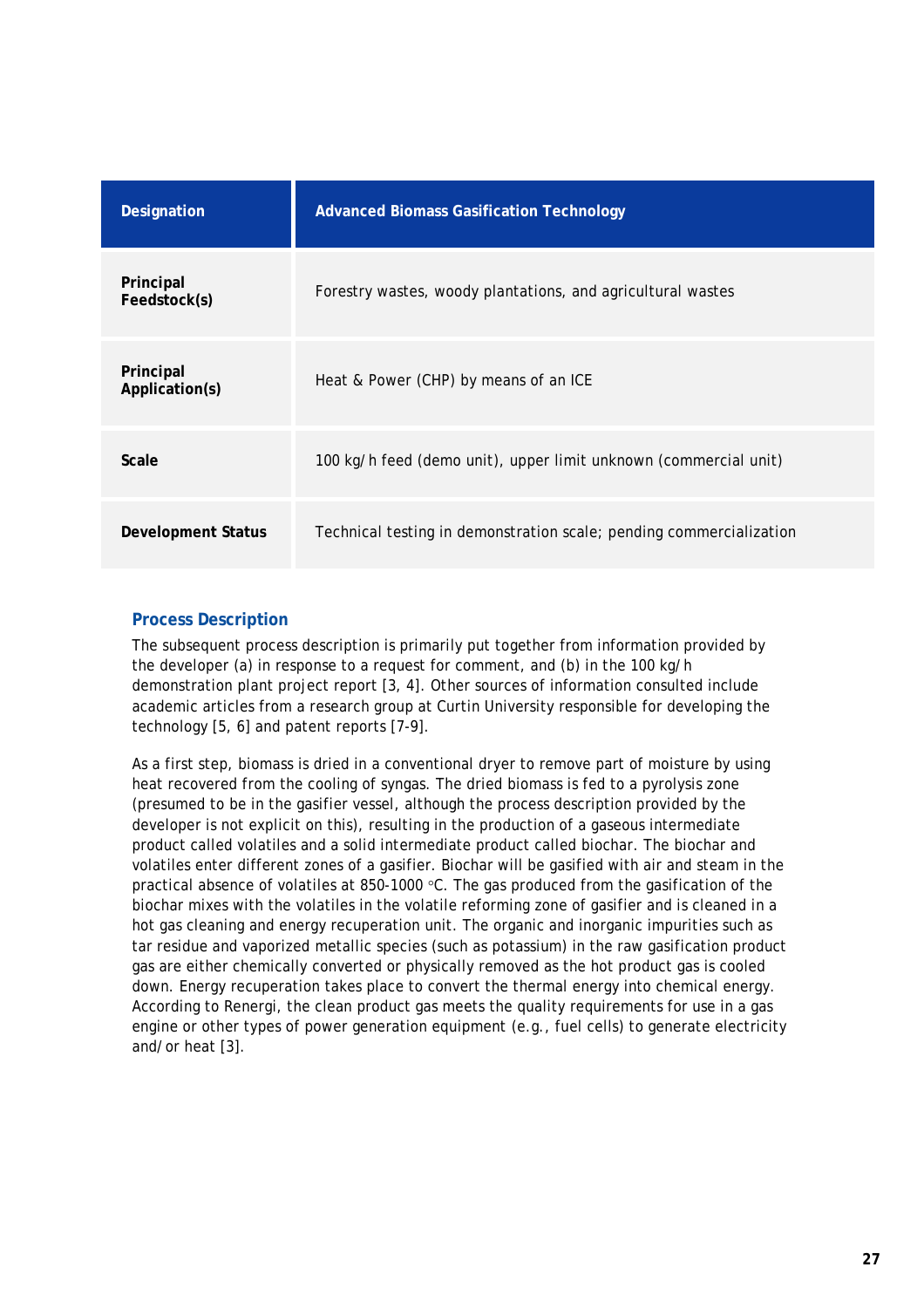| Designation | Advanced Biomass Gasification Technology |
|---|---|
| **Principal Feedstock(s)** | Forestry wastes, woody plantations, and agricultural wastes |
| **Principal Application(s)** | Heat & Power (CHP) by means of an ICE |
| **Scale** | 100 kg/h feed (demo unit), upper limit unknown (commercial unit) |
| **Development Status** | Technical testing in demonstration scale; pending commercialization |

### Process Description

The subsequent process description is primarily put together from information provided by the developer (a) in response to a request for comment, and (b) in the 100 kg/h demonstration plant project report [3, 4]. Other sources of information consulted include academic articles from a research group at Curtin University responsible for developing the technology [5, 6] and patent reports [7-9].

As a first step, biomass is dried in a conventional dryer to remove part of moisture by using heat recovered from the cooling of syngas. The dried biomass is fed to a pyrolysis zone (presumed to be in the gasifier vessel, although the process description provided by the developer is not explicit on this), resulting in the production of a gaseous intermediate product called volatiles and a solid intermediate product called biochar. The biochar and volatiles enter different zones of a gasifier. Biochar will be gasified with air and steam in the practical absence of volatiles at 850-1000 °C. The gas produced from the gasification of the biochar mixes with the volatiles in the volatile reforming zone of gasifier and is cleaned in a hot gas cleaning and energy recuperation unit. The organic and inorganic impurities such as tar residue and vaporized metallic species (such as potassium) in the raw gasification product gas are either chemically converted or physically removed as the hot product gas is cooled down. Energy recuperation takes place to convert the thermal energy into chemical energy. According to Renergi, the clean product gas meets the quality requirements for use in a gas engine or other types of power generation equipment (e.g., fuel cells) to generate electricity and/or heat [3].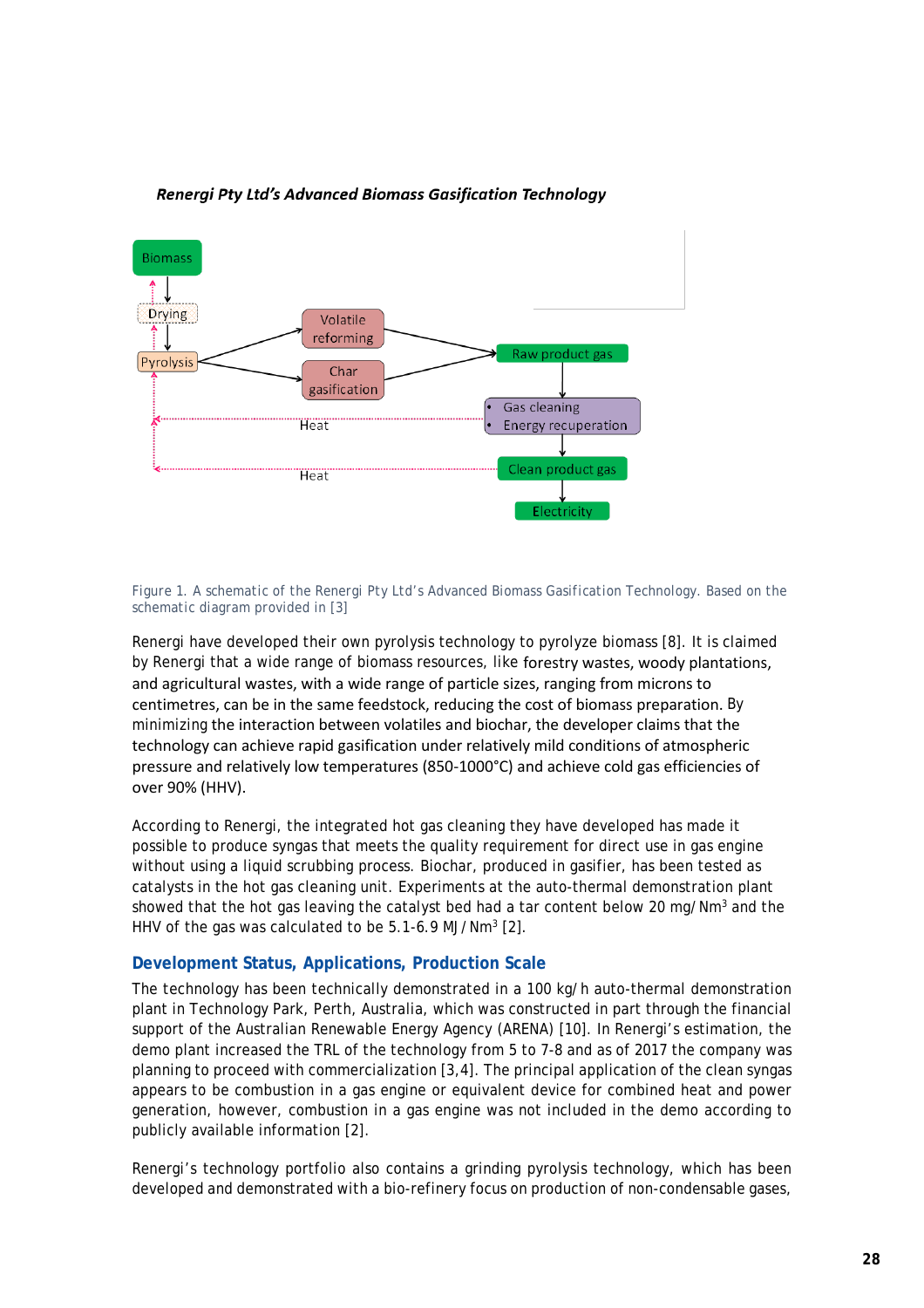***Renergi Pty Ltd's Advanced Biomass Gasification Technology***

Biomass

Drying

Pyrolysis

Volatile reforming

Char gasification

Raw product gas

- Gas cleaning
- Energy recuperation

Heat

Heat

Clean product gas

Electricity

Figure 1. A schematic of the Renergi Pty Ltd's Advanced Biomass Gasification Technology. Based on the schematic diagram provided in [3]

Renergi have developed their own pyrolysis technology to pyrolyze biomass [8]. It is claimed by Renergi that a wide range of biomass resources, like forestry wastes, woody plantations, and agricultural wastes, with a wide range of particle sizes, ranging from microns to centimetres, can be in the same feedstock, reducing the cost of biomass preparation. By minimizing the interaction between volatiles and biochar, the developer claims that the technology can achieve rapid gasification under relatively mild conditions of atmospheric pressure and relatively low temperatures (850-1000°C) and achieve cold gas efficiencies of over 90% (HHV).

According to Renergi, the integrated hot gas cleaning they have developed has made it possible to produce syngas that meets the quality requirement for direct use in gas engine without using a liquid scrubbing process. Biochar, produced in gasifier, has been tested as catalysts in the hot gas cleaning unit. Experiments at the auto-thermal demonstration plant showed that the hot gas leaving the catalyst bed had a tar content below 20 mg/Nm$^3$ and the HHV of the gas was calculated to be 5.1-6.9 MJ/Nm$^3$ [2].

## Development Status, Applications, Production Scale

The technology has been technically demonstrated in a 100 kg/h auto-thermal demonstration plant in Technology Park, Perth, Australia, which was constructed in part through the financial support of the Australian Renewable Energy Agency (ARENA) [10]. In Renergi's estimation, the demo plant increased the TRL of the technology from 5 to 7-8 and as of 2017 the company was planning to proceed with commercialization [3,4]. The principal application of the clean syngas appears to be combustion in a gas engine or equivalent device for combined heat and power generation, however, combustion in a gas engine was not included in the demo according to publicly available information [2].

Renergi's technology portfolio also contains a grinding pyrolysis technology, which has been developed and demonstrated with a bio-refinery focus on production of non-condensable gases,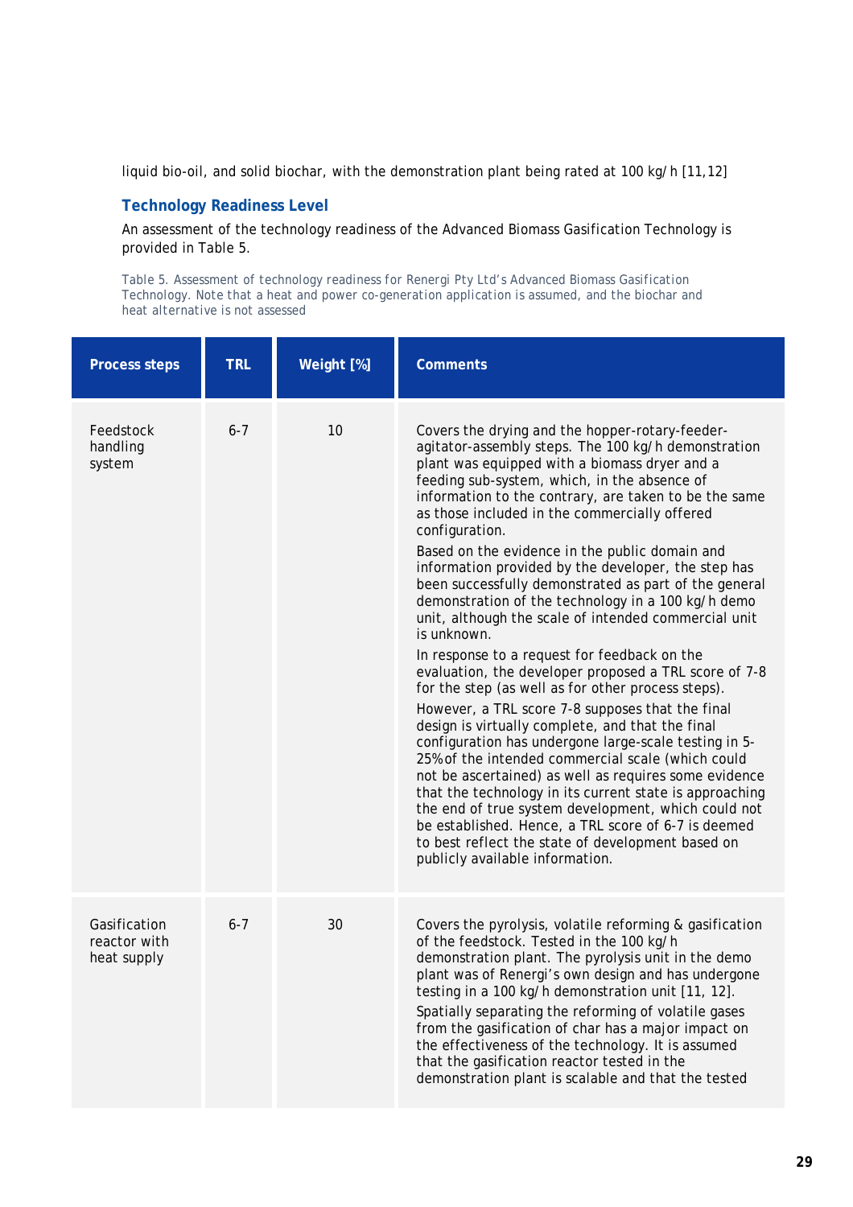liquid bio-oil, and solid biochar, with the demonstration plant being rated at 100 kg/h [11,12]

### Technology Readiness Level

An assessment of the technology readiness of the Advanced Biomass Gasification Technology is provided in Table 5.

Table 5. Assessment of technology readiness for Renergi Pty Ltd's Advanced Biomass Gasification Technology. Note that a heat and power co-generation application is assumed, and the biochar and heat alternative is not assessed

| Process steps | TRL | Weight [%] | Comments |
|---|---|---|---|
| Feedstock handling system | 6-7 | 10 | Covers the drying and the hopper-rotary-feeder-agitator-assembly steps. The 100 kg/h demonstration plant was equipped with a biomass dryer and a feeding sub-system, which, in the absence of information to the contrary, are taken to be the same as those included in the commercially offered configuration. Based on the evidence in the public domain and information provided by the developer, the step has been successfully demonstrated as part of the general demonstration of the technology in a 100 kg/h demo unit, although the scale of intended commercial unit is unknown. In response to a request for feedback on the evaluation, the developer proposed a TRL score of 7-8 for the step (as well as for other process steps). However, a TRL score 7-8 supposes that the final design is virtually complete, and that the final configuration has undergone large-scale testing in 5-25% of the intended commercial scale (which could not be ascertained) as well as requires some evidence that the technology in its current state is approaching the end of true system development, which could not be established. Hence, a TRL score of 6-7 is deemed to best reflect the state of development based on publicly available information. |
| Gasification reactor with heat supply | 6-7 | 30 | Covers the pyrolysis, volatile reforming & gasification of the feedstock. Tested in the 100 kg/h demonstration plant. The pyrolysis unit in the demo plant was of Renergi's own design and has undergone testing in a 100 kg/h demonstration unit [11, 12]. Spatially separating the reforming of volatile gases from the gasification of char has a major impact on the effectiveness of the technology. It is assumed that the gasification reactor tested in the demonstration plant is scalable and that the tested |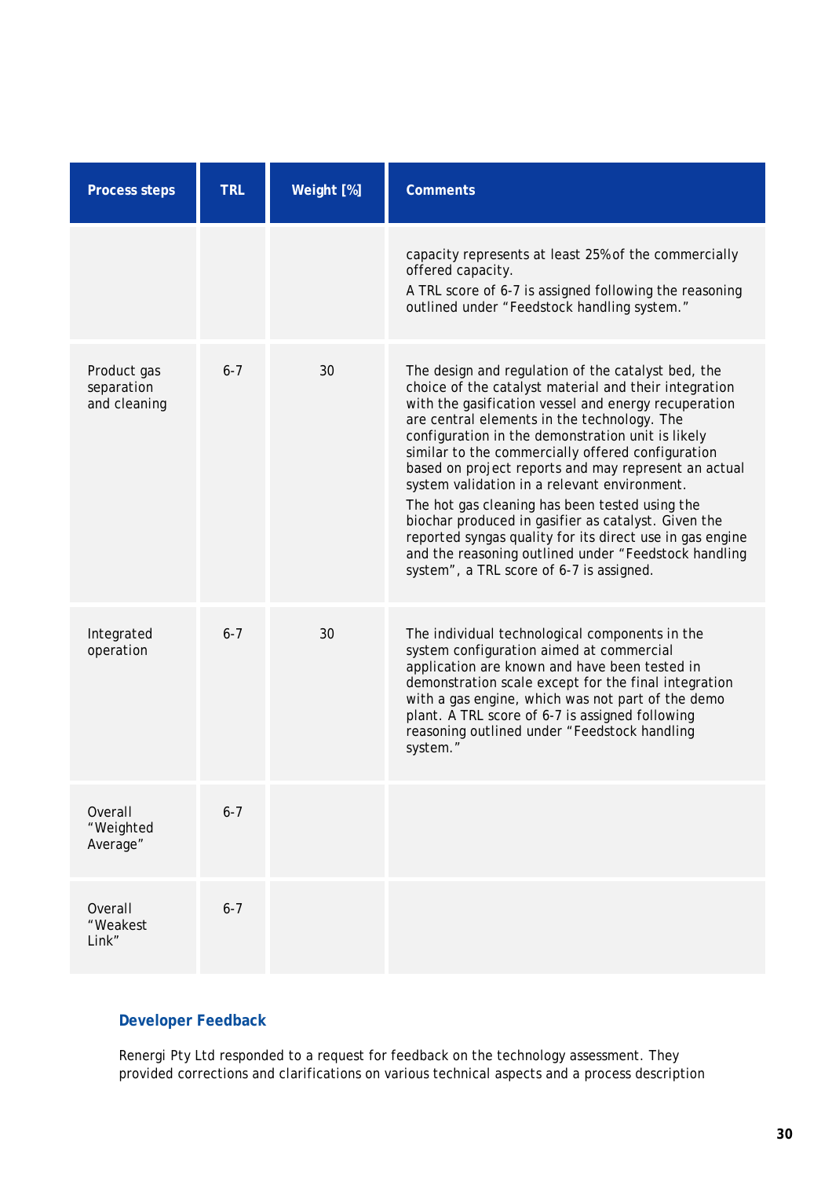| Process steps | TRL | Weight [%] | Comments |
|---|---|---|---|
| | | | capacity represents at least 25% of the commercially offered capacity. A TRL score of 6-7 is assigned following the reasoning outlined under "Feedstock handling system." |
| Product gas separation and cleaning | 6-7 | 30 | The design and regulation of the catalyst bed, the choice of the catalyst material and their integration with the gasification vessel and energy recuperation are central elements in the technology. The configuration in the demonstration unit is likely similar to the commercially offered configuration based on project reports and may represent an actual system validation in a relevant environment. The hot gas cleaning has been tested using the biochar produced in gasifier as catalyst. Given the reported syngas quality for its direct use in gas engine and the reasoning outlined under "Feedstock handling system", a TRL score of 6-7 is assigned. |
| Integrated operation | 6-7 | 30 | The individual technological components in the system configuration aimed at commercial application are known and have been tested in demonstration scale except for the final integration with a gas engine, which was not part of the demo plant. A TRL score of 6-7 is assigned following reasoning outlined under "Feedstock handling system." |
| Overall "Weighted Average" | 6-7 | | |
| Overall "Weakest Link" | 6-7 | | |

### Developer Feedback

Renergi Pty Ltd responded to a request for feedback on the technology assessment. They provided corrections and clarifications on various technical aspects and a process description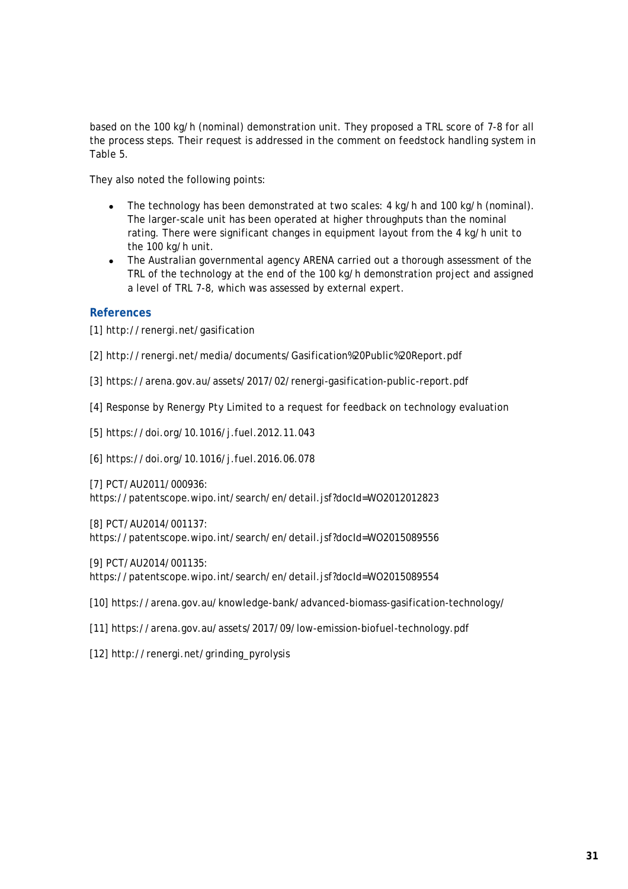based on the 100 kg/h (nominal) demonstration unit. They proposed a TRL score of 7-8 for all the process steps. Their request is addressed in the comment on feedstock handling system in Table 5.

They also noted the following points:

- The technology has been demonstrated at two scales: 4 kg/h and 100 kg/h (nominal). The larger-scale unit has been operated at higher throughputs than the nominal rating. There were significant changes in equipment layout from the 4 kg/h unit to the 100 kg/h unit.
- The Australian governmental agency ARENA carried out a thorough assessment of the TRL of the technology at the end of the 100 kg/h demonstration project and assigned a level of TRL 7-8, which was assessed by external expert.

### References

[1] http://renergi.net/gasification

[2] http://renergi.net/media/documents/Gasification%20Public%20Report.pdf

[3] https://arena.gov.au/assets/2017/02/renergi-gasification-public-report.pdf

[4] Response by Renergy Pty Limited to a request for feedback on technology evaluation

[5] https://doi.org/10.1016/j.fuel.2012.11.043

[6] https://doi.org/10.1016/j.fuel.2016.06.078

[7] PCT/AU2011/000936: https://patentscope.wipo.int/search/en/detail.jsf?docId=WO2012012823

[8] PCT/AU2014/001137: https://patentscope.wipo.int/search/en/detail.jsf?docId=WO2015089556

[9] PCT/AU2014/001135: https://patentscope.wipo.int/search/en/detail.jsf?docId=WO2015089554

[10] https://arena.gov.au/knowledge-bank/advanced-biomass-gasification-technology/

[11] https://arena.gov.au/assets/2017/09/low-emission-biofuel-technology.pdf

[12] http://renergi.net/grinding_pyrolysis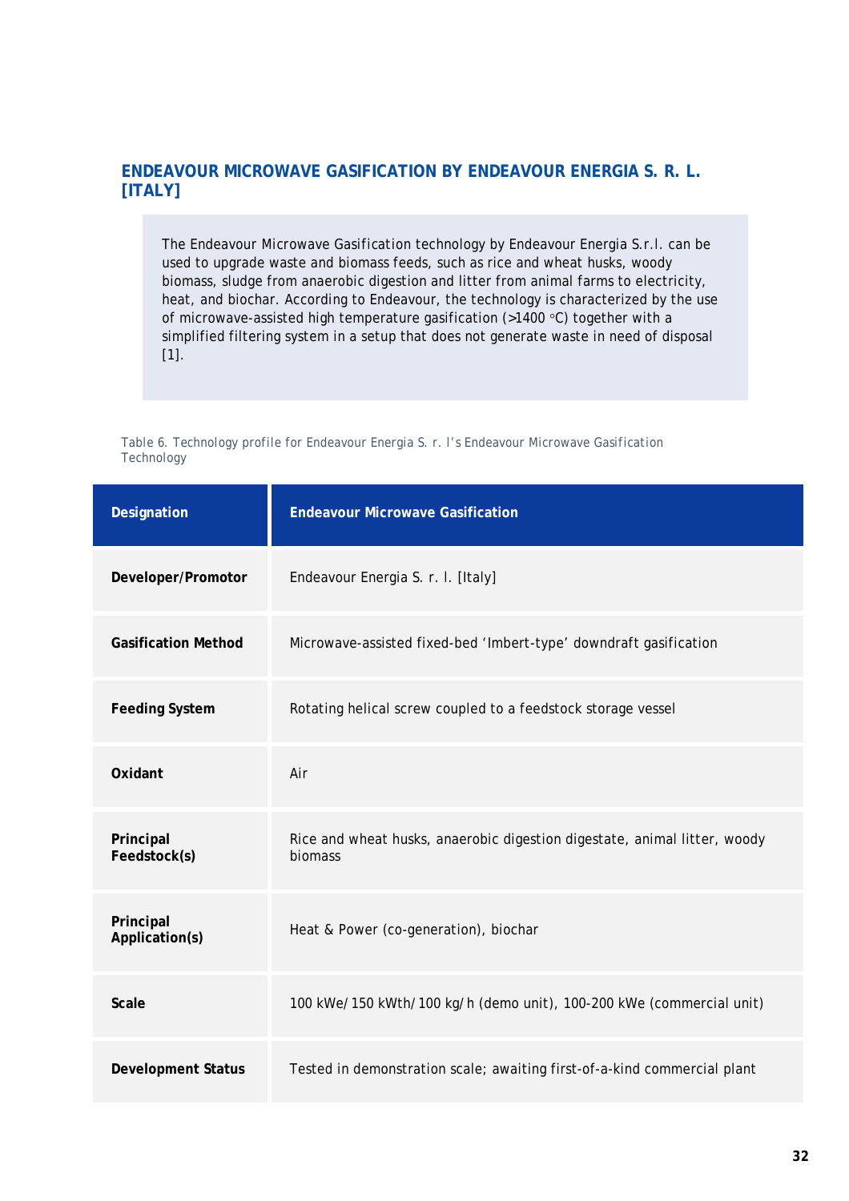## ENDEAVOUR MICROWAVE GASIFICATION BY ENDEAVOUR ENERGIA S. R. L. [ITALY]

> The Endeavour Microwave Gasification technology by Endeavour Energia S.r.l. can be used to upgrade waste and biomass feeds, such as rice and wheat husks, woody biomass, sludge from anaerobic digestion and litter from animal farms to electricity, heat, and biochar. According to Endeavour, the technology is characterized by the use of microwave-assisted high temperature gasification (>1400 °C) together with a simplified filtering system in a setup that does not generate waste in need of disposal [1].

Table 6. Technology profile for Endeavour Energia S. r. l's Endeavour Microwave Gasification Technology

| Designation | Endeavour Microwave Gasification |
|---|---|
| Developer/Promotor | Endeavour Energia S. r. l. [Italy] |
| Gasification Method | Microwave-assisted fixed-bed 'Imbert-type' downdraft gasification |
| Feeding System | Rotating helical screw coupled to a feedstock storage vessel |
| Oxidant | Air |
| Principal Feedstock(s) | Rice and wheat husks, anaerobic digestion digestate, animal litter, woody biomass |
| Principal Application(s) | Heat & Power (co-generation), biochar |
| Scale | 100 kWe/ 150 kWth/ 100 kg/ h (demo unit), 100-200 kWe (commercial unit) |
| Development Status | Tested in demonstration scale; awaiting first-of-a-kind commercial plant |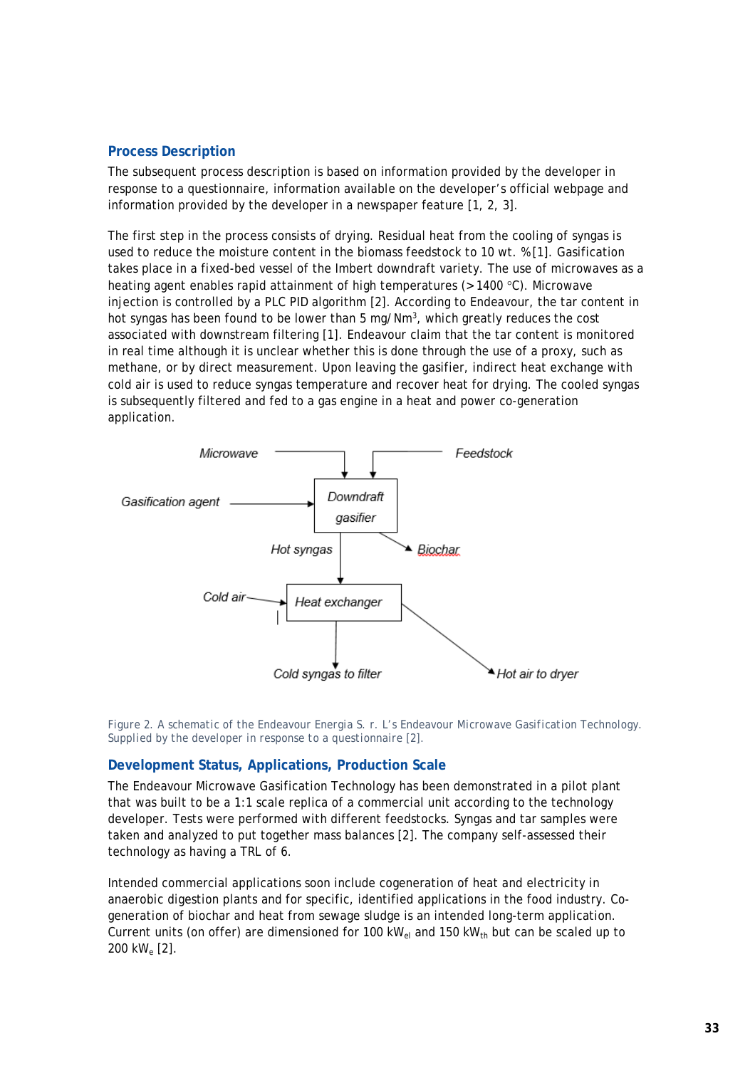## Process Description

The subsequent process description is based on information provided by the developer in response to a questionnaire, information available on the developer's official webpage and information provided by the developer in a newspaper feature [1, 2, 3].

The first step in the process consists of drying. Residual heat from the cooling of syngas is used to reduce the moisture content in the biomass feedstock to 10 wt. % [1]. Gasification takes place in a fixed-bed vessel of the Imbert downdraft variety. The use of microwaves as a heating agent enables rapid attainment of high temperatures (> 1400 °C). Microwave injection is controlled by a PLC PID algorithm [2]. According to Endeavour, the tar content in hot syngas has been found to be lower than 5 mg/Nm$^3$, which greatly reduces the cost associated with downstream filtering [1]. Endeavour claim that the tar content is monitored in real time although it is unclear whether this is done through the use of a proxy, such as methane, or by direct measurement. Upon leaving the gasifier, indirect heat exchange with cold air is used to reduce syngas temperature and recover heat for drying. The cooled syngas is subsequently filtered and fed to a gas engine in a heat and power co-generation application.

Figure 2. A schematic of the Endeavour Energia S. r. L's Endeavour Microwave Gasification Technology. Supplied by the developer in response to a questionnaire [2].

## Development Status, Applications, Production Scale

The Endeavour Microwave Gasification Technology has been demonstrated in a pilot plant that was built to be a 1:1 scale replica of a commercial unit according to the technology developer. Tests were performed with different feedstocks. Syngas and tar samples were taken and analyzed to put together mass balances [2]. The company self-assessed their technology as having a TRL of 6.

Intended commercial applications soon include cogeneration of heat and electricity in anaerobic digestion plants and for specific, identified applications in the food industry. Co-generation of biochar and heat from sewage sludge is an intended long-term application. Current units (on offer) are dimensioned for 100 $kW_{el}$ and 150 $kW_{th}$ but can be scaled up to 200 $kW_e$ [2].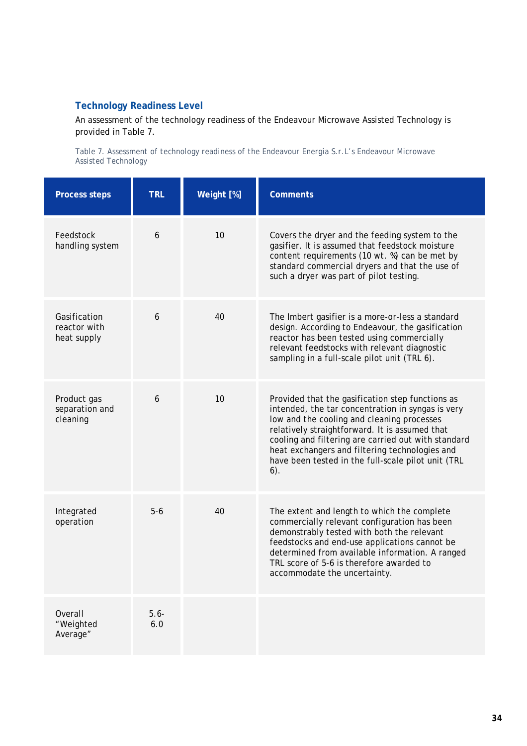### Technology Readiness Level

An assessment of the technology readiness of the Endeavour Microwave Assisted Technology is provided in Table 7.

Table 7. Assessment of technology readiness of the Endeavour Energia S.r.L's Endeavour Microwave Assisted Technology

| Process steps | TRL | Weight [%] | Comments |
|---|---|---|---|
| Feedstock handling system | 6 | 10 | Covers the dryer and the feeding system to the gasifier. It is assumed that feedstock moisture content requirements (10 wt. %) can be met by standard commercial dryers and that the use of such a dryer was part of pilot testing. |
| Gasification reactor with heat supply | 6 | 40 | The Imbert gasifier is a more-or-less a standard design. According to Endeavour, the gasification reactor has been tested using commercially relevant feedstocks with relevant diagnostic sampling in a full-scale pilot unit (TRL 6). |
| Product gas separation and cleaning | 6 | 10 | Provided that the gasification step functions as intended, the tar concentration in syngas is very low and the cooling and cleaning processes relatively straightforward. It is assumed that cooling and filtering are carried out with standard heat exchangers and filtering technologies and have been tested in the full-scale pilot unit (TRL 6). |
| Integrated operation | 5-6 | 40 | The extent and length to which the complete commercially relevant configuration has been demonstrably tested with both the relevant feedstocks and end-use applications cannot be determined from available information. A ranged TRL score of 5-6 is therefore awarded to accommodate the uncertainty. |
| Overall "Weighted Average" | 5.6-6.0 | | |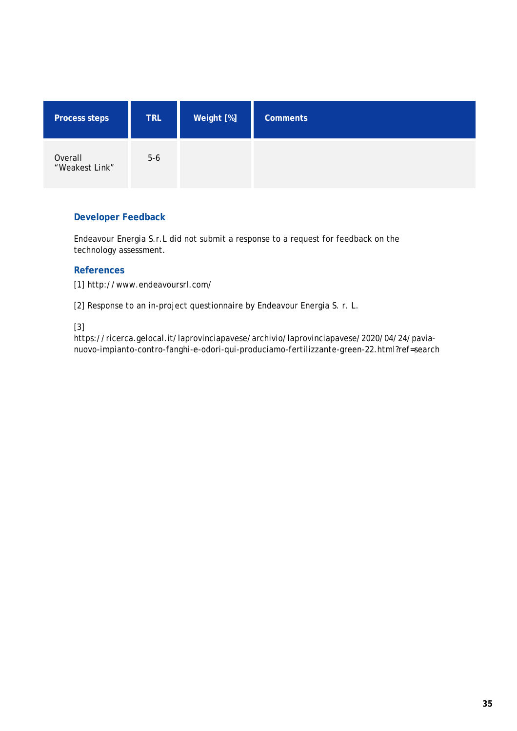| Process steps | TRL | Weight [%] | Comments |
|---|---|---|---|
| Overall "Weakest Link" | 5-6 | | |

### Developer Feedback

Endeavour Energia S.r.L did not submit a response to a request for feedback on the technology assessment.

### References

[1] http://www.endeavoursrl.com/

[2] Response to an in-project questionnaire by Endeavour Energia S. r. L.

[3] https://ricerca.gelocal.it/laprovinciapavese/archivio/laprovinciapavese/2020/04/24/pavia-nuovo-impianto-contro-fanghi-e-odori-qui-produciamo-fertilizzante-green-22.html?ref=search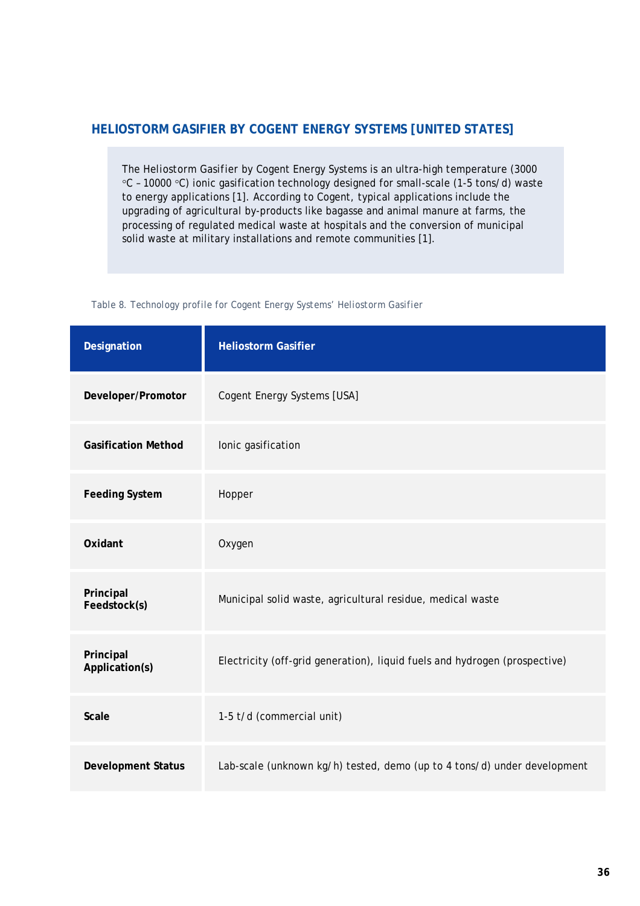## HELIOSTORM GASIFIER BY COGENT ENERGY SYSTEMS [UNITED STATES]

The Heliostorm Gasifier by Cogent Energy Systems is an ultra-high temperature (3000 °C – 10000 °C) ionic gasification technology designed for small-scale (1-5 tons/d) waste to energy applications [1]. According to Cogent, typical applications include the upgrading of agricultural by-products like bagasse and animal manure at farms, the processing of regulated medical waste at hospitals and the conversion of municipal solid waste at military installations and remote communities [1].

Table 8. Technology profile for Cogent Energy Systems' Heliostorm Gasifier

| Designation | Heliostorm Gasifier |
|---|---|
| **Developer/Promotor** | Cogent Energy Systems [USA] |
| **Gasification Method** | Ionic gasification |
| **Feeding System** | Hopper |
| **Oxidant** | Oxygen |
| **Principal Feedstock(s)** | Municipal solid waste, agricultural residue, medical waste |
| **Principal Application(s)** | Electricity (off-grid generation), liquid fuels and hydrogen (prospective) |
| **Scale** | 1-5 t/d (commercial unit) |
| **Development Status** | Lab-scale (unknown kg/h) tested, demo (up to 4 tons/d) under development |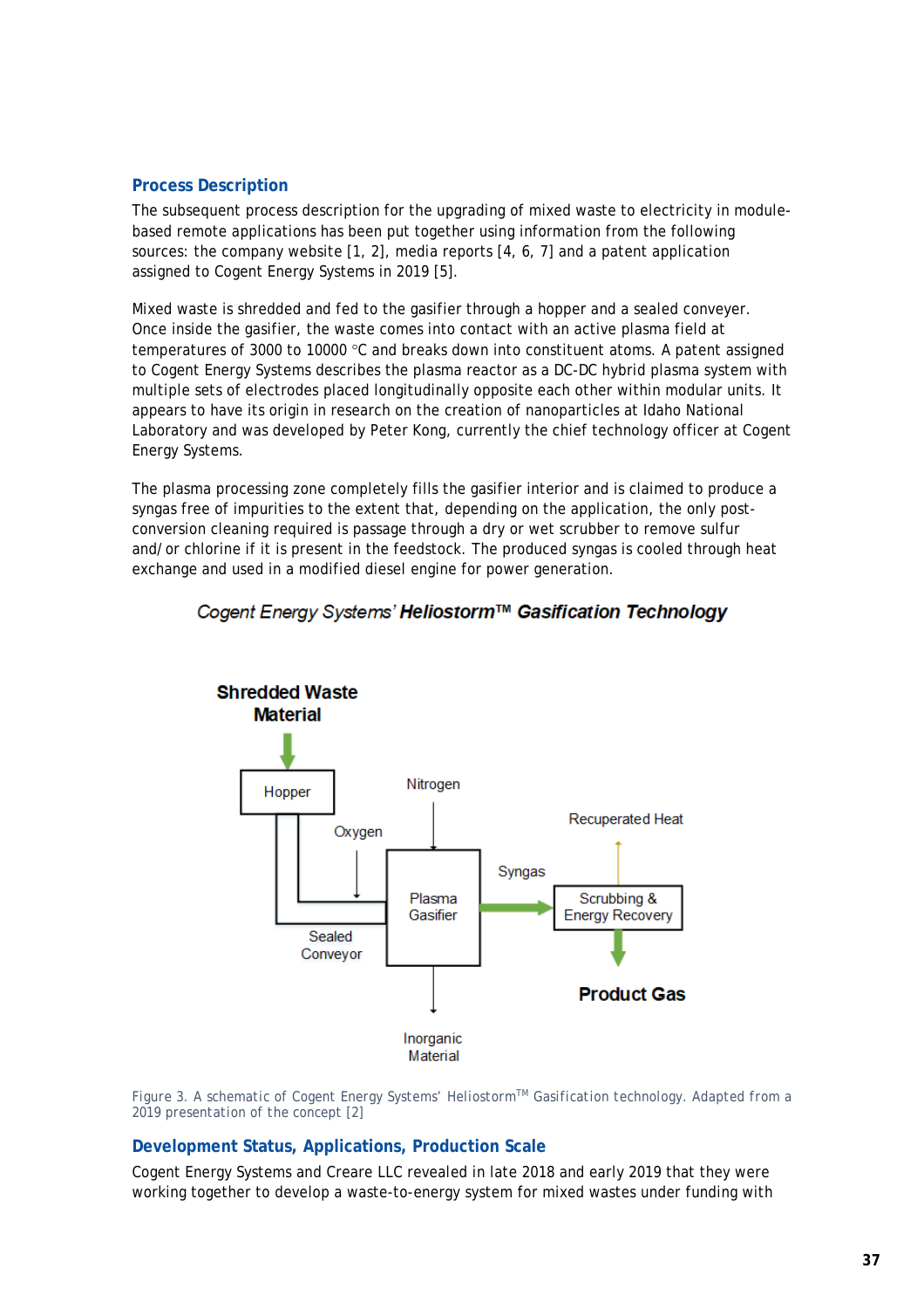## Process Description

The subsequent process description for the upgrading of mixed waste to electricity in module-based remote applications has been put together using information from the following sources: the company website [1, 2], media reports [4, 6, 7] and a patent application assigned to Cogent Energy Systems in 2019 [5].

Mixed waste is shredded and fed to the gasifier through a hopper and a sealed conveyer. Once inside the gasifier, the waste comes into contact with an active plasma field at temperatures of 3000 to 10000 °C and breaks down into constituent atoms. A patent assigned to Cogent Energy Systems describes the plasma reactor as a DC-DC hybrid plasma system with multiple sets of electrodes placed longitudinally opposite each other within modular units. It appears to have its origin in research on the creation of nanoparticles at Idaho National Laboratory and was developed by Peter Kong, currently the chief technology officer at Cogent Energy Systems.

The plasma processing zone completely fills the gasifier interior and is claimed to produce a syngas free of impurities to the extent that, depending on the application, the only post-conversion cleaning required is passage through a dry or wet scrubber to remove sulfur and/or chlorine if it is present in the feedstock. The produced syngas is cooled through heat exchange and used in a modified diesel engine for power generation.

*Cogent Energy Systems' **Heliostorm™ Gasification Technology***

Figure 3. A schematic of Cogent Energy Systems' Heliostorm[TM] Gasification technology. Adapted from a 2019 presentation of the concept [2]

## Development Status, Applications, Production Scale

Cogent Energy Systems and Creare LLC revealed in late 2018 and early 2019 that they were working together to develop a waste-to-energy system for mixed wastes under funding with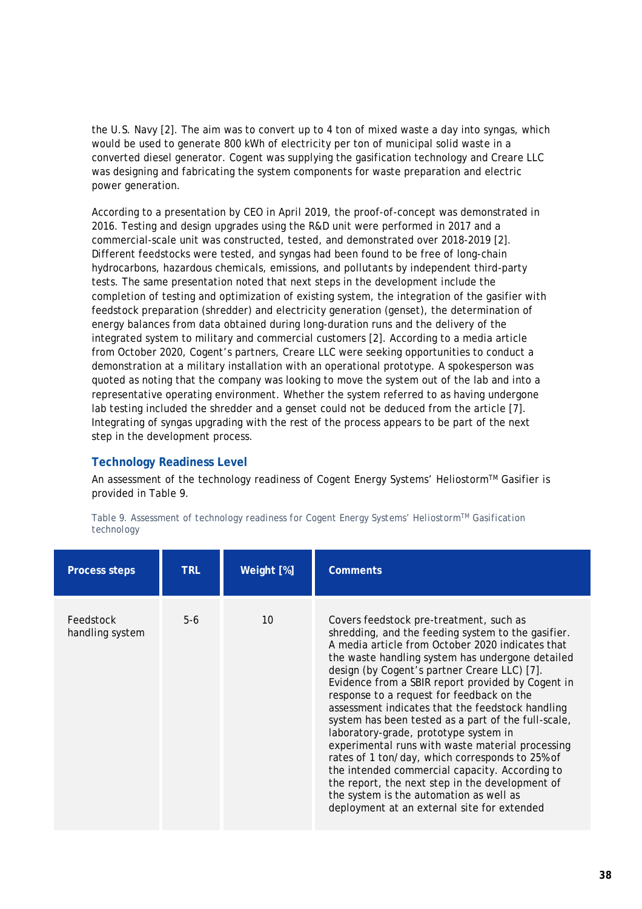the U.S. Navy [2]. The aim was to convert up to 4 ton of mixed waste a day into syngas, which would be used to generate 800 kWh of electricity per ton of municipal solid waste in a converted diesel generator. Cogent was supplying the gasification technology and Creare LLC was designing and fabricating the system components for waste preparation and electric power generation.

According to a presentation by CEO in April 2019, the proof-of-concept was demonstrated in 2016. Testing and design upgrades using the R&D unit were performed in 2017 and a commercial-scale unit was constructed, tested, and demonstrated over 2018-2019 [2]. Different feedstocks were tested, and syngas had been found to be free of long-chain hydrocarbons, hazardous chemicals, emissions, and pollutants by independent third-party tests. The same presentation noted that next steps in the development include the completion of testing and optimization of existing system, the integration of the gasifier with feedstock preparation (shredder) and electricity generation (genset), the determination of energy balances from data obtained during long-duration runs and the delivery of the integrated system to military and commercial customers [2]. According to a media article from October 2020, Cogent's partners, Creare LLC were seeking opportunities to conduct a demonstration at a military installation with an operational prototype. A spokesperson was quoted as noting that the company was looking to move the system out of the lab and into a representative operating environment. Whether the system referred to as having undergone lab testing included the shredder and a genset could not be deduced from the article [7]. Integrating of syngas upgrading with the rest of the process appears to be part of the next step in the development process.

### Technology Readiness Level

An assessment of the technology readiness of Cogent Energy Systems' Heliostorm™ Gasifier is provided in Table 9.

Table 9. Assessment of technology readiness for Cogent Energy Systems' Heliostorm™ Gasification technology

| Process steps | TRL | Weight [%] | Comments |
|---|---|---|---|
| Feedstock handling system | 5-6 | 10 | Covers feedstock pre-treatment, such as shredding, and the feeding system to the gasifier. A media article from October 2020 indicates that the waste handling system has undergone detailed design (by Cogent's partner Creare LLC) [7]. Evidence from a SBIR report provided by Cogent in response to a request for feedback on the assessment indicates that the feedstock handling system has been tested as a part of the full-scale, laboratory-grade, prototype system in experimental runs with waste material processing rates of 1 ton/day, which corresponds to 25% of the intended commercial capacity. According to the report, the next step in the development of the system is the automation as well as deployment at an external site for extended |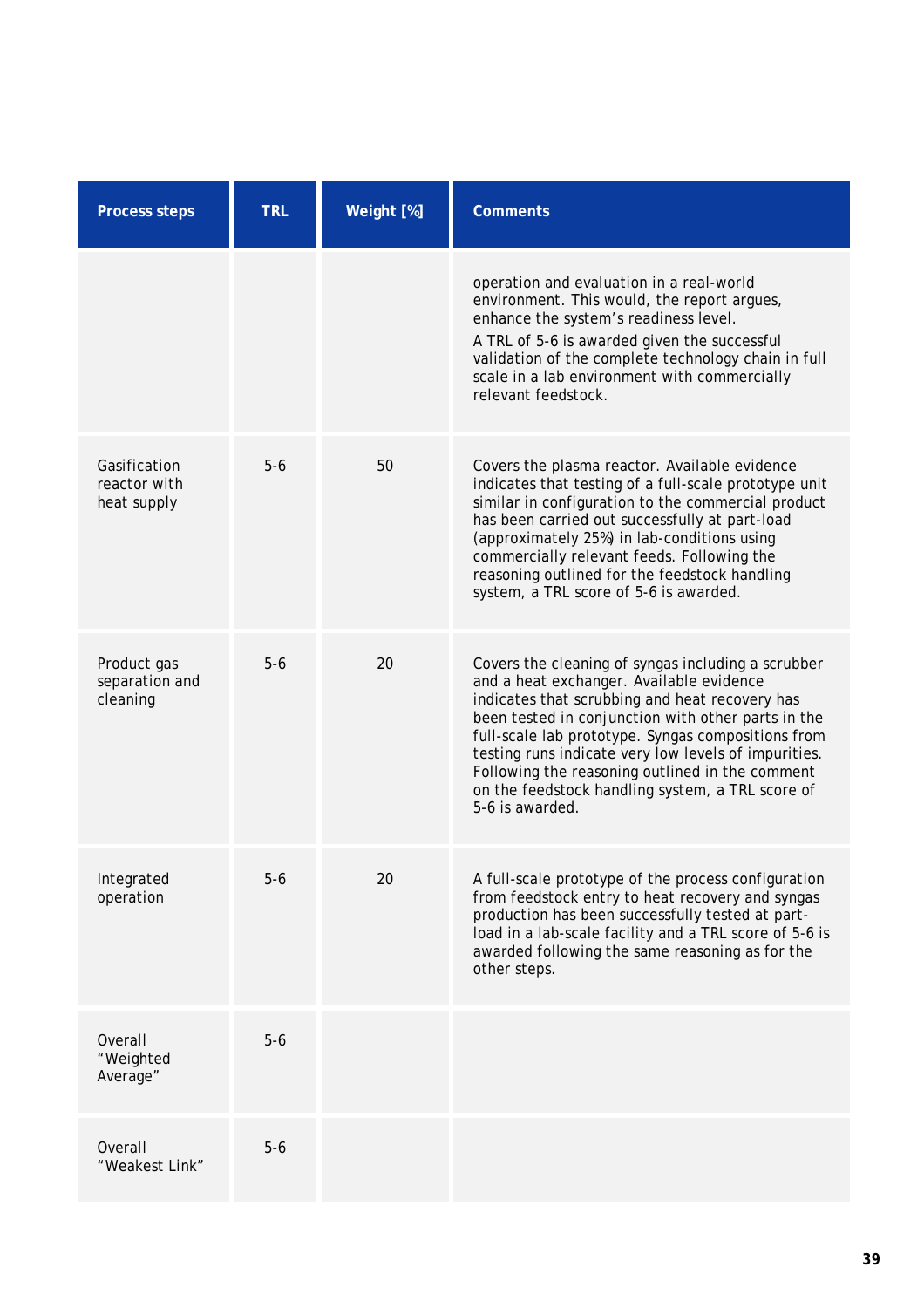| Process steps | TRL | Weight [%] | Comments |
|---|---|---|---|
| | | | operation and evaluation in a real-world environment. This would, the report argues, enhance the system's readiness level.<br>A TRL of 5-6 is awarded given the successful validation of the complete technology chain in full scale in a lab environment with commercially relevant feedstock. |
| Gasification reactor with heat supply | 5-6 | 50 | Covers the plasma reactor. Available evidence indicates that testing of a full-scale prototype unit similar in configuration to the commercial product has been carried out successfully at part-load (approximately 25%) in lab-conditions using commercially relevant feeds. Following the reasoning outlined for the feedstock handling system, a TRL score of 5-6 is awarded. |
| Product gas separation and cleaning | 5-6 | 20 | Covers the cleaning of syngas including a scrubber and a heat exchanger. Available evidence indicates that scrubbing and heat recovery has been tested in conjunction with other parts in the full-scale lab prototype. Syngas compositions from testing runs indicate very low levels of impurities. Following the reasoning outlined in the comment on the feedstock handling system, a TRL score of 5-6 is awarded. |
| Integrated operation | 5-6 | 20 | A full-scale prototype of the process configuration from feedstock entry to heat recovery and syngas production has been successfully tested at part-load in a lab-scale facility and a TRL score of 5-6 is awarded following the same reasoning as for the other steps. |
| Overall "Weighted Average" | 5-6 | | |
| Overall "Weakest Link" | 5-6 | | |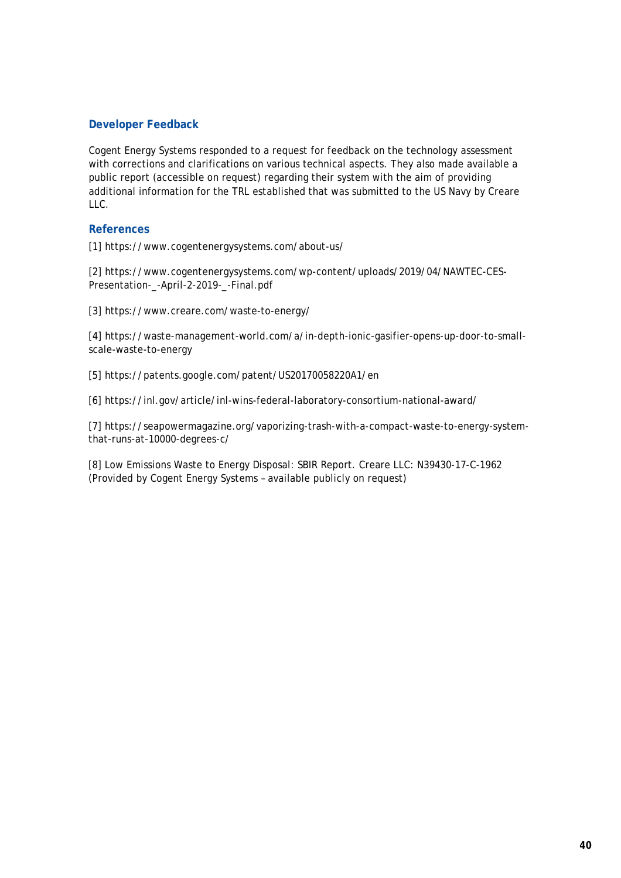## Developer Feedback

Cogent Energy Systems responded to a request for feedback on the technology assessment with corrections and clarifications on various technical aspects. They also made available a public report (accessible on request) regarding their system with the aim of providing additional information for the TRL established that was submitted to the US Navy by Creare LLC.

## References

[1] https://www.cogentenergysystems.com/about-us/

[2] https://www.cogentenergysystems.com/wp-content/uploads/2019/04/NAWTEC-CES-Presentation-_-April-2-2019-_-Final.pdf

[3] https://www.creare.com/waste-to-energy/

[4] https://waste-management-world.com/a/in-depth-ionic-gasifier-opens-up-door-to-small-scale-waste-to-energy

[5] https://patents.google.com/patent/US20170058220A1/en

[6] https://inl.gov/article/inl-wins-federal-laboratory-consortium-national-award/

[7] https://seapowermagazine.org/vaporizing-trash-with-a-compact-waste-to-energy-system-that-runs-at-10000-degrees-c/

[8] Low Emissions Waste to Energy Disposal: SBIR Report. Creare LLC: N39430-17-C-1962 (Provided by Cogent Energy Systems – available publicly on request)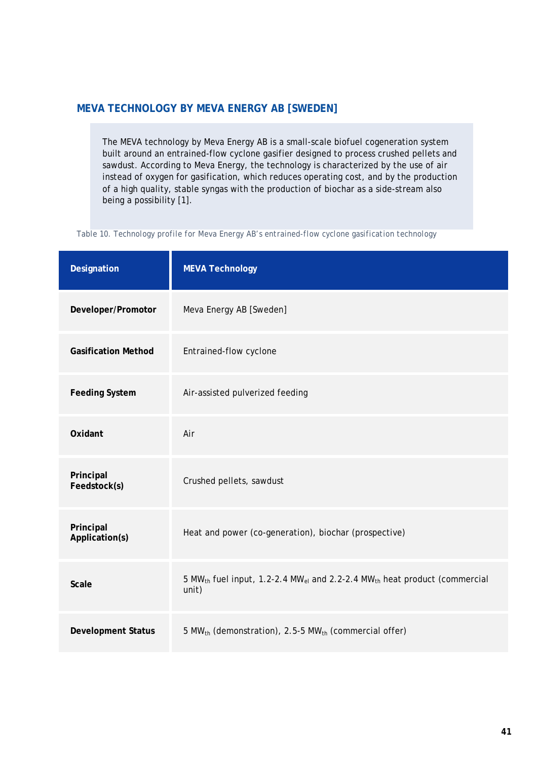## MEVA TECHNOLOGY BY MEVA ENERGY AB [SWEDEN]

The MEVA technology by Meva Energy AB is a small-scale biofuel cogeneration system built around an entrained-flow cyclone gasifier designed to process crushed pellets and sawdust. According to Meva Energy, the technology is characterized by the use of air instead of oxygen for gasification, which reduces operating cost, and by the production of a high quality, stable syngas with the production of biochar as a side-stream also being a possibility [1].

Table 10. Technology profile for Meva Energy AB's entrained-flow cyclone gasification technology

| Designation | MEVA Technology |
|---|---|
| **Developer/Promotor** | Meva Energy AB [Sweden] |
| **Gasification Method** | Entrained-flow cyclone |
| **Feeding System** | Air-assisted pulverized feeding |
| **Oxidant** | Air |
| **Principal Feedstock(s)** | Crushed pellets, sawdust |
| **Principal Application(s)** | Heat and power (co-generation), biochar (prospective) |
| **Scale** | 5 $MW_{th}$ fuel input, 1.2-2.4 $MW_{el}$ and 2.2-2.4 $MW_{th}$ heat product (commercial unit) |
| **Development Status** | 5 $MW_{th}$ (demonstration), 2.5-5 $MW_{th}$ (commercial offer) |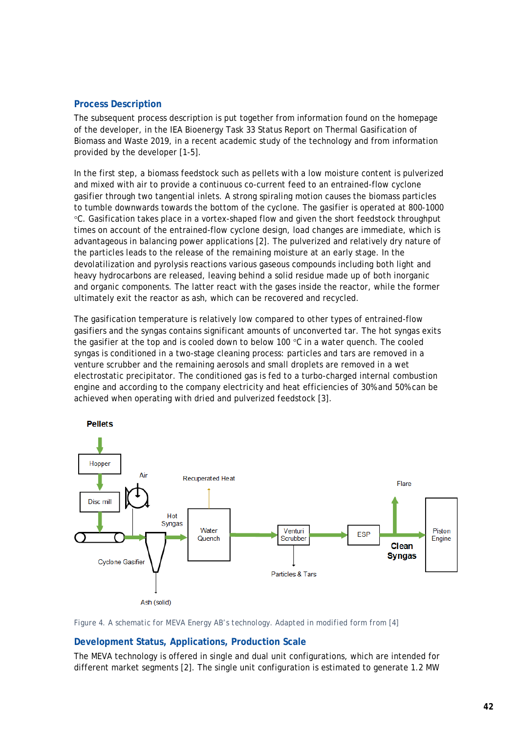## Process Description

The subsequent process description is put together from information found on the homepage of the developer, in the IEA Bioenergy Task 33 Status Report on Thermal Gasification of Biomass and Waste 2019, in a recent academic study of the technology and from information provided by the developer [1-5].

In the first step, a biomass feedstock such as pellets with a low moisture content is pulverized and mixed with air to provide a continuous co-current feed to an entrained-flow cyclone gasifier through two tangential inlets. A strong spiraling motion causes the biomass particles to tumble downwards towards the bottom of the cyclone. The gasifier is operated at 800-1000 °C. Gasification takes place in a vortex-shaped flow and given the short feedstock throughput times on account of the entrained-flow cyclone design, load changes are immediate, which is advantageous in balancing power applications [2]. The pulverized and relatively dry nature of the particles leads to the release of the remaining moisture at an early stage. In the devolatilization and pyrolysis reactions various gaseous compounds including both light and heavy hydrocarbons are released, leaving behind a solid residue made up of both inorganic and organic components. The latter react with the gases inside the reactor, while the former ultimately exit the reactor as ash, which can be recovered and recycled.

The gasification temperature is relatively low compared to other types of entrained-flow gasifiers and the syngas contains significant amounts of unconverted tar. The hot syngas exits the gasifier at the top and is cooled down to below 100 °C in a water quench. The cooled syngas is conditioned in a two-stage cleaning process: particles and tars are removed in a venture scrubber and the remaining aerosols and small droplets are removed in a wet electrostatic precipitator. The conditioned gas is fed to a turbo-charged internal combustion engine and according to the company electricity and heat efficiencies of 30% and 50% can be achieved when operating with dried and pulverized feedstock [3].

Pellets → Hopper → Disc mill → Cyclone Gasifier (Air) → Hot Syngas → Water Quench (Recuperated Heat) → Venturi Scrubber (Particles & Tars) → ESP → Clean Syngas → Piston Engine (Flare); Cyclone Gasifier → Ash (solid)

Figure 4. A schematic for MEVA Energy AB's technology. Adapted in modified form from [4]

## Development Status, Applications, Production Scale

The MEVA technology is offered in single and dual unit configurations, which are intended for different market segments [2]. The single unit configuration is estimated to generate 1.2 MW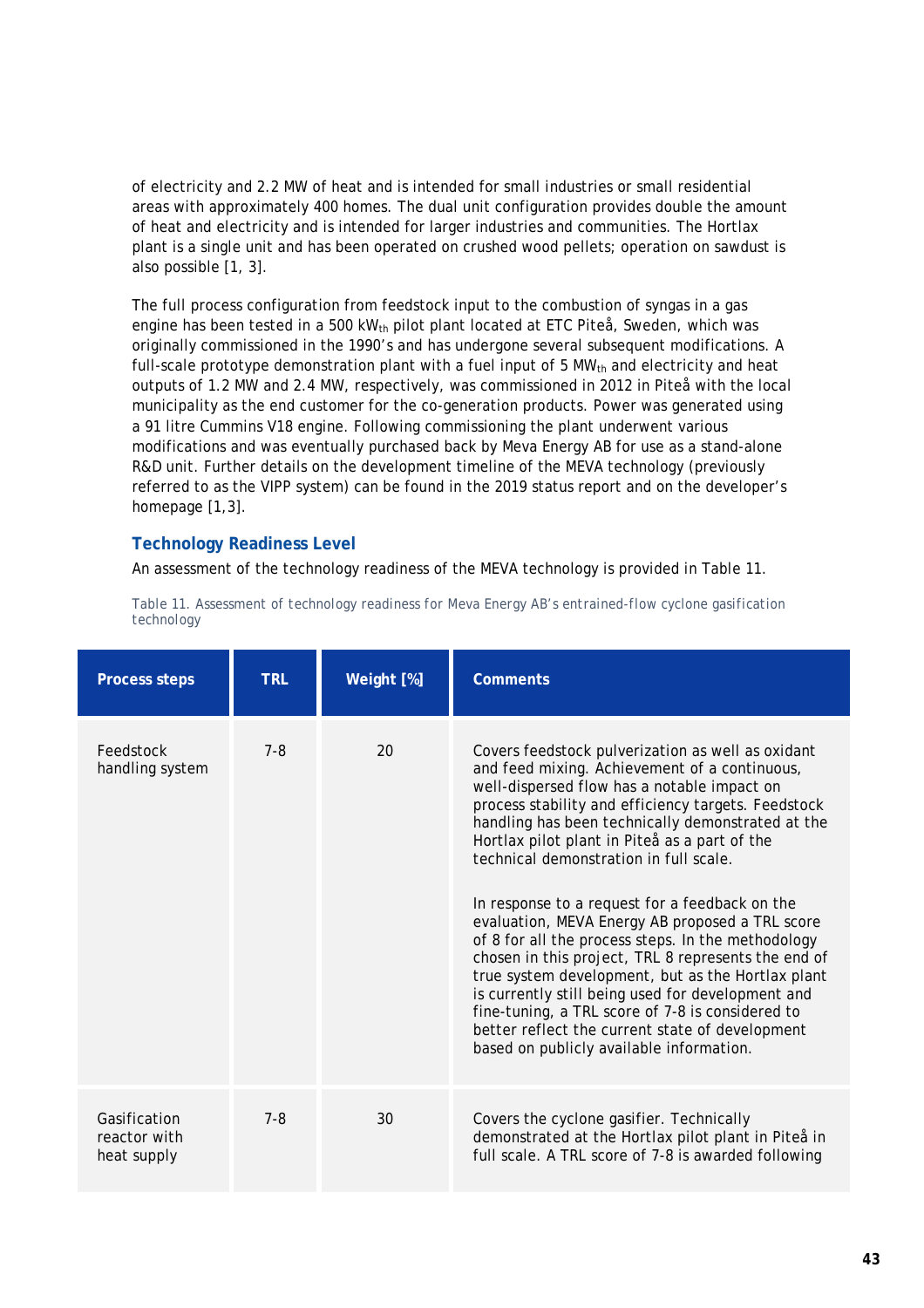of electricity and 2.2 MW of heat and is intended for small industries or small residential areas with approximately 400 homes. The dual unit configuration provides double the amount of heat and electricity and is intended for larger industries and communities. The Hortlax plant is a single unit and has been operated on crushed wood pellets; operation on sawdust is also possible [1, 3].

The full process configuration from feedstock input to the combustion of syngas in a gas engine has been tested in a 500 $kW_{th}$ pilot plant located at ETC Piteå, Sweden, which was originally commissioned in the 1990's and has undergone several subsequent modifications. A full-scale prototype demonstration plant with a fuel input of 5 $MW_{th}$ and electricity and heat outputs of 1.2 MW and 2.4 MW, respectively, was commissioned in 2012 in Piteå with the local municipality as the end customer for the co-generation products. Power was generated using a 91 litre Cummins V18 engine. Following commissioning the plant underwent various modifications and was eventually purchased back by Meva Energy AB for use as a stand-alone R&D unit. Further details on the development timeline of the MEVA technology (previously referred to as the VIPP system) can be found in the 2019 status report and on the developer's homepage [1,3].

### Technology Readiness Level

An assessment of the technology readiness of the MEVA technology is provided in Table 11.

Table 11. Assessment of technology readiness for Meva Energy AB's entrained-flow cyclone gasification technology

| Process steps | TRL | Weight [%] | Comments |
|---|---|---|---|
| Feedstock handling system | 7-8 | 20 | Covers feedstock pulverization as well as oxidant and feed mixing. Achievement of a continuous, well-dispersed flow has a notable impact on process stability and efficiency targets. Feedstock handling has been technically demonstrated at the Hortlax pilot plant in Piteå as a part of the technical demonstration in full scale.<br><br>In response to a request for a feedback on the evaluation, MEVA Energy AB proposed a TRL score of 8 for all the process steps. In the methodology chosen in this project, TRL 8 represents the end of true system development, but as the Hortlax plant is currently still being used for development and fine-tuning, a TRL score of 7-8 is considered to better reflect the current state of development based on publicly available information. |
| Gasification reactor with heat supply | 7-8 | 30 | Covers the cyclone gasifier. Technically demonstrated at the Hortlax pilot plant in Piteå in full scale. A TRL score of 7-8 is awarded following |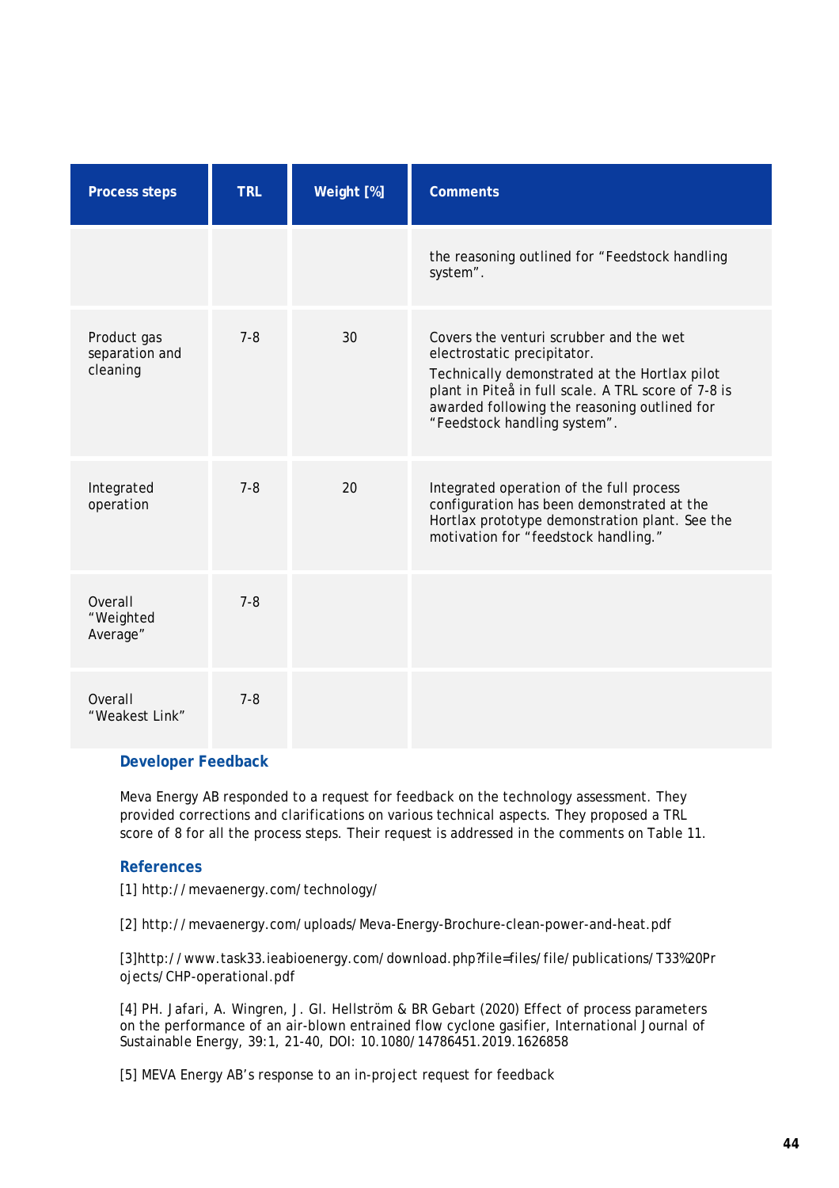| Process steps | TRL | Weight [%] | Comments |
|---|---|---|---|
| | | | the reasoning outlined for "Feedstock handling system". |
| Product gas separation and cleaning | 7-8 | 30 | Covers the venturi scrubber and the wet electrostatic precipitator.<br>Technically demonstrated at the Hortlax pilot plant in Piteå in full scale. A TRL score of 7-8 is awarded following the reasoning outlined for "Feedstock handling system". |
| Integrated operation | 7-8 | 20 | Integrated operation of the full process configuration has been demonstrated at the Hortlax prototype demonstration plant. See the motivation for "feedstock handling." |
| Overall "Weighted Average" | 7-8 | | |
| Overall "Weakest Link" | 7-8 | | |

### Developer Feedback

Meva Energy AB responded to a request for feedback on the technology assessment. They provided corrections and clarifications on various technical aspects. They proposed a TRL score of 8 for all the process steps. Their request is addressed in the comments on Table 11.

### References

[1] http://mevaenergy.com/technology/

[2] http://mevaenergy.com/uploads/Meva-Energy-Brochure-clean-power-and-heat.pdf

[3]http://www.task33.ieabioenergy.com/download.php?file=files/file/publications/T33%20Projects/CHP-operational.pdf

[4] PH. Jafari, A. Wingren, J. GI. Hellström & BR Gebart (2020) Effect of process parameters on the performance of an air-blown entrained flow cyclone gasifier, International Journal of Sustainable Energy, 39:1, 21-40, DOI: 10.1080/14786451.2019.1626858

[5] MEVA Energy AB's response to an in-project request for feedback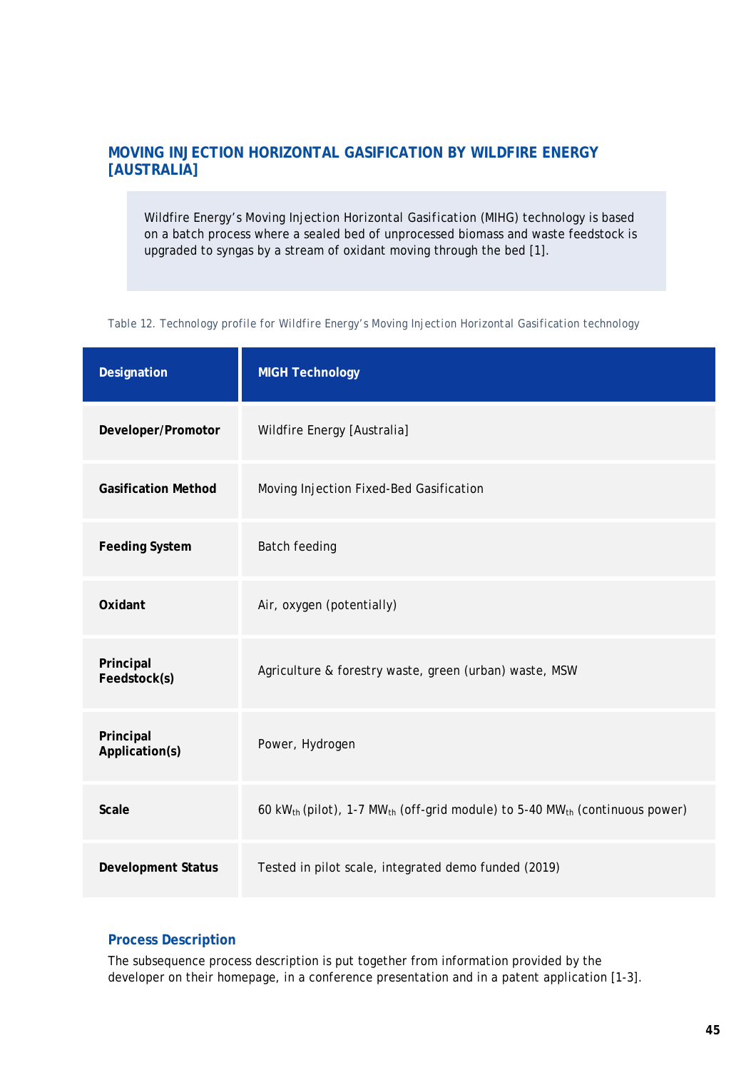## MOVING INJECTION HORIZONTAL GASIFICATION BY WILDFIRE ENERGY [AUSTRALIA]

Wildfire Energy's Moving Injection Horizontal Gasification (MIHG) technology is based on a batch process where a sealed bed of unprocessed biomass and waste feedstock is upgraded to syngas by a stream of oxidant moving through the bed [1].

Table 12. Technology profile for Wildfire Energy's Moving Injection Horizontal Gasification technology

| Designation | MIGH Technology |
|---|---|
| Developer/Promotor | Wildfire Energy [Australia] |
| Gasification Method | Moving Injection Fixed-Bed Gasification |
| Feeding System | Batch feeding |
| Oxidant | Air, oxygen (potentially) |
| Principal Feedstock(s) | Agriculture & forestry waste, green (urban) waste, MSW |
| Principal Application(s) | Power, Hydrogen |
| Scale | 60 $kW_{th}$ (pilot), 1-7 $MW_{th}$ (off-grid module) to 5-40 $MW_{th}$ (continuous power) |
| Development Status | Tested in pilot scale, integrated demo funded (2019) |

### Process Description

The subsequence process description is put together from information provided by the developer on their homepage, in a conference presentation and in a patent application [1-3].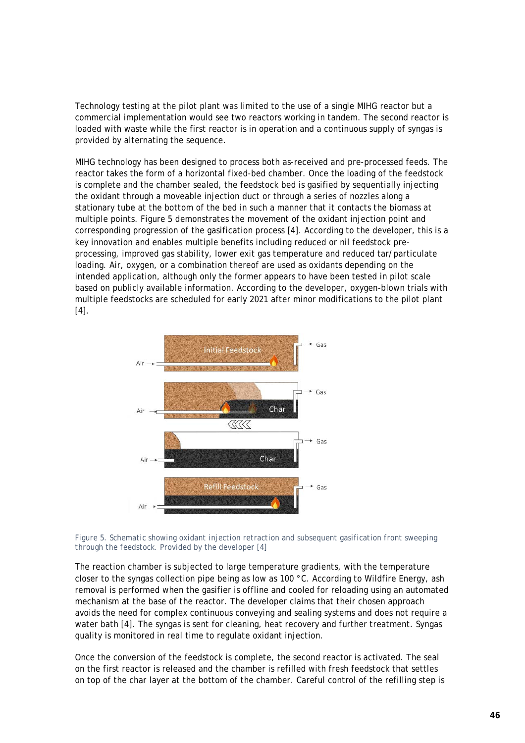Technology testing at the pilot plant was limited to the use of a single MIHG reactor but a commercial implementation would see two reactors working in tandem. The second reactor is loaded with waste while the first reactor is in operation and a continuous supply of syngas is provided by alternating the sequence.

MIHG technology has been designed to process both as-received and pre-processed feeds. The reactor takes the form of a horizontal fixed-bed chamber. Once the loading of the feedstock is complete and the chamber sealed, the feedstock bed is gasified by sequentially injecting the oxidant through a moveable injection duct or through a series of nozzles along a stationary tube at the bottom of the bed in such a manner that it contacts the biomass at multiple points. Figure 5 demonstrates the movement of the oxidant injection point and corresponding progression of the gasification process [4]. According to the developer, this is a key innovation and enables multiple benefits including reduced or nil feedstock pre-processing, improved gas stability, lower exit gas temperature and reduced tar/particulate loading. Air, oxygen, or a combination thereof are used as oxidants depending on the intended application, although only the former appears to have been tested in pilot scale based on publicly available information. According to the developer, oxygen-blown trials with multiple feedstocks are scheduled for early 2021 after minor modifications to the pilot plant [4].

Figure 5. Schematic showing oxidant injection retraction and subsequent gasification front sweeping through the feedstock. Provided by the developer [4]

The reaction chamber is subjected to large temperature gradients, with the temperature closer to the syngas collection pipe being as low as 100 °C. According to Wildfire Energy, ash removal is performed when the gasifier is offline and cooled for reloading using an automated mechanism at the base of the reactor. The developer claims that their chosen approach avoids the need for complex continuous conveying and sealing systems and does not require a water bath [4]. The syngas is sent for cleaning, heat recovery and further treatment. Syngas quality is monitored in real time to regulate oxidant injection.

Once the conversion of the feedstock is complete, the second reactor is activated. The seal on the first reactor is released and the chamber is refilled with fresh feedstock that settles on top of the char layer at the bottom of the chamber. Careful control of the refilling step is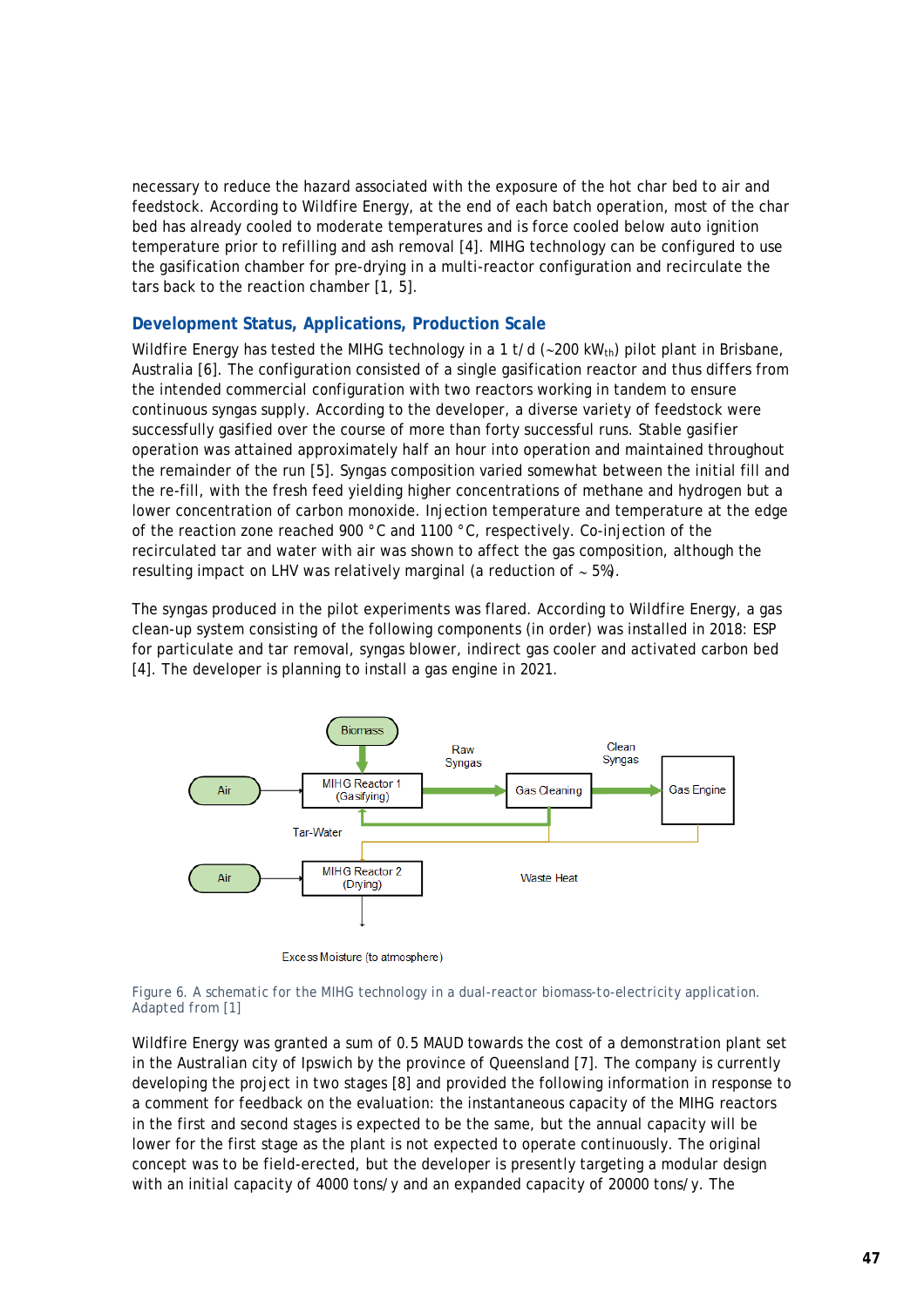necessary to reduce the hazard associated with the exposure of the hot char bed to air and feedstock. According to Wildfire Energy, at the end of each batch operation, most of the char bed has already cooled to moderate temperatures and is force cooled below auto ignition temperature prior to refilling and ash removal [4]. MIHG technology can be configured to use the gasification chamber for pre-drying in a multi-reactor configuration and recirculate the tars back to the reaction chamber [1, 5].

### Development Status, Applications, Production Scale

Wildfire Energy has tested the MIHG technology in a 1 t/d (~200 $kW_{th}$) pilot plant in Brisbane, Australia [6]. The configuration consisted of a single gasification reactor and thus differs from the intended commercial configuration with two reactors working in tandem to ensure continuous syngas supply. According to the developer, a diverse variety of feedstock were successfully gasified over the course of more than forty successful runs. Stable gasifier operation was attained approximately half an hour into operation and maintained throughout the remainder of the run [5]. Syngas composition varied somewhat between the initial fill and the re-fill, with the fresh feed yielding higher concentrations of methane and hydrogen but a lower concentration of carbon monoxide. Injection temperature and temperature at the edge of the reaction zone reached 900 °C and 1100 °C, respectively. Co-injection of the recirculated tar and water with air was shown to affect the gas composition, although the resulting impact on LHV was relatively marginal (a reduction of ~ 5%).

The syngas produced in the pilot experiments was flared. According to Wildfire Energy, a gas clean-up system consisting of the following components (in order) was installed in 2018: ESP for particulate and tar removal, syngas blower, indirect gas cooler and activated carbon bed [4]. The developer is planning to install a gas engine in 2021.

Figure 6. A schematic for the MIHG technology in a dual-reactor biomass-to-electricity application. Adapted from [1]

Wildfire Energy was granted a sum of 0.5 MAUD towards the cost of a demonstration plant set in the Australian city of Ipswich by the province of Queensland [7]. The company is currently developing the project in two stages [8] and provided the following information in response to a comment for feedback on the evaluation: the instantaneous capacity of the MIHG reactors in the first and second stages is expected to be the same, but the annual capacity will be lower for the first stage as the plant is not expected to operate continuously. The original concept was to be field-erected, but the developer is presently targeting a modular design with an initial capacity of 4000 tons/y and an expanded capacity of 20000 tons/y. The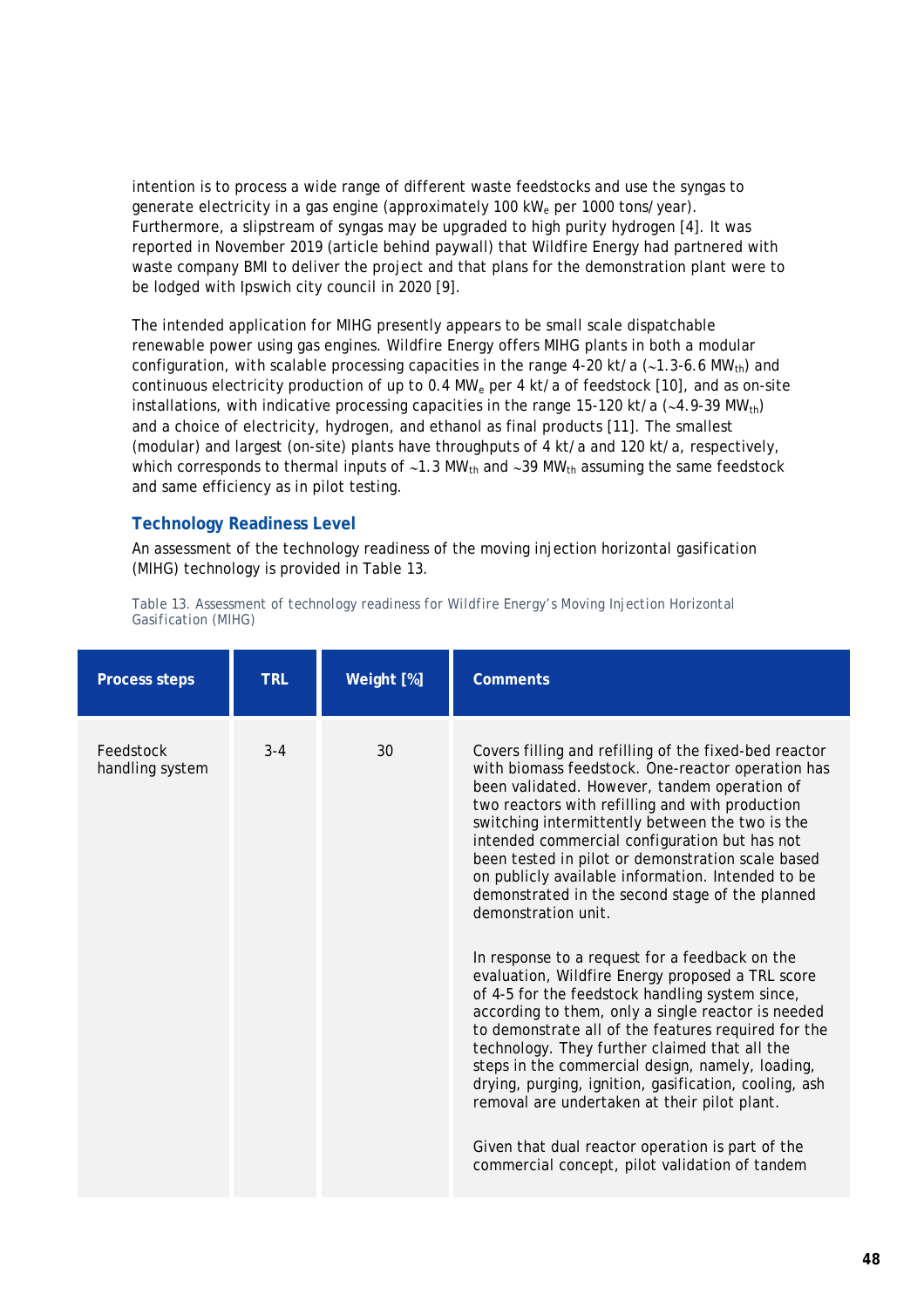intention is to process a wide range of different waste feedstocks and use the syngas to generate electricity in a gas engine (approximately 100 $kW_e$ per 1000 tons/year). Furthermore, a slipstream of syngas may be upgraded to high purity hydrogen [4]. It was reported in November 2019 (article behind paywall) that Wildfire Energy had partnered with waste company BMI to deliver the project and that plans for the demonstration plant were to be lodged with Ipswich city council in 2020 [9].

The intended application for MIHG presently appears to be small scale dispatchable renewable power using gas engines. Wildfire Energy offers MIHG plants in both a modular configuration, with scalable processing capacities in the range 4-20 kt/a (~1.3-6.6 $MW_{th}$) and continuous electricity production of up to 0.4 $MW_e$ per 4 kt/a of feedstock [10], and as on-site installations, with indicative processing capacities in the range 15-120 kt/a (~4.9-39 $MW_{th}$) and a choice of electricity, hydrogen, and ethanol as final products [11]. The smallest (modular) and largest (on-site) plants have throughputs of 4 kt/a and 120 kt/a, respectively, which corresponds to thermal inputs of ~1.3 $MW_{th}$ and ~39 $MW_{th}$ assuming the same feedstock and same efficiency as in pilot testing.

### Technology Readiness Level

An assessment of the technology readiness of the moving injection horizontal gasification (MIHG) technology is provided in Table 13.

Table 13. Assessment of technology readiness for Wildfire Energy's Moving Injection Horizontal Gasification (MIHG)

| Process steps | TRL | Weight [%] | Comments |
|---|---|---|---|
| Feedstock handling system | 3-4 | 30 | Covers filling and refilling of the fixed-bed reactor with biomass feedstock. One-reactor operation has been validated. However, tandem operation of two reactors with refilling and with production switching intermittently between the two is the intended commercial configuration but has not been tested in pilot or demonstration scale based on publicly available information. Intended to be demonstrated in the second stage of the planned demonstration unit.<br><br>In response to a request for a feedback on the evaluation, Wildfire Energy proposed a TRL score of 4-5 for the feedstock handling system since, according to them, only a single reactor is needed to demonstrate all of the features required for the technology. They further claimed that all the steps in the commercial design, namely, loading, drying, purging, ignition, gasification, cooling, ash removal are undertaken at their pilot plant.<br><br>Given that dual reactor operation is part of the commercial concept, pilot validation of tandem |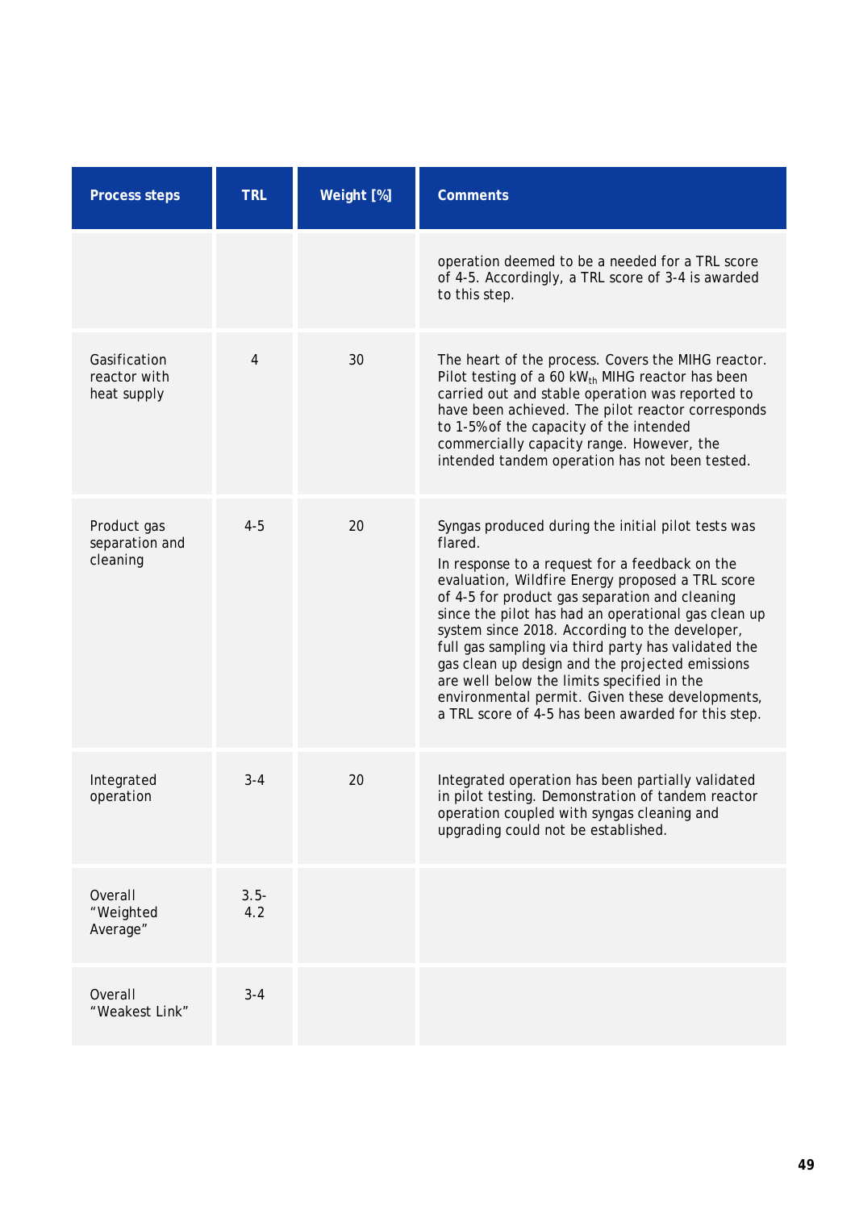| Process steps | TRL | Weight [%] | Comments |
|---|---|---|---|
| | | | operation deemed to be a needed for a TRL score of 4-5. Accordingly, a TRL score of 3-4 is awarded to this step. |
| Gasification reactor with heat supply | 4 | 30 | The heart of the process. Covers the MIHG reactor. Pilot testing of a 60 $kW_{th}$ MIHG reactor has been carried out and stable operation was reported to have been achieved. The pilot reactor corresponds to 1-5% of the capacity of the intended commercially capacity range. However, the intended tandem operation has not been tested. |
| Product gas separation and cleaning | 4-5 | 20 | Syngas produced during the initial pilot tests was flared.<br>In response to a request for a feedback on the evaluation, Wildfire Energy proposed a TRL score of 4-5 for product gas separation and cleaning since the pilot has had an operational gas clean up system since 2018. According to the developer, full gas sampling via third party has validated the gas clean up design and the projected emissions are well below the limits specified in the environmental permit. Given these developments, a TRL score of 4-5 has been awarded for this step. |
| Integrated operation | 3-4 | 20 | Integrated operation has been partially validated in pilot testing. Demonstration of tandem reactor operation coupled with syngas cleaning and upgrading could not be established. |
| Overall "Weighted Average" | 3.5-4.2 | | |
| Overall "Weakest Link" | 3-4 | | |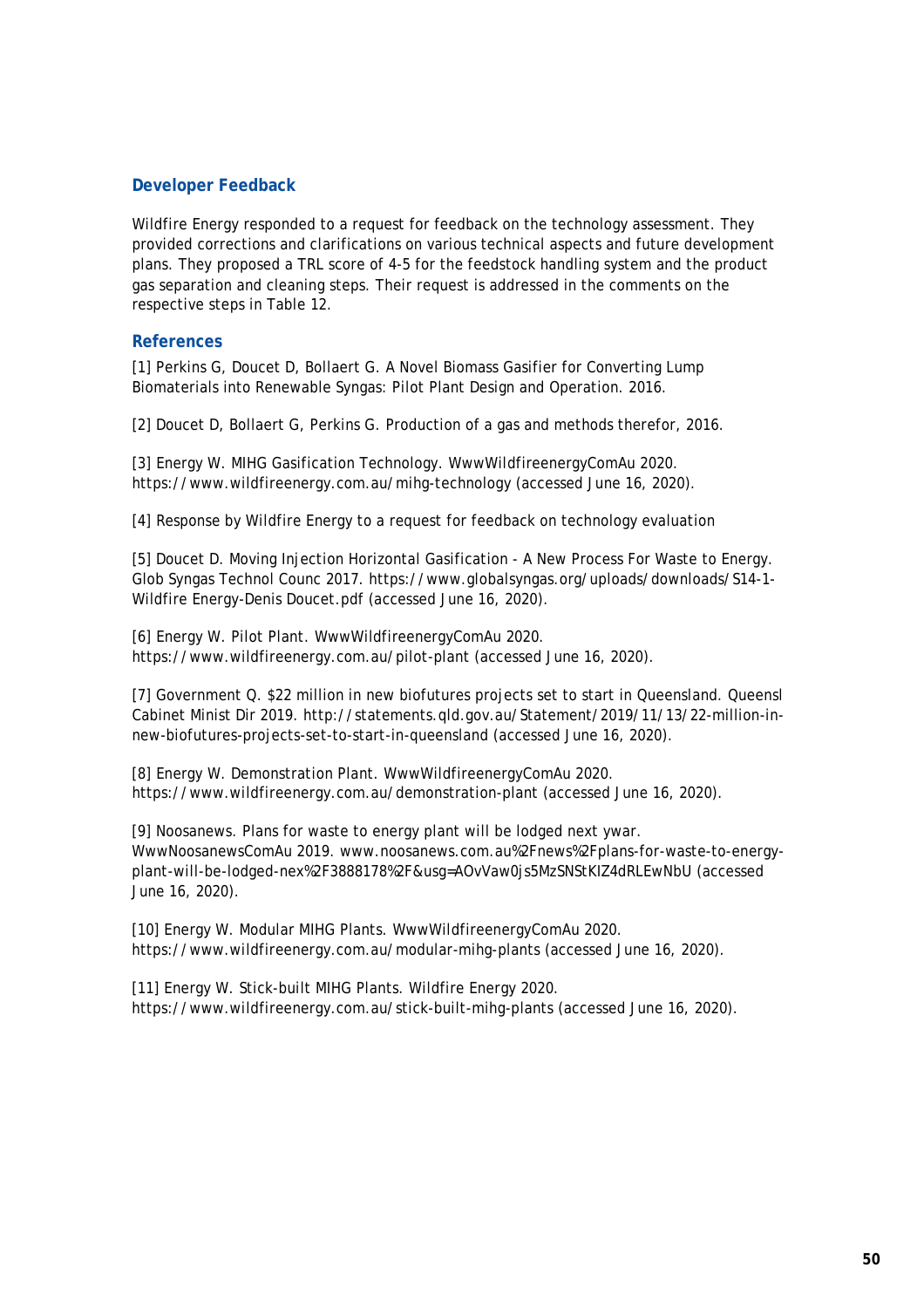## Developer Feedback

Wildfire Energy responded to a request for feedback on the technology assessment. They provided corrections and clarifications on various technical aspects and future development plans. They proposed a TRL score of 4-5 for the feedstock handling system and the product gas separation and cleaning steps. Their request is addressed in the comments on the respective steps in Table 12.

## References

[1] Perkins G, Doucet D, Bollaert G. A Novel Biomass Gasifier for Converting Lump Biomaterials into Renewable Syngas: Pilot Plant Design and Operation. 2016.

[2] Doucet D, Bollaert G, Perkins G. Production of a gas and methods therefor, 2016.

[3] Energy W. MIHG Gasification Technology. WwwWildfireenergyComAu 2020. https://www.wildfireenergy.com.au/mihg-technology (accessed June 16, 2020).

[4] Response by Wildfire Energy to a request for feedback on technology evaluation

[5] Doucet D. Moving Injection Horizontal Gasification - A New Process For Waste to Energy. Glob Syngas Technol Counc 2017. https://www.globalsyngas.org/uploads/downloads/S14-1-Wildfire Energy-Denis Doucet.pdf (accessed June 16, 2020).

[6] Energy W. Pilot Plant. WwwWildfireenergyComAu 2020. https://www.wildfireenergy.com.au/pilot-plant (accessed June 16, 2020).

[7] Government Q. $22 million in new biofutures projects set to start in Queensland. Queensl Cabinet Minist Dir 2019. http://statements.qld.gov.au/Statement/2019/11/13/22-million-in-new-biofutures-projects-set-to-start-in-queensland (accessed June 16, 2020).

[8] Energy W. Demonstration Plant. WwwWildfireenergyComAu 2020. https://www.wildfireenergy.com.au/demonstration-plant (accessed June 16, 2020).

[9] Noosanews. Plans for waste to energy plant will be lodged next ywar. WwwNoosanewsComAu 2019. www.noosanews.com.au%2Fnews%2Fplans-for-waste-to-energy-plant-will-be-lodged-nex%2F3888178%2F&usg=AOvVaw0js5MzSNStKIZ4dRLEwNbU (accessed June 16, 2020).

[10] Energy W. Modular MIHG Plants. WwwWildfireenergyComAu 2020. https://www.wildfireenergy.com.au/modular-mihg-plants (accessed June 16, 2020).

[11] Energy W. Stick-built MIHG Plants. Wildfire Energy 2020. https://www.wildfireenergy.com.au/stick-built-mihg-plants (accessed June 16, 2020).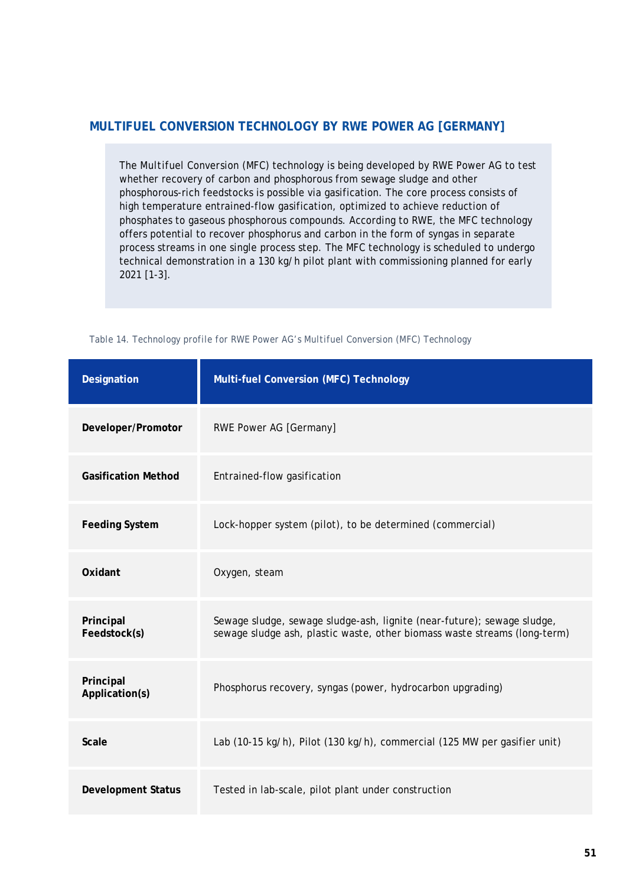## MULTIFUEL CONVERSION TECHNOLOGY BY RWE POWER AG [GERMANY]

The Multifuel Conversion (MFC) technology is being developed by RWE Power AG to test whether recovery of carbon and phosphorous from sewage sludge and other phosphorous-rich feedstocks is possible via gasification. The core process consists of high temperature entrained-flow gasification, optimized to achieve reduction of phosphates to gaseous phosphorous compounds. According to RWE, the MFC technology offers potential to recover phosphorus and carbon in the form of syngas in separate process streams in one single process step. The MFC technology is scheduled to undergo technical demonstration in a 130 kg/h pilot plant with commissioning planned for early 2021 [1-3].

Table 14. Technology profile for RWE Power AG's Multifuel Conversion (MFC) Technology

| Designation | Multi-fuel Conversion (MFC) Technology |
|---|---|
| **Developer/Promotor** | RWE Power AG [Germany] |
| **Gasification Method** | Entrained-flow gasification |
| **Feeding System** | Lock-hopper system (pilot), to be determined (commercial) |
| **Oxidant** | Oxygen, steam |
| **Principal Feedstock(s)** | Sewage sludge, sewage sludge-ash, lignite (near-future); sewage sludge, sewage sludge ash, plastic waste, other biomass waste streams (long-term) |
| **Principal Application(s)** | Phosphorus recovery, syngas (power, hydrocarbon upgrading) |
| **Scale** | Lab (10-15 kg/h), Pilot (130 kg/h), commercial (125 MW per gasifier unit) |
| **Development Status** | Tested in lab-scale, pilot plant under construction |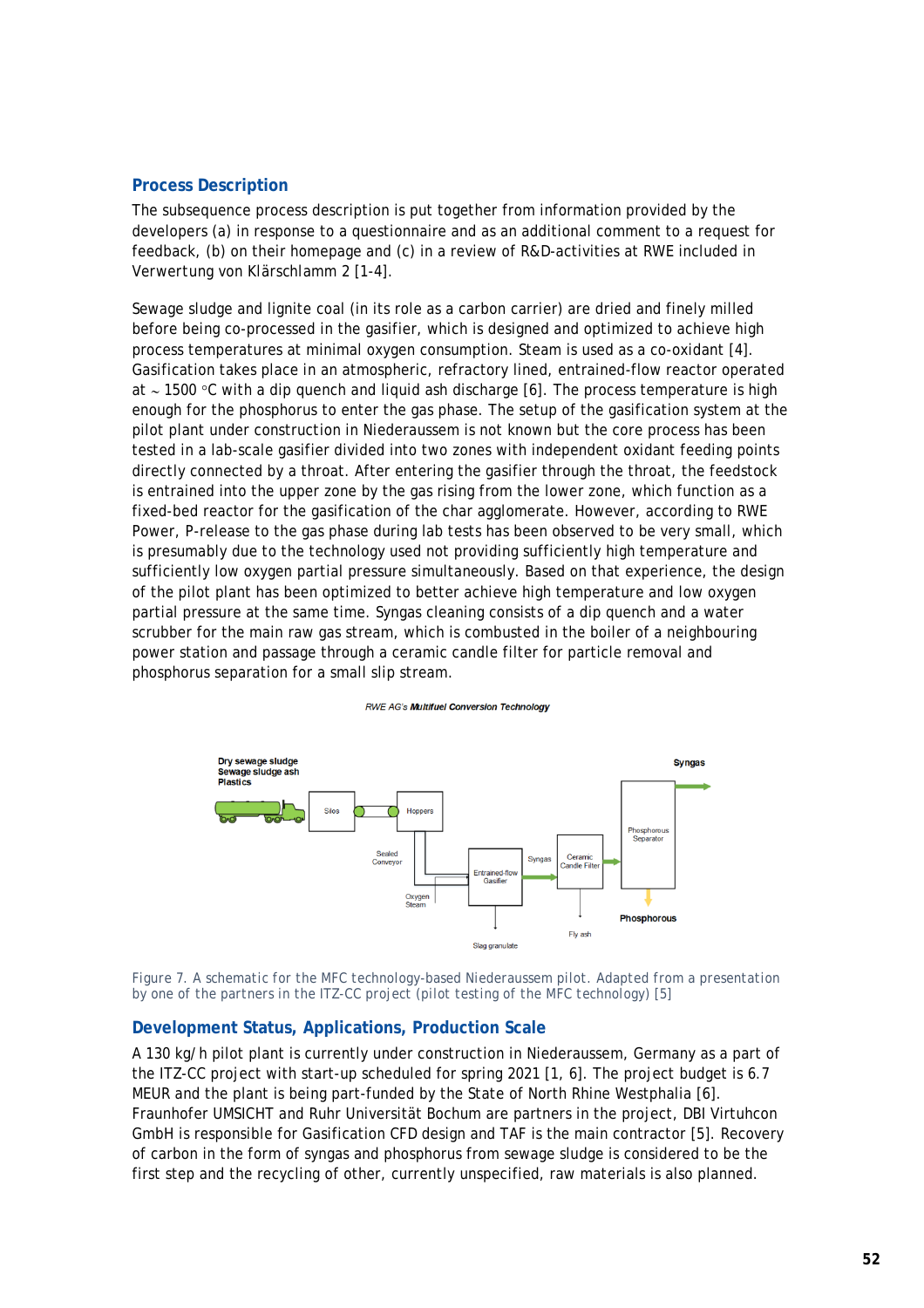## Process Description

The subsequence process description is put together from information provided by the developers (a) in response to a questionnaire and as an additional comment to a request for feedback, (b) on their homepage and (c) in a review of R&D-activities at RWE included in Verwertung von Klärschlamm 2 [1-4].

Sewage sludge and lignite coal (in its role as a carbon carrier) are dried and finely milled before being co-processed in the gasifier, which is designed and optimized to achieve high process temperatures at minimal oxygen consumption. Steam is used as a co-oxidant [4]. Gasification takes place in an atmospheric, refractory lined, entrained-flow reactor operated at ~ 1500 °C with a dip quench and liquid ash discharge [6]. The process temperature is high enough for the phosphorus to enter the gas phase. The setup of the gasification system at the pilot plant under construction in Niederaussem is not known but the core process has been tested in a lab-scale gasifier divided into two zones with independent oxidant feeding points directly connected by a throat. After entering the gasifier through the throat, the feedstock is entrained into the upper zone by the gas rising from the lower zone, which function as a fixed-bed reactor for the gasification of the char agglomerate. However, according to RWE Power, P-release to the gas phase during lab tests has been observed to be very small, which is presumably due to the technology used not providing sufficiently high temperature and sufficiently low oxygen partial pressure simultaneously. Based on that experience, the design of the pilot plant has been optimized to better achieve high temperature and low oxygen partial pressure at the same time. Syngas cleaning consists of a dip quench and a water scrubber for the main raw gas stream, which is combusted in the boiler of a neighbouring power station and passage through a ceramic candle filter for particle removal and phosphorus separation for a small slip stream.

Figure 7. A schematic for the MFC technology-based Niederaussem pilot. Adapted from a presentation by one of the partners in the ITZ-CC project (pilot testing of the MFC technology) [5]

## Development Status, Applications, Production Scale

A 130 kg/h pilot plant is currently under construction in Niederaussem, Germany as a part of the ITZ-CC project with start-up scheduled for spring 2021 [1, 6]. The project budget is 6.7 MEUR and the plant is being part-funded by the State of North Rhine Westphalia [6]. Fraunhofer UMSICHT and Ruhr Universität Bochum are partners in the project, DBI Virtuhcon GmbH is responsible for Gasification CFD design and TAF is the main contractor [5]. Recovery of carbon in the form of syngas and phosphorus from sewage sludge is considered to be the first step and the recycling of other, currently unspecified, raw materials is also planned.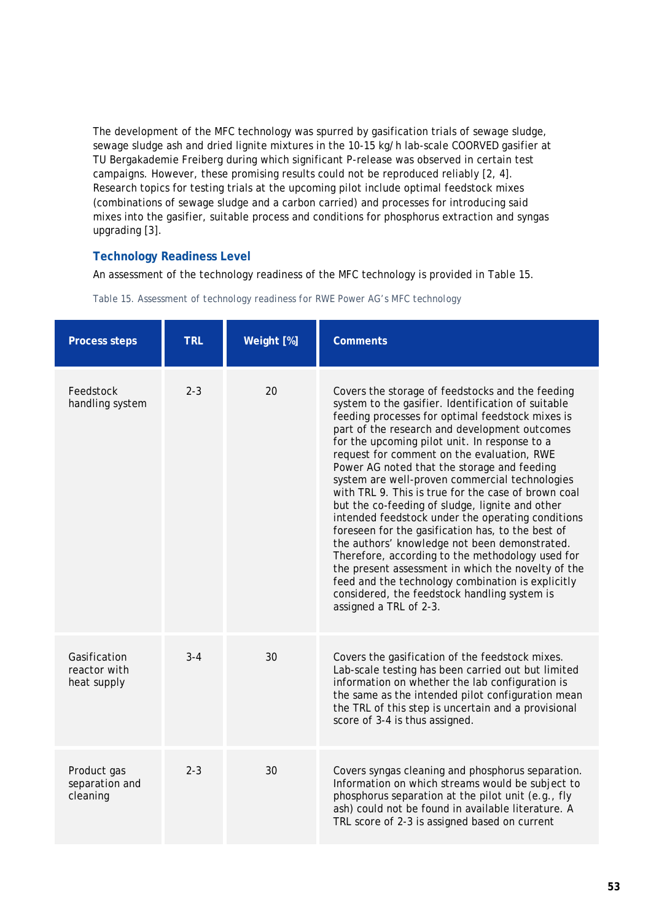The development of the MFC technology was spurred by gasification trials of sewage sludge, sewage sludge ash and dried lignite mixtures in the 10-15 kg/h lab-scale COORVED gasifier at TU Bergakademie Freiberg during which significant P-release was observed in certain test campaigns. However, these promising results could not be reproduced reliably [2, 4]. Research topics for testing trials at the upcoming pilot include optimal feedstock mixes (combinations of sewage sludge and a carbon carried) and processes for introducing said mixes into the gasifier, suitable process and conditions for phosphorus extraction and syngas upgrading [3].

### Technology Readiness Level

An assessment of the technology readiness of the MFC technology is provided in Table 15.

Table 15. Assessment of technology readiness for RWE Power AG's MFC technology

| Process steps | TRL | Weight [%] | Comments |
|---|---|---|---|
| Feedstock handling system | 2-3 | 20 | Covers the storage of feedstocks and the feeding system to the gasifier. Identification of suitable feeding processes for optimal feedstock mixes is part of the research and development outcomes for the upcoming pilot unit. In response to a request for comment on the evaluation, RWE Power AG noted that the storage and feeding system are well-proven commercial technologies with TRL 9. This is true for the case of brown coal but the co-feeding of sludge, lignite and other intended feedstock under the operating conditions foreseen for the gasification has, to the best of the authors' knowledge not been demonstrated. Therefore, according to the methodology used for the present assessment in which the novelty of the feed and the technology combination is explicitly considered, the feedstock handling system is assigned a TRL of 2-3. |
| Gasification reactor with heat supply | 3-4 | 30 | Covers the gasification of the feedstock mixes. Lab-scale testing has been carried out but limited information on whether the lab configuration is the same as the intended pilot configuration mean the TRL of this step is uncertain and a provisional score of 3-4 is thus assigned. |
| Product gas separation and cleaning | 2-3 | 30 | Covers syngas cleaning and phosphorus separation. Information on which streams would be subject to phosphorus separation at the pilot unit (e.g., fly ash) could not be found in available literature. A TRL score of 2-3 is assigned based on current |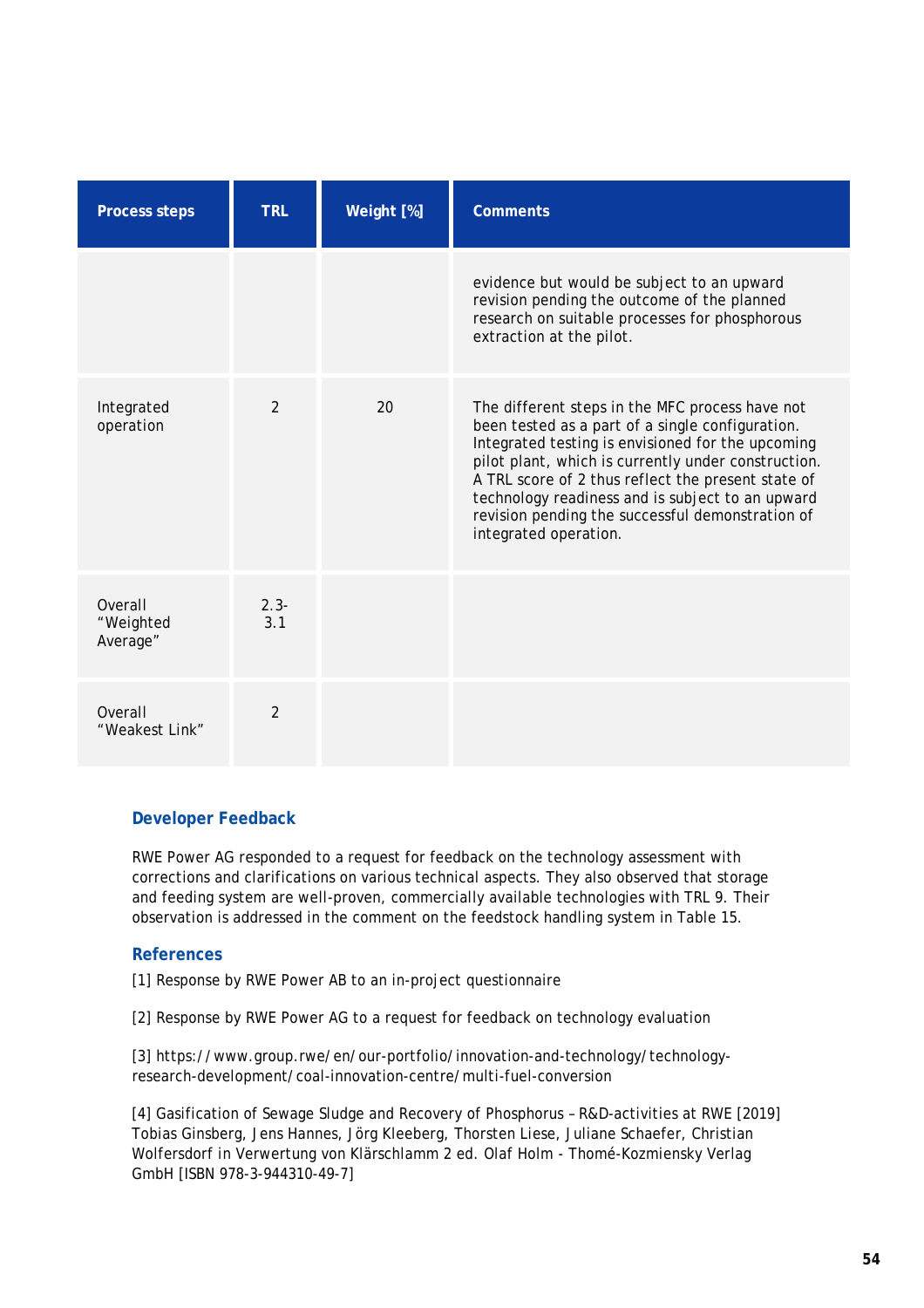| Process steps | TRL | Weight [%] | Comments |
| --- | --- | --- | --- |
| | | | evidence but would be subject to an upward revision pending the outcome of the planned research on suitable processes for phosphorous extraction at the pilot. |
| Integrated operation | 2 | 20 | The different steps in the MFC process have not been tested as a part of a single configuration. Integrated testing is envisioned for the upcoming pilot plant, which is currently under construction. A TRL score of 2 thus reflect the present state of technology readiness and is subject to an upward revision pending the successful demonstration of integrated operation. |
| Overall “Weighted Average” | 2.3-3.1 | | |
| Overall “Weakest Link” | 2 | | |

### Developer Feedback

RWE Power AG responded to a request for feedback on the technology assessment with corrections and clarifications on various technical aspects. They also observed that storage and feeding system are well-proven, commercially available technologies with TRL 9. Their observation is addressed in the comment on the feedstock handling system in Table 15.

### References

[1] Response by RWE Power AB to an in-project questionnaire

[2] Response by RWE Power AG to a request for feedback on technology evaluation

[3] https://www.group.rwe/en/our-portfolio/innovation-and-technology/technology-research-development/coal-innovation-centre/multi-fuel-conversion

[4] Gasification of Sewage Sludge and Recovery of Phosphorus – R&D-activities at RWE [2019] Tobias Ginsberg, Jens Hannes, Jörg Kleeberg, Thorsten Liese, Juliane Schaefer, Christian Wolfersdorf in Verwertung von Klärschlamm 2 ed. Olaf Holm - Thomé-Kozmiensky Verlag GmbH [ISBN 978-3-944310-49-7]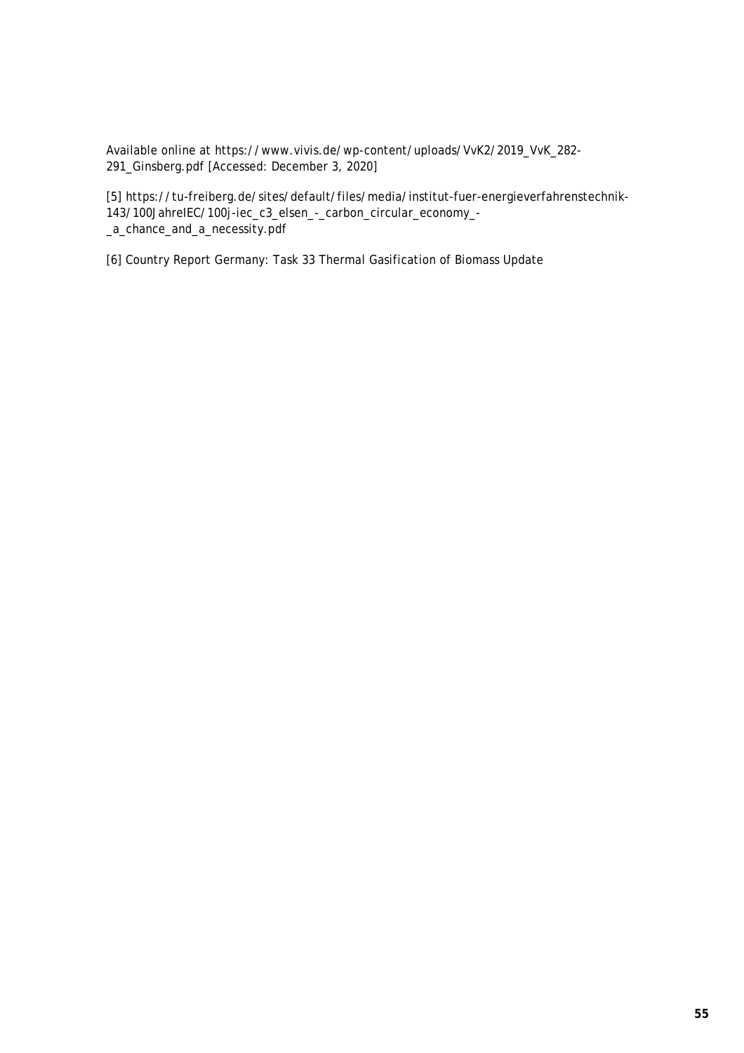Available online at https://www.vivis.de/wp-content/uploads/VvK2/2019_VvK_282-291_Ginsberg.pdf [Accessed: December 3, 2020]

[5] https://tu-freiberg.de/sites/default/files/media/institut-fuer-energieverfahrenstechnik-143/100JahreIEC/100j-iec_c3_elsen_-_carbon_circular_economy_-_a_chance_and_a_necessity.pdf

[6] Country Report Germany: Task 33 Thermal Gasification of Biomass Update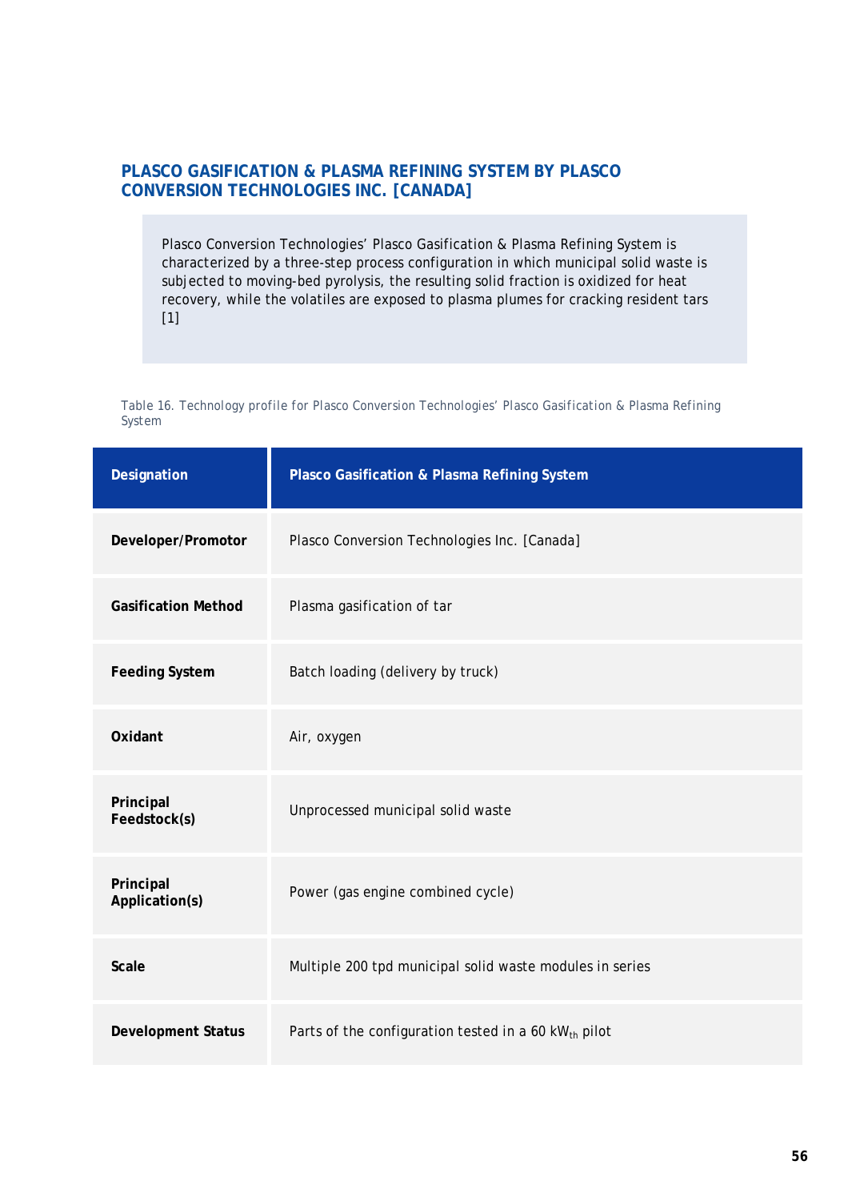## PLASCO GASIFICATION & PLASMA REFINING SYSTEM BY PLASCO CONVERSION TECHNOLOGIES INC. [CANADA]

Plasco Conversion Technologies' Plasco Gasification & Plasma Refining System is characterized by a three-step process configuration in which municipal solid waste is subjected to moving-bed pyrolysis, the resulting solid fraction is oxidized for heat recovery, while the volatiles are exposed to plasma plumes for cracking resident tars [1]

Table 16. Technology profile for Plasco Conversion Technologies' Plasco Gasification & Plasma Refining System

| Designation | Plasco Gasification & Plasma Refining System |
|---|---|
| **Developer/Promotor** | Plasco Conversion Technologies Inc. [Canada] |
| **Gasification Method** | Plasma gasification of tar |
| **Feeding System** | Batch loading (delivery by truck) |
| **Oxidant** | Air, oxygen |
| **Principal Feedstock(s)** | Unprocessed municipal solid waste |
| **Principal Application(s)** | Power (gas engine combined cycle) |
| **Scale** | Multiple 200 tpd municipal solid waste modules in series |
| **Development Status** | Parts of the configuration tested in a 60 $kW_{th}$ pilot |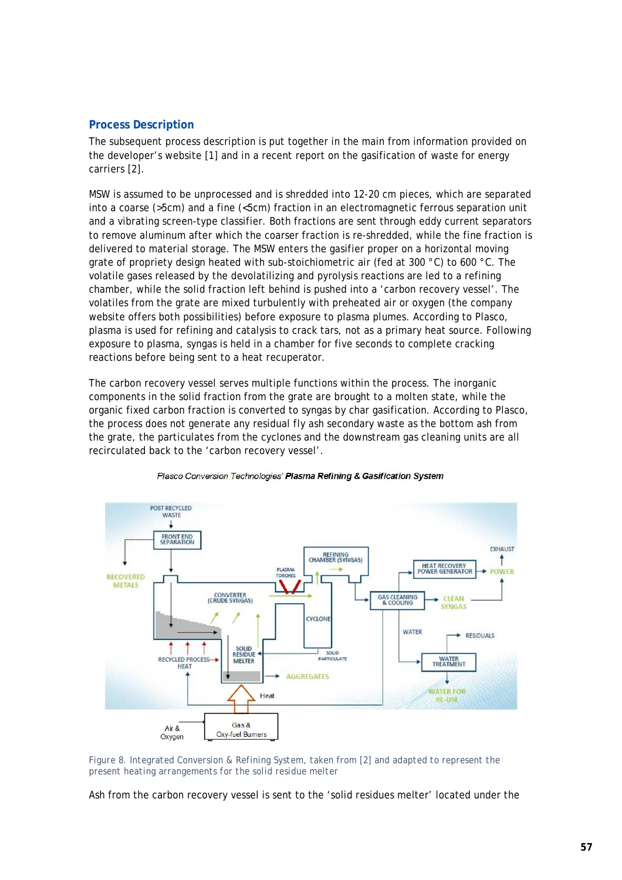## Process Description

The subsequent process description is put together in the main from information provided on the developer's website [1] and in a recent report on the gasification of waste for energy carriers [2].

MSW is assumed to be unprocessed and is shredded into 12-20 cm pieces, which are separated into a coarse (>5cm) and a fine (<5cm) fraction in an electromagnetic ferrous separation unit and a vibrating screen-type classifier. Both fractions are sent through eddy current separators to remove aluminum after which the coarser fraction is re-shredded, while the fine fraction is delivered to material storage. The MSW enters the gasifier proper on a horizontal moving grate of propriety design heated with sub-stoichiometric air (fed at 300 °C) to 600 °C. The volatile gases released by the devolatilizing and pyrolysis reactions are led to a refining chamber, while the solid fraction left behind is pushed into a 'carbon recovery vessel'. The volatiles from the grate are mixed turbulently with preheated air or oxygen (the company website offers both possibilities) before exposure to plasma plumes. According to Plasco, plasma is used for refining and catalysis to crack tars, not as a primary heat source. Following exposure to plasma, syngas is held in a chamber for five seconds to complete cracking reactions before being sent to a heat recuperator.

The carbon recovery vessel serves multiple functions within the process. The inorganic components in the solid fraction from the grate are brought to a molten state, while the organic fixed carbon fraction is converted to syngas by char gasification. According to Plasco, the process does not generate any residual fly ash secondary waste as the bottom ash from the grate, the particulates from the cyclones and the downstream gas cleaning units are all recirculated back to the 'carbon recovery vessel'.

Figure 8. Integrated Conversion & Refining System, taken from [2] and adapted to represent the present heating arrangements for the solid residue melter

Ash from the carbon recovery vessel is sent to the 'solid residues melter' located under the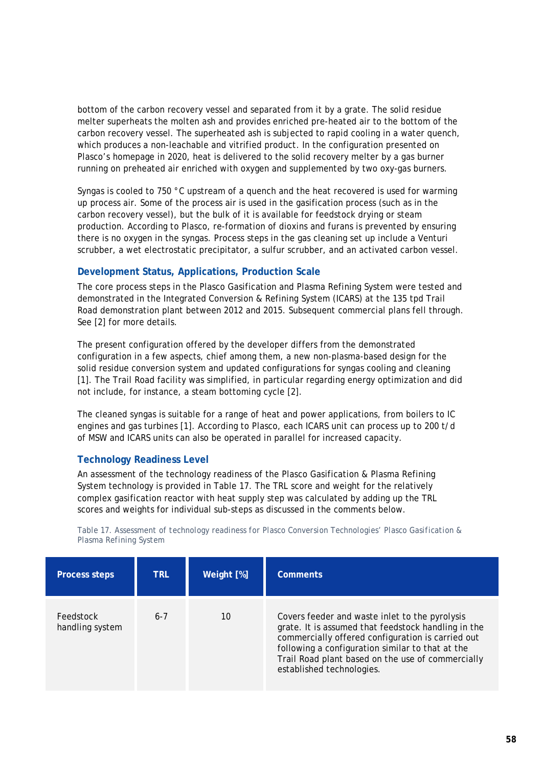bottom of the carbon recovery vessel and separated from it by a grate. The solid residue melter superheats the molten ash and provides enriched pre-heated air to the bottom of the carbon recovery vessel. The superheated ash is subjected to rapid cooling in a water quench, which produces a non-leachable and vitrified product. In the configuration presented on Plasco's homepage in 2020, heat is delivered to the solid recovery melter by a gas burner running on preheated air enriched with oxygen and supplemented by two oxy-gas burners.

Syngas is cooled to 750 °C upstream of a quench and the heat recovered is used for warming up process air. Some of the process air is used in the gasification process (such as in the carbon recovery vessel), but the bulk of it is available for feedstock drying or steam production. According to Plasco, re-formation of dioxins and furans is prevented by ensuring there is no oxygen in the syngas. Process steps in the gas cleaning set up include a Venturi scrubber, a wet electrostatic precipitator, a sulfur scrubber, and an activated carbon vessel.

### Development Status, Applications, Production Scale

The core process steps in the Plasco Gasification and Plasma Refining System were tested and demonstrated in the Integrated Conversion & Refining System (ICARS) at the 135 tpd Trail Road demonstration plant between 2012 and 2015. Subsequent commercial plans fell through. See [2] for more details.

The present configuration offered by the developer differs from the demonstrated configuration in a few aspects, chief among them, a new non-plasma-based design for the solid residue conversion system and updated configurations for syngas cooling and cleaning [1]. The Trail Road facility was simplified, in particular regarding energy optimization and did not include, for instance, a steam bottoming cycle [2].

The cleaned syngas is suitable for a range of heat and power applications, from boilers to IC engines and gas turbines [1]. According to Plasco, each ICARS unit can process up to 200 t/d of MSW and ICARS units can also be operated in parallel for increased capacity.

### Technology Readiness Level

An assessment of the technology readiness of the Plasco Gasification & Plasma Refining System technology is provided in Table 17. The TRL score and weight for the relatively complex gasification reactor with heat supply step was calculated by adding up the TRL scores and weights for individual sub-steps as discussed in the comments below.

Table 17. Assessment of technology readiness for Plasco Conversion Technologies' Plasco Gasification & Plasma Refining System

| Process steps | TRL | Weight [%] | Comments |
|---|---|---|---|
| Feedstock handling system | 6-7 | 10 | Covers feeder and waste inlet to the pyrolysis grate. It is assumed that feedstock handling in the commercially offered configuration is carried out following a configuration similar to that at the Trail Road plant based on the use of commercially established technologies. |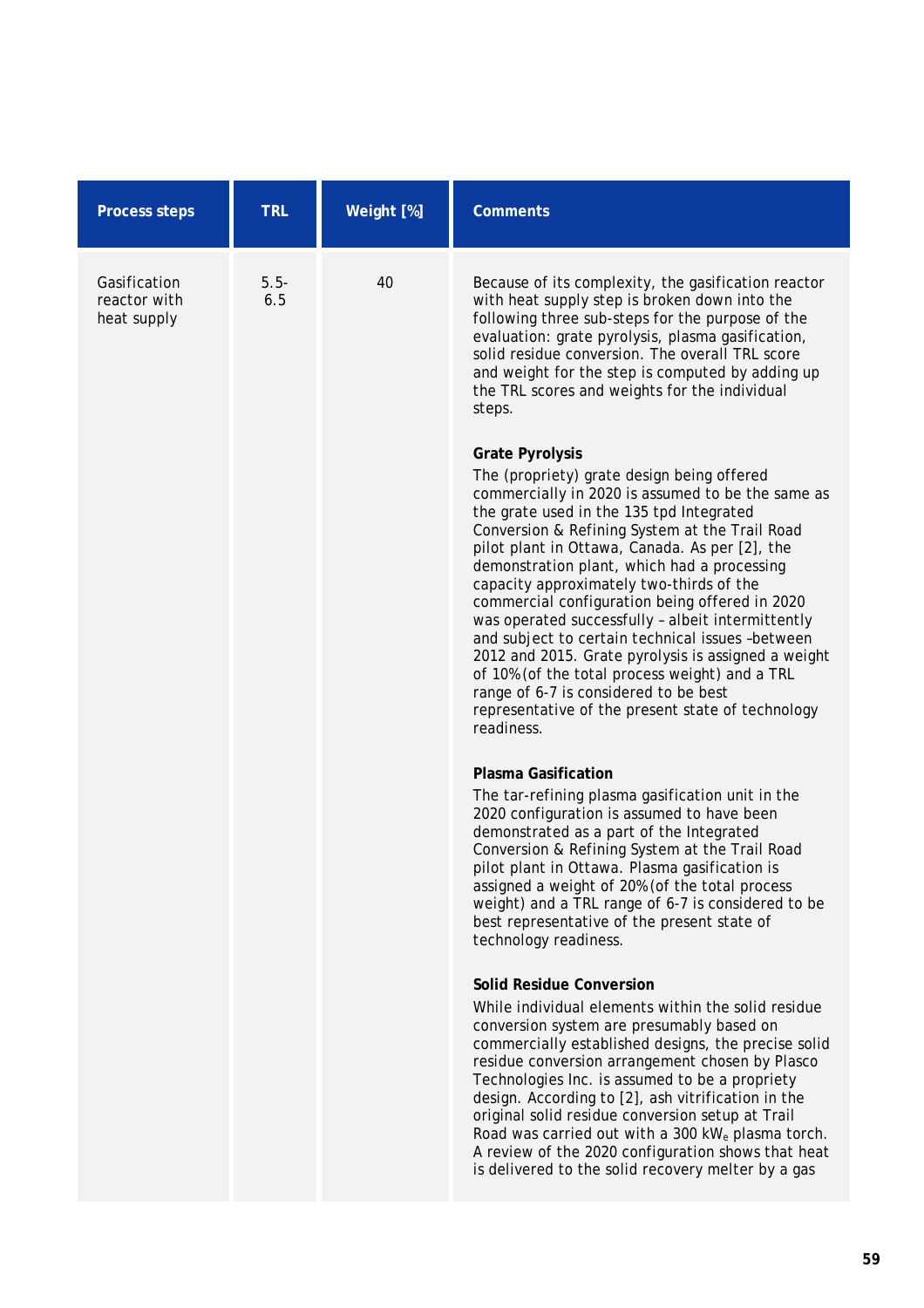| Process steps | TRL | Weight [%] | Comments |
|---|---|---|---|
| Gasification reactor with heat supply | 5.5-6.5 | 40 | Because of its complexity, the gasification reactor with heat supply step is broken down into the following three sub-steps for the purpose of the evaluation: grate pyrolysis, plasma gasification, solid residue conversion. The overall TRL score and weight for the step is computed by adding up the TRL scores and weights for the individual steps.<br><br>**Grate Pyrolysis**<br>The (propriety) grate design being offered commercially in 2020 is assumed to be the same as the grate used in the 135 tpd Integrated Conversion & Refining System at the Trail Road pilot plant in Ottawa, Canada. As per [2], the demonstration plant, which had a processing capacity approximately two-thirds of the commercial configuration being offered in 2020 was operated successfully – albeit intermittently and subject to certain technical issues –between 2012 and 2015. Grate pyrolysis is assigned a weight of 10% (of the total process weight) and a TRL range of 6-7 is considered to be best representative of the present state of technology readiness.<br><br>**Plasma Gasification**<br>The tar-refining plasma gasification unit in the 2020 configuration is assumed to have been demonstrated as a part of the Integrated Conversion & Refining System at the Trail Road pilot plant in Ottawa. Plasma gasification is assigned a weight of 20% (of the total process weight) and a TRL range of 6-7 is considered to be best representative of the present state of technology readiness.<br><br>**Solid Residue Conversion**<br>While individual elements within the solid residue conversion system are presumably based on commercially established designs, the precise solid residue conversion arrangement chosen by Plasco Technologies Inc. is assumed to be a propriety design. According to [2], ash vitrification in the original solid residue conversion setup at Trail Road was carried out with a 300 $kW_e$ plasma torch. A review of the 2020 configuration shows that heat is delivered to the solid recovery melter by a gas |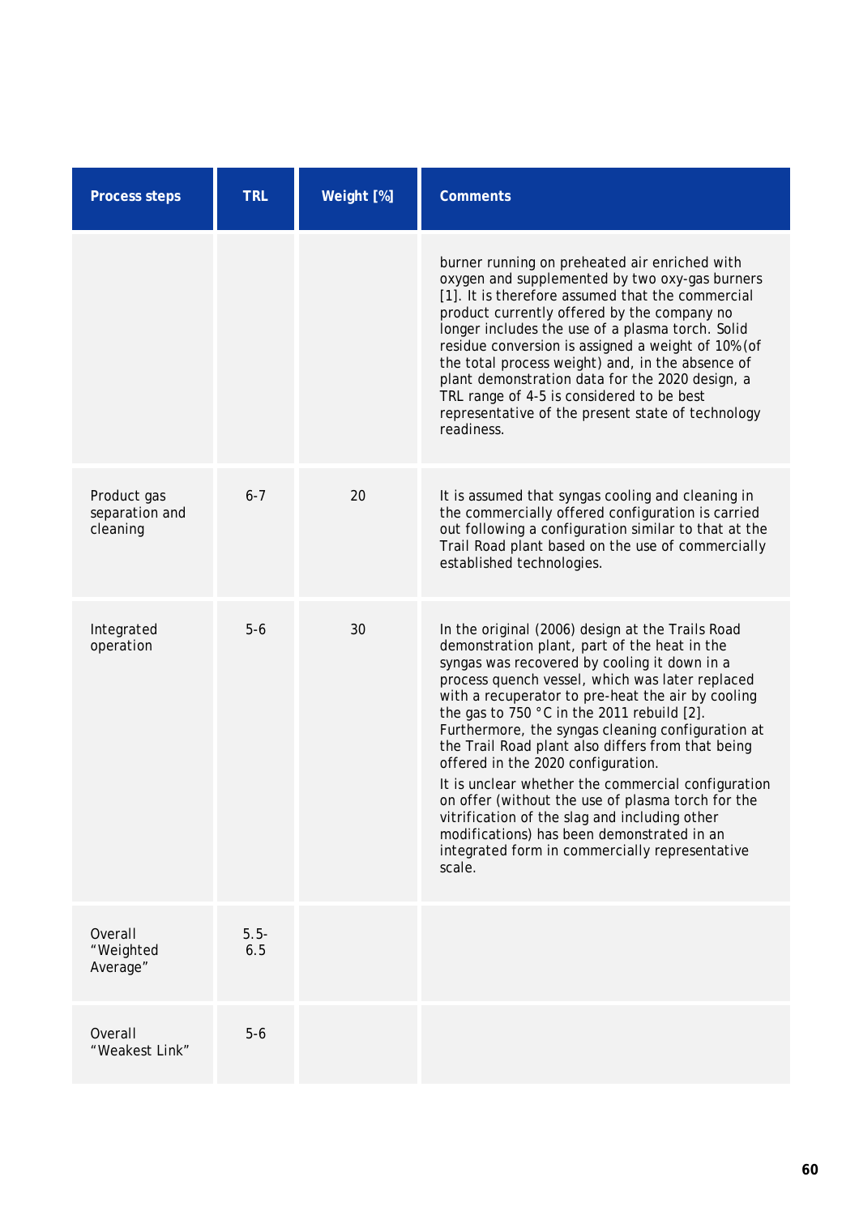| Process steps | TRL | Weight [%] | Comments |
|---|---|---|---|
| | | | burner running on preheated air enriched with oxygen and supplemented by two oxy-gas burners [1]. It is therefore assumed that the commercial product currently offered by the company no longer includes the use of a plasma torch. Solid residue conversion is assigned a weight of 10% (of the total process weight) and, in the absence of plant demonstration data for the 2020 design, a TRL range of 4-5 is considered to be best representative of the present state of technology readiness. |
| Product gas separation and cleaning | 6-7 | 20 | It is assumed that syngas cooling and cleaning in the commercially offered configuration is carried out following a configuration similar to that at the Trail Road plant based on the use of commercially established technologies. |
| Integrated operation | 5-6 | 30 | In the original (2006) design at the Trails Road demonstration plant, part of the heat in the syngas was recovered by cooling it down in a process quench vessel, which was later replaced with a recuperator to pre-heat the air by cooling the gas to 750 °C in the 2011 rebuild [2]. Furthermore, the syngas cleaning configuration at the Trail Road plant also differs from that being offered in the 2020 configuration.<br>It is unclear whether the commercial configuration on offer (without the use of plasma torch for the vitrification of the slag and including other modifications) has been demonstrated in an integrated form in commercially representative scale. |
| Overall "Weighted Average" | 5.5-6.5 | | |
| Overall "Weakest Link" | 5-6 | | |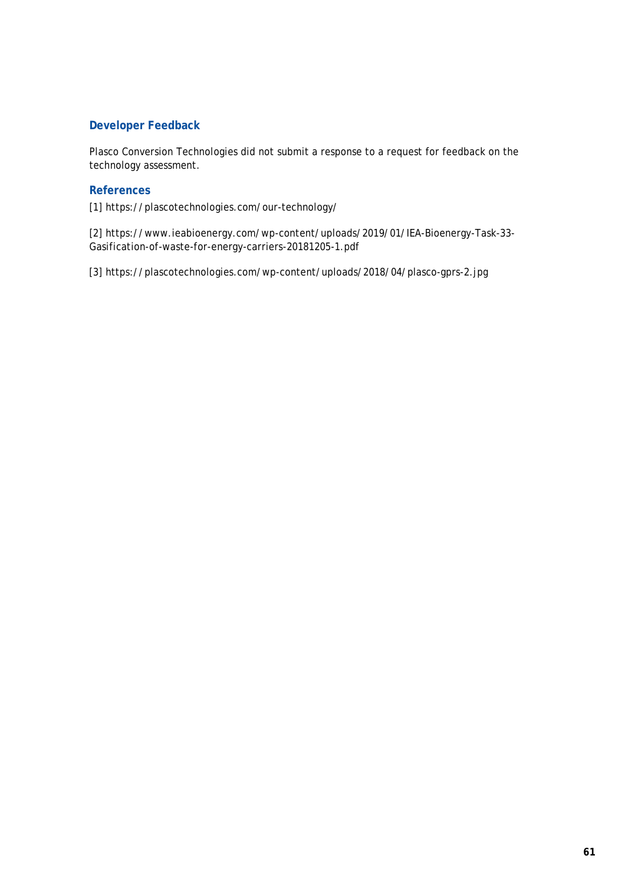## Developer Feedback

Plasco Conversion Technologies did not submit a response to a request for feedback on the technology assessment.

## References

[1] https://plascotechnologies.com/our-technology/

[2] https://www.ieabioenergy.com/wp-content/uploads/2019/01/IEA-Bioenergy-Task-33-Gasification-of-waste-for-energy-carriers-20181205-1.pdf

[3] https://plascotechnologies.com/wp-content/uploads/2018/04/plasco-gprs-2.jpg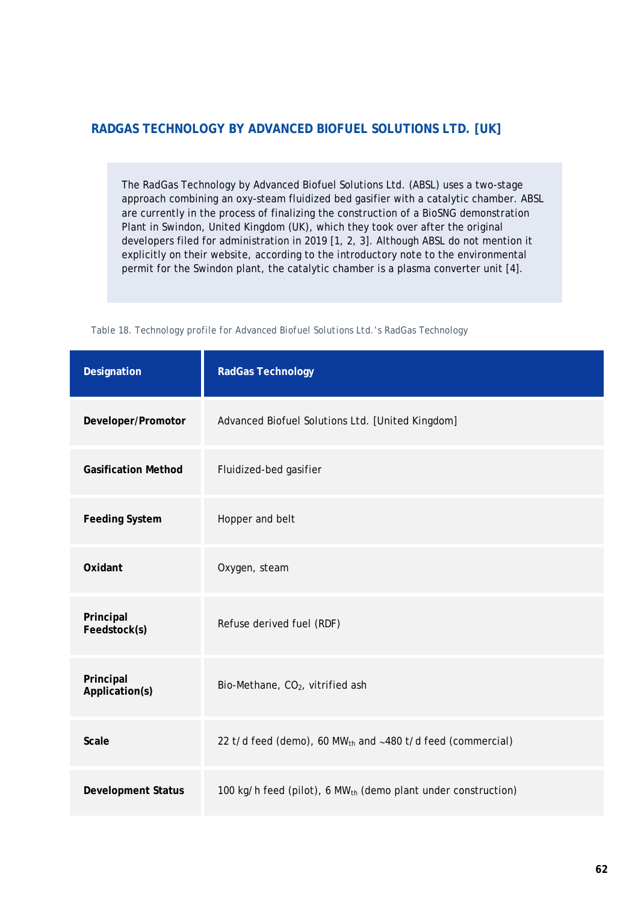## RADGAS TECHNOLOGY BY ADVANCED BIOFUEL SOLUTIONS LTD. [UK]

The RadGas Technology by Advanced Biofuel Solutions Ltd. (ABSL) uses a two-stage approach combining an oxy-steam fluidized bed gasifier with a catalytic chamber. ABSL are currently in the process of finalizing the construction of a BioSNG demonstration Plant in Swindon, United Kingdom (UK), which they took over after the original developers filed for administration in 2019 [1, 2, 3]. Although ABSL do not mention it explicitly on their website, according to the introductory note to the environmental permit for the Swindon plant, the catalytic chamber is a plasma converter unit [4].

Table 18. Technology profile for Advanced Biofuel Solutions Ltd.'s RadGas Technology

| Designation | RadGas Technology |
|---|---|
| **Developer/Promotor** | Advanced Biofuel Solutions Ltd. [United Kingdom] |
| **Gasification Method** | Fluidized-bed gasifier |
| **Feeding System** | Hopper and belt |
| **Oxidant** | Oxygen, steam |
| **Principal Feedstock(s)** | Refuse derived fuel (RDF) |
| **Principal Application(s)** | Bio-Methane, $CO_2$, vitrified ash |
| **Scale** | 22 t/d feed (demo), 60 $MW_{th}$ and ~480 t/d feed (commercial) |
| **Development Status** | 100 kg/h feed (pilot), 6 $MW_{th}$ (demo plant under construction) |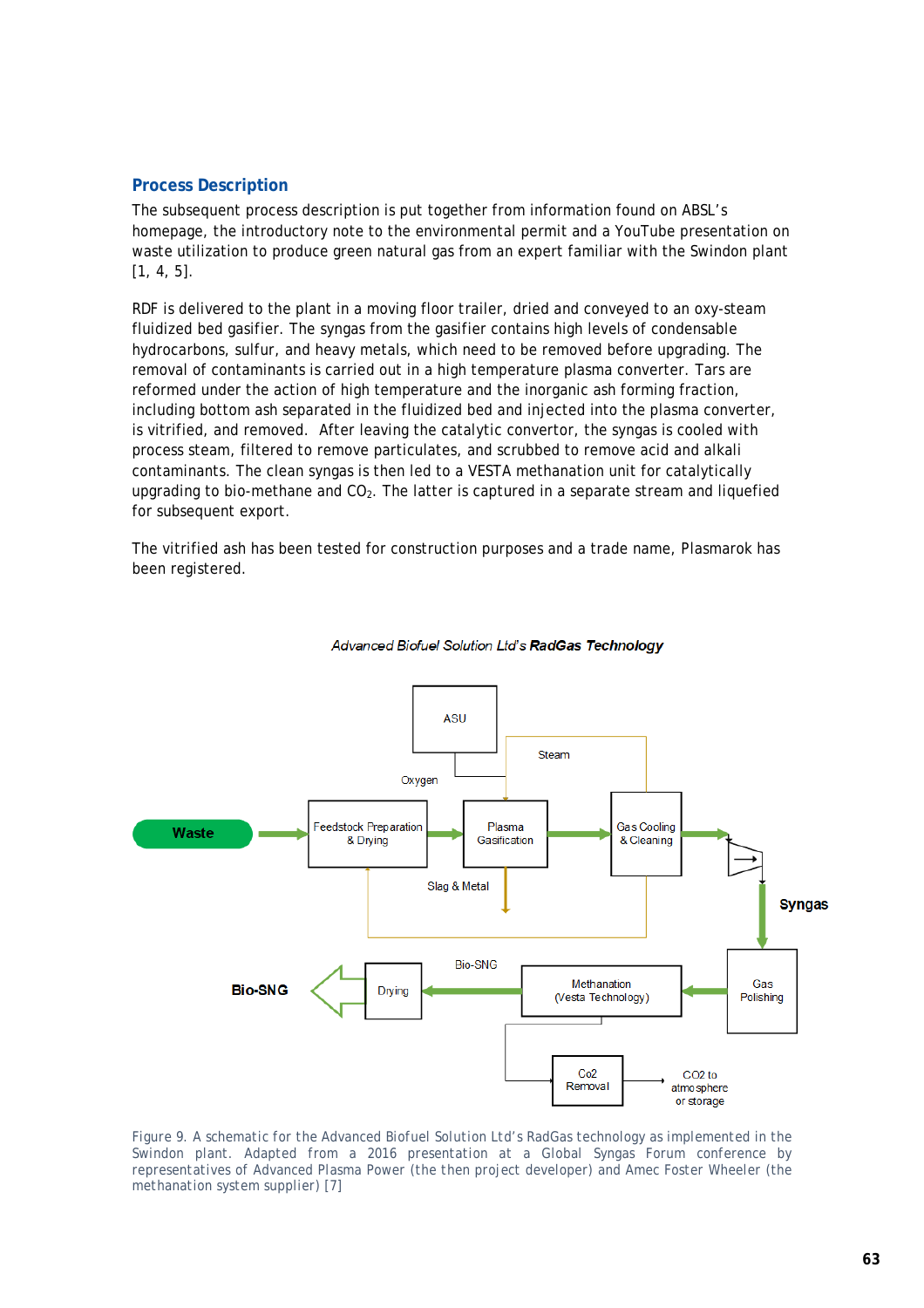## Process Description

The subsequent process description is put together from information found on ABSL's homepage, the introductory note to the environmental permit and a YouTube presentation on waste utilization to produce green natural gas from an expert familiar with the Swindon plant [1, 4, 5].

RDF is delivered to the plant in a moving floor trailer, dried and conveyed to an oxy-steam fluidized bed gasifier. The syngas from the gasifier contains high levels of condensable hydrocarbons, sulfur, and heavy metals, which need to be removed before upgrading. The removal of contaminants is carried out in a high temperature plasma converter. Tars are reformed under the action of high temperature and the inorganic ash forming fraction, including bottom ash separated in the fluidized bed and injected into the plasma converter, is vitrified, and removed. After leaving the catalytic convertor, the syngas is cooled with process steam, filtered to remove particulates, and scrubbed to remove acid and alkali contaminants. The clean syngas is then led to a VESTA methanation unit for catalytically upgrading to bio-methane and $CO_2$. The latter is captured in a separate stream and liquefied for subsequent export.

The vitrified ash has been tested for construction purposes and a trade name, Plasmarok has been registered.

*Advanced Biofuel Solution Ltd's* ***RadGas Technology***

Figure 9. A schematic for the Advanced Biofuel Solution Ltd's RadGas technology as implemented in the Swindon plant. Adapted from a 2016 presentation at a Global Syngas Forum conference by representatives of Advanced Plasma Power (the then project developer) and Amec Foster Wheeler (the methanation system supplier) [7]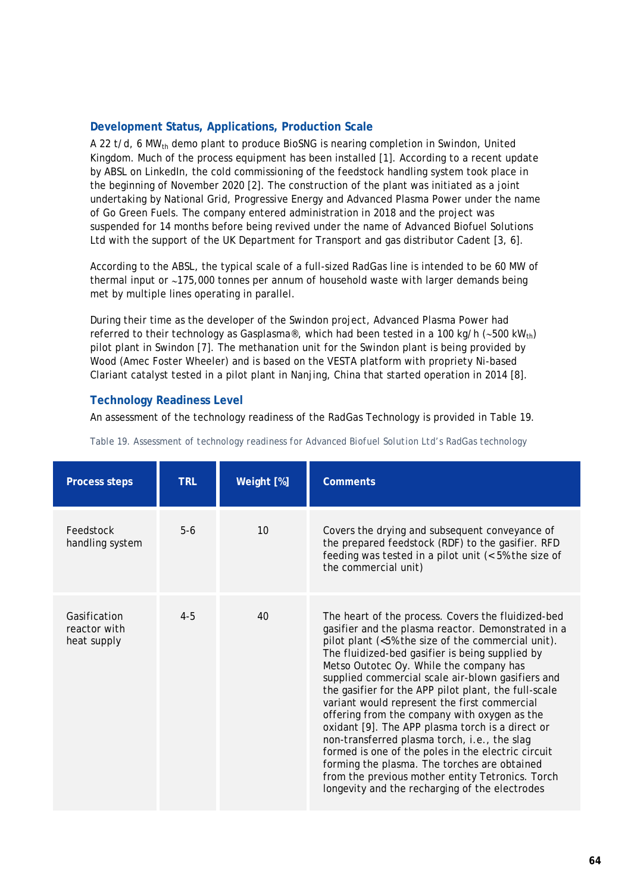### Development Status, Applications, Production Scale

A 22 t/d, 6 $MW_{th}$ demo plant to produce BioSNG is nearing completion in Swindon, United Kingdom. Much of the process equipment has been installed [1]. According to a recent update by ABSL on LinkedIn, the cold commissioning of the feedstock handling system took place in the beginning of November 2020 [2]. The construction of the plant was initiated as a joint undertaking by National Grid, Progressive Energy and Advanced Plasma Power under the name of Go Green Fuels. The company entered administration in 2018 and the project was suspended for 14 months before being revived under the name of Advanced Biofuel Solutions Ltd with the support of the UK Department for Transport and gas distributor Cadent [3, 6].

According to the ABSL, the typical scale of a full-sized RadGas line is intended to be 60 MW of thermal input or ~175,000 tonnes per annum of household waste with larger demands being met by multiple lines operating in parallel.

During their time as the developer of the Swindon project, Advanced Plasma Power had referred to their technology as Gasplasma®, which had been tested in a 100 kg/h (~500 $kW_{th}$) pilot plant in Swindon [7]. The methanation unit for the Swindon plant is being provided by Wood (Amec Foster Wheeler) and is based on the VESTA platform with propriety Ni-based Clariant catalyst tested in a pilot plant in Nanjing, China that started operation in 2014 [8].

### Technology Readiness Level

An assessment of the technology readiness of the RadGas Technology is provided in Table 19.

Table 19. Assessment of technology readiness for Advanced Biofuel Solution Ltd's RadGas technology

| Process steps | TRL | Weight [%] | Comments |
|---|---|---|---|
| Feedstock handling system | 5-6 | 10 | Covers the drying and subsequent conveyance of the prepared feedstock (RDF) to the gasifier. RFD feeding was tested in a pilot unit (< 5% the size of the commercial unit) |
| Gasification reactor with heat supply | 4-5 | 40 | The heart of the process. Covers the fluidized-bed gasifier and the plasma reactor. Demonstrated in a pilot plant (<5% the size of the commercial unit). The fluidized-bed gasifier is being supplied by Metso Outotec Oy. While the company has supplied commercial scale air-blown gasifiers and the gasifier for the APP pilot plant, the full-scale variant would represent the first commercial offering from the company with oxygen as the oxidant [9]. The APP plasma torch is a direct or non-transferred plasma torch, i.e., the slag formed is one of the poles in the electric circuit forming the plasma. The torches are obtained from the previous mother entity Tetronics. Torch longevity and the recharging of the electrodes |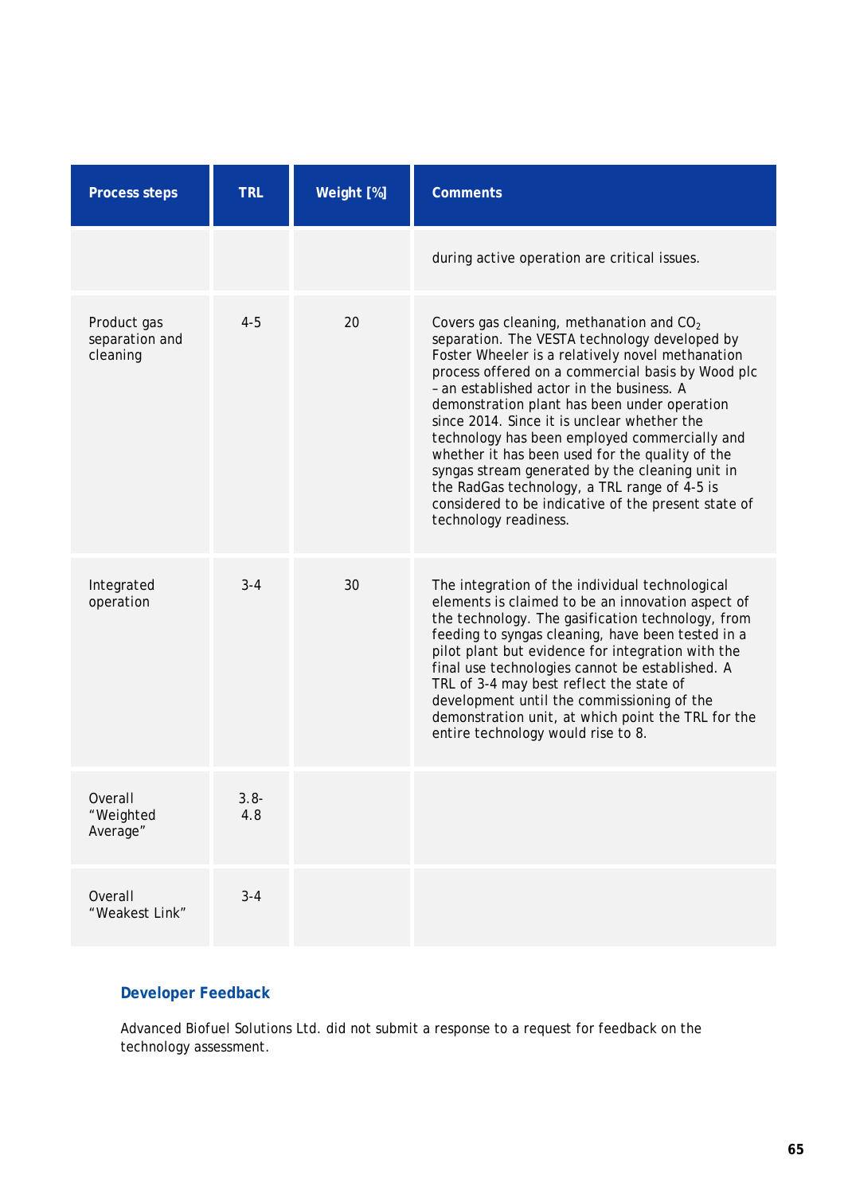| Process steps | TRL | Weight [%] | Comments |
|---|---|---|---|
| | | | during active operation are critical issues. |
| Product gas separation and cleaning | 4-5 | 20 | Covers gas cleaning, methanation and $CO_2$ separation. The VESTA technology developed by Foster Wheeler is a relatively novel methanation process offered on a commercial basis by Wood plc – an established actor in the business. A demonstration plant has been under operation since 2014. Since it is unclear whether the technology has been employed commercially and whether it has been used for the quality of the syngas stream generated by the cleaning unit in the RadGas technology, a TRL range of 4-5 is considered to be indicative of the present state of technology readiness. |
| Integrated operation | 3-4 | 30 | The integration of the individual technological elements is claimed to be an innovation aspect of the technology. The gasification technology, from feeding to syngas cleaning, have been tested in a pilot plant but evidence for integration with the final use technologies cannot be established. A TRL of 3-4 may best reflect the state of development until the commissioning of the demonstration unit, at which point the TRL for the entire technology would rise to 8. |
| Overall "Weighted Average" | 3.8-4.8 | | |
| Overall "Weakest Link" | 3-4 | | |

### Developer Feedback

Advanced Biofuel Solutions Ltd. did not submit a response to a request for feedback on the technology assessment.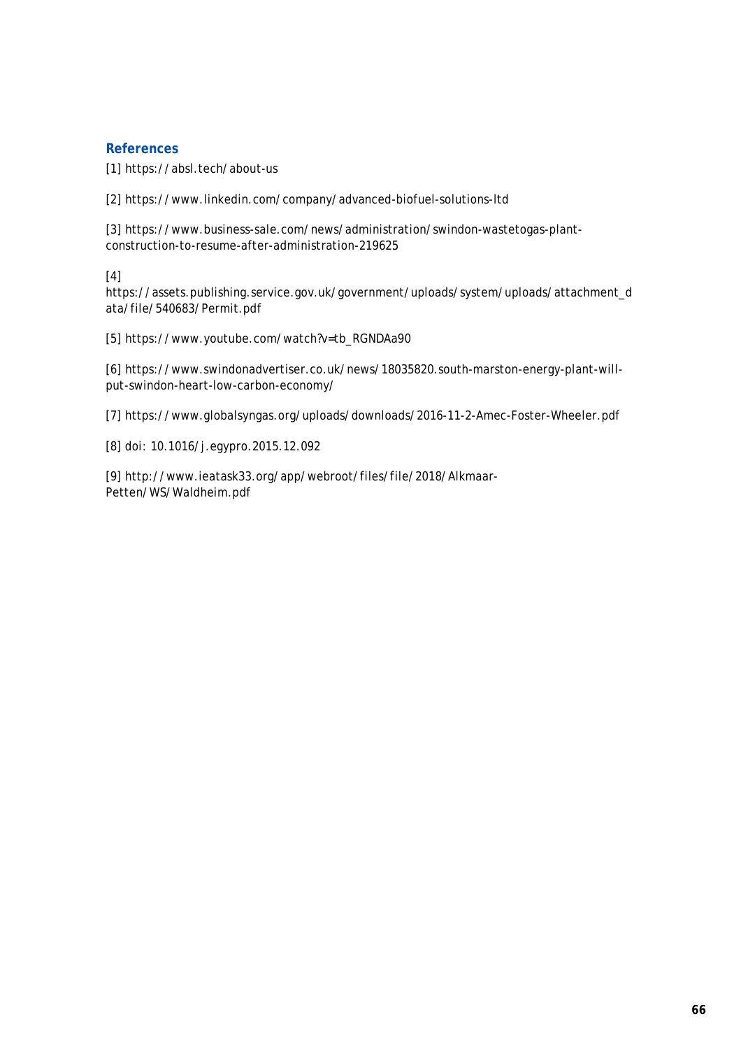## References

[1] https://absl.tech/about-us

[2] https://www.linkedin.com/company/advanced-biofuel-solutions-ltd

[3] https://www.business-sale.com/news/administration/swindon-wastetogas-plant-construction-to-resume-after-administration-219625

[4] https://assets.publishing.service.gov.uk/government/uploads/system/uploads/attachment_data/file/540683/Permit.pdf

[5] https://www.youtube.com/watch?v=tb_RGNDAa90

[6] https://www.swindonadvertiser.co.uk/news/18035820.south-marston-energy-plant-will-put-swindon-heart-low-carbon-economy/

[7] https://www.globalsyngas.org/uploads/downloads/2016-11-2-Amec-Foster-Wheeler.pdf

[8] doi: 10.1016/j.egypro.2015.12.092

[9] http://www.ieatask33.org/app/webroot/files/file/2018/Alkmaar-Petten/WS/Waldheim.pdf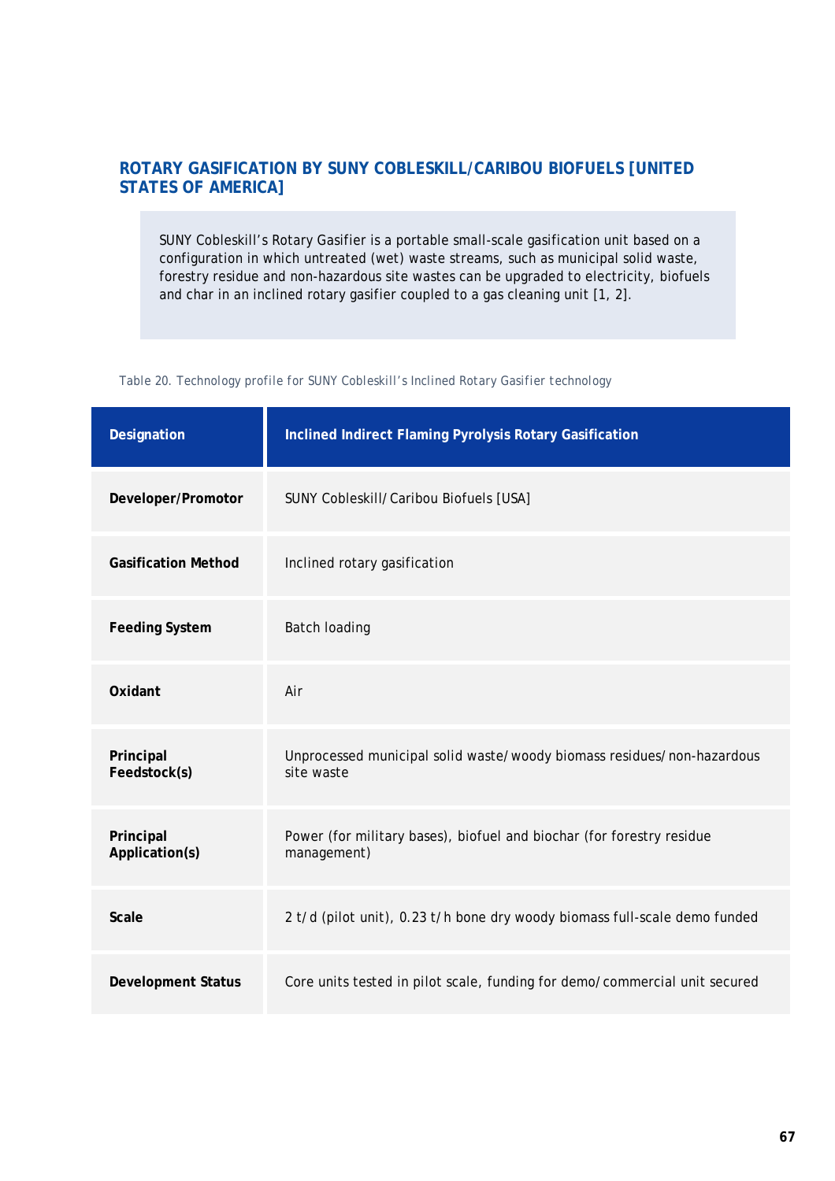## ROTARY GASIFICATION BY SUNY COBLESKILL/CARIBOU BIOFUELS [UNITED STATES OF AMERICA]

> SUNY Cobleskill's Rotary Gasifier is a portable small-scale gasification unit based on a configuration in which untreated (wet) waste streams, such as municipal solid waste, forestry residue and non-hazardous site wastes can be upgraded to electricity, biofuels and char in an inclined rotary gasifier coupled to a gas cleaning unit [1, 2].

Table 20. Technology profile for SUNY Cobleskill's Inclined Rotary Gasifier technology

| Designation | Inclined Indirect Flaming Pyrolysis Rotary Gasification |
|---|---|
| **Developer/Promotor** | SUNY Cobleskill/Caribou Biofuels [USA] |
| **Gasification Method** | Inclined rotary gasification |
| **Feeding System** | Batch loading |
| **Oxidant** | Air |
| **Principal Feedstock(s)** | Unprocessed municipal solid waste/woody biomass residues/non-hazardous site waste |
| **Principal Application(s)** | Power (for military bases), biofuel and biochar (for forestry residue management) |
| **Scale** | 2 t/d (pilot unit), 0.23 t/h bone dry woody biomass full-scale demo funded |
| **Development Status** | Core units tested in pilot scale, funding for demo/commercial unit secured |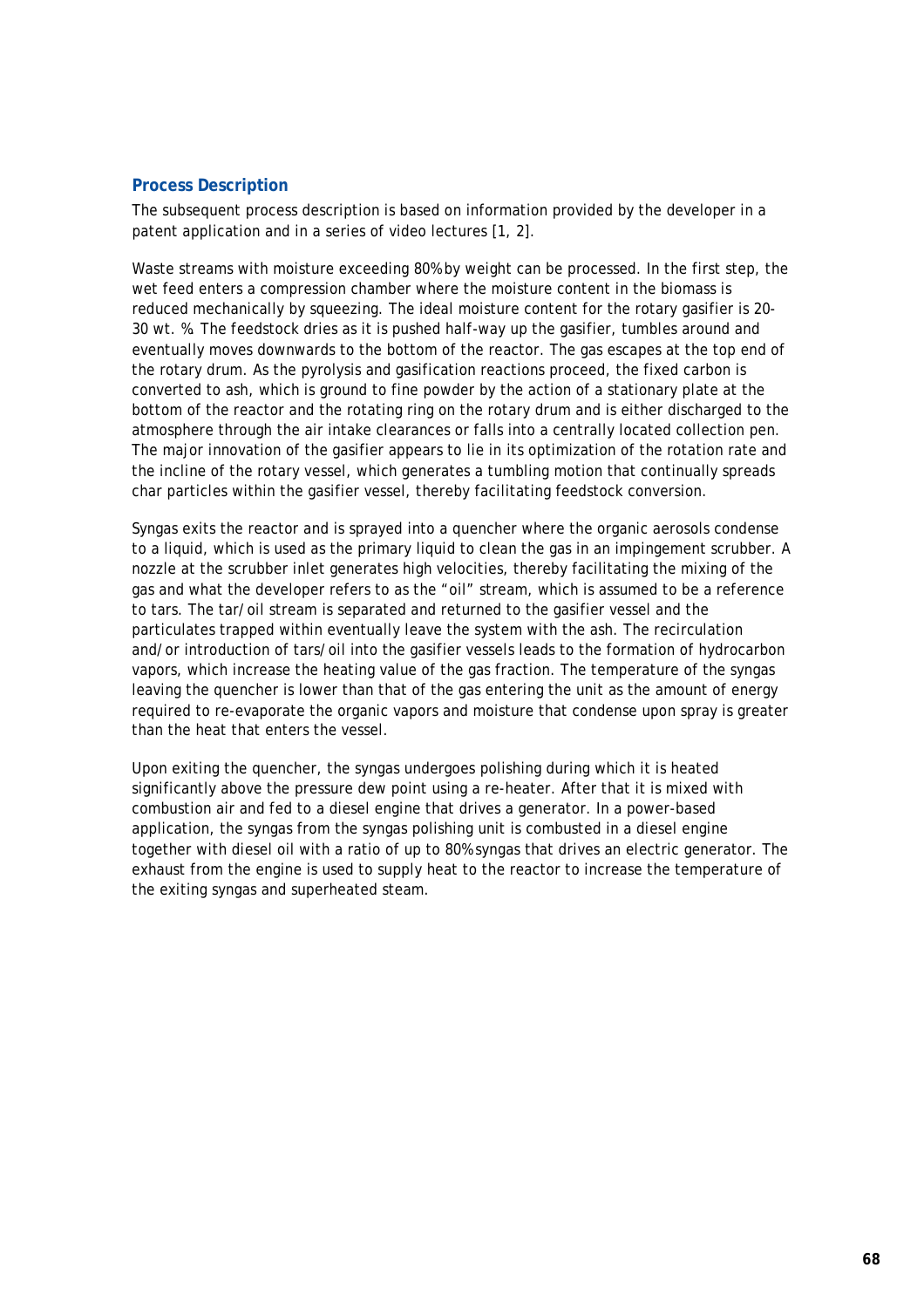### Process Description

The subsequent process description is based on information provided by the developer in a patent application and in a series of video lectures [1, 2].

Waste streams with moisture exceeding 80% by weight can be processed. In the first step, the wet feed enters a compression chamber where the moisture content in the biomass is reduced mechanically by squeezing. The ideal moisture content for the rotary gasifier is 20-30 wt. %. The feedstock dries as it is pushed half-way up the gasifier, tumbles around and eventually moves downwards to the bottom of the reactor. The gas escapes at the top end of the rotary drum. As the pyrolysis and gasification reactions proceed, the fixed carbon is converted to ash, which is ground to fine powder by the action of a stationary plate at the bottom of the reactor and the rotating ring on the rotary drum and is either discharged to the atmosphere through the air intake clearances or falls into a centrally located collection pen. The major innovation of the gasifier appears to lie in its optimization of the rotation rate and the incline of the rotary vessel, which generates a tumbling motion that continually spreads char particles within the gasifier vessel, thereby facilitating feedstock conversion.

Syngas exits the reactor and is sprayed into a quencher where the organic aerosols condense to a liquid, which is used as the primary liquid to clean the gas in an impingement scrubber. A nozzle at the scrubber inlet generates high velocities, thereby facilitating the mixing of the gas and what the developer refers to as the "oil" stream, which is assumed to be a reference to tars. The tar/oil stream is separated and returned to the gasifier vessel and the particulates trapped within eventually leave the system with the ash. The recirculation and/or introduction of tars/oil into the gasifier vessels leads to the formation of hydrocarbon vapors, which increase the heating value of the gas fraction. The temperature of the syngas leaving the quencher is lower than that of the gas entering the unit as the amount of energy required to re-evaporate the organic vapors and moisture that condense upon spray is greater than the heat that enters the vessel.

Upon exiting the quencher, the syngas undergoes polishing during which it is heated significantly above the pressure dew point using a re-heater. After that it is mixed with combustion air and fed to a diesel engine that drives a generator. In a power-based application, the syngas from the syngas polishing unit is combusted in a diesel engine together with diesel oil with a ratio of up to 80% syngas that drives an electric generator. The exhaust from the engine is used to supply heat to the reactor to increase the temperature of the exiting syngas and superheated steam.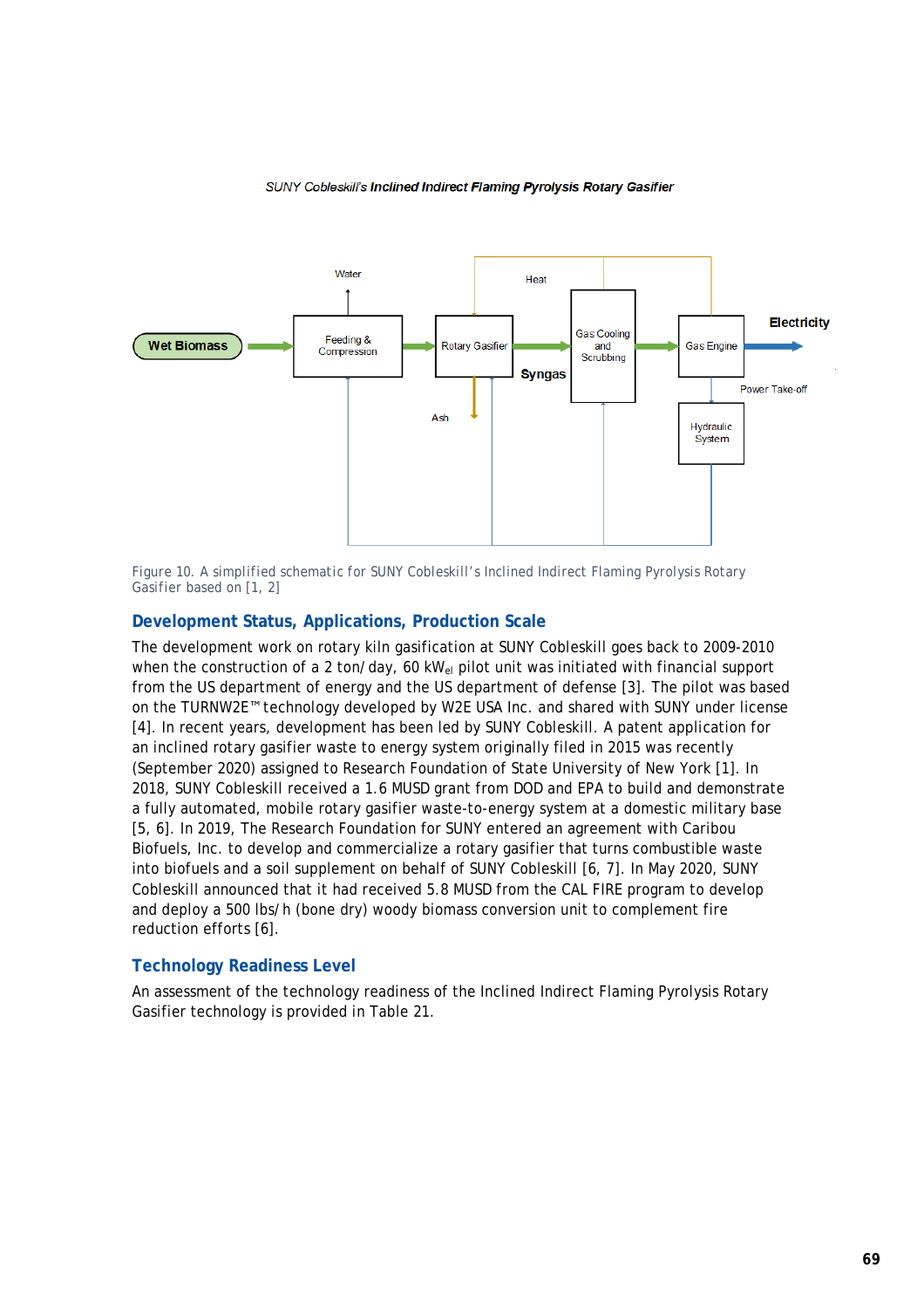SUNY Cobleskill's **Inclined Indirect Flaming Pyrolysis Rotary Gasifier**

Figure 10. A simplified schematic for SUNY Cobleskill's Inclined Indirect Flaming Pyrolysis Rotary Gasifier based on [1, 2]

## Development Status, Applications, Production Scale

The development work on rotary kiln gasification at SUNY Cobleskill goes back to 2009-2010 when the construction of a 2 ton/day, 60 $kW_{el}$ pilot unit was initiated with financial support from the US department of energy and the US department of defense [3]. The pilot was based on the TURNW2E™ technology developed by W2E USA Inc. and shared with SUNY under license [4]. In recent years, development has been led by SUNY Cobleskill. A patent application for an inclined rotary gasifier waste to energy system originally filed in 2015 was recently (September 2020) assigned to Research Foundation of State University of New York [1]. In 2018, SUNY Cobleskill received a 1.6 MUSD grant from DOD and EPA to build and demonstrate a fully automated, mobile rotary gasifier waste-to-energy system at a domestic military base [5, 6]. In 2019, The Research Foundation for SUNY entered an agreement with Caribou Biofuels, Inc. to develop and commercialize a rotary gasifier that turns combustible waste into biofuels and a soil supplement on behalf of SUNY Cobleskill [6, 7]. In May 2020, SUNY Cobleskill announced that it had received 5.8 MUSD from the CAL FIRE program to develop and deploy a 500 lbs/h (bone dry) woody biomass conversion unit to complement fire reduction efforts [6].

## Technology Readiness Level

An assessment of the technology readiness of the Inclined Indirect Flaming Pyrolysis Rotary Gasifier technology is provided in Table 21.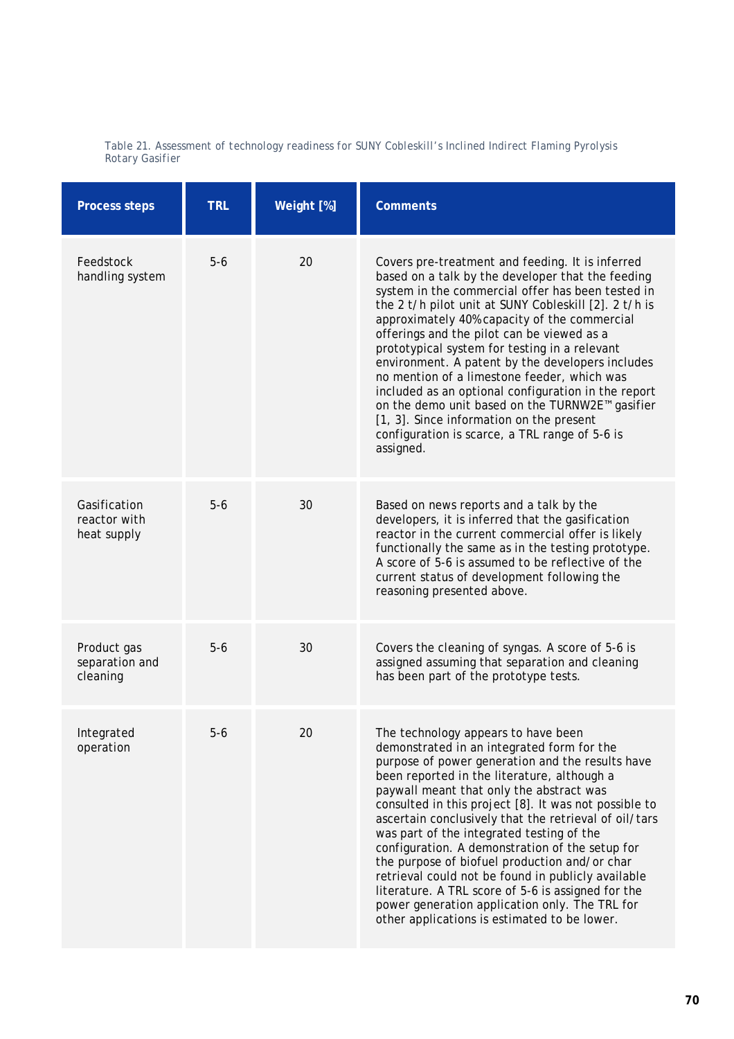Table 21. Assessment of technology readiness for SUNY Cobleskill's Inclined Indirect Flaming Pyrolysis Rotary Gasifier

| Process steps | TRL | Weight [%] | Comments |
|---|---|---|---|
| Feedstock handling system | 5-6 | 20 | Covers pre-treatment and feeding. It is inferred based on a talk by the developer that the feeding system in the commercial offer has been tested in the 2 t/h pilot unit at SUNY Cobleskill [2]. 2 t/h is approximately 40% capacity of the commercial offerings and the pilot can be viewed as a prototypical system for testing in a relevant environment. A patent by the developers includes no mention of a limestone feeder, which was included as an optional configuration in the report on the demo unit based on the TURNW2E™ gasifier [1, 3]. Since information on the present configuration is scarce, a TRL range of 5-6 is assigned. |
| Gasification reactor with heat supply | 5-6 | 30 | Based on news reports and a talk by the developers, it is inferred that the gasification reactor in the current commercial offer is likely functionally the same as in the testing prototype. A score of 5-6 is assumed to be reflective of the current status of development following the reasoning presented above. |
| Product gas separation and cleaning | 5-6 | 30 | Covers the cleaning of syngas. A score of 5-6 is assigned assuming that separation and cleaning has been part of the prototype tests. |
| Integrated operation | 5-6 | 20 | The technology appears to have been demonstrated in an integrated form for the purpose of power generation and the results have been reported in the literature, although a paywall meant that only the abstract was consulted in this project [8]. It was not possible to ascertain conclusively that the retrieval of oil/tars was part of the integrated testing of the configuration. A demonstration of the setup for the purpose of biofuel production and/or char retrieval could not be found in publicly available literature. A TRL score of 5-6 is assigned for the power generation application only. The TRL for other applications is estimated to be lower. |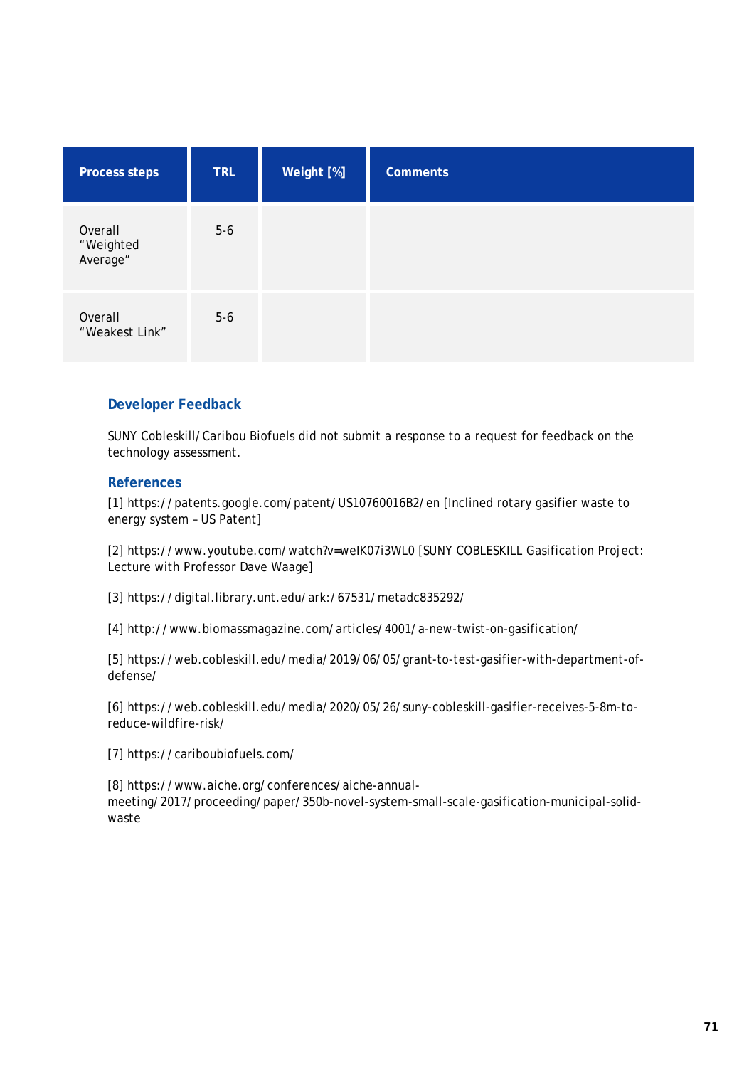| Process steps | TRL | Weight [%] | Comments |
|---|---|---|---|
| Overall “Weighted Average” | 5-6 | | |
| Overall “Weakest Link” | 5-6 | | |

## Developer Feedback

SUNY Cobleskill/Caribou Biofuels did not submit a response to a request for feedback on the technology assessment.

## References

[1] https://patents.google.com/patent/US10760016B2/en [Inclined rotary gasifier waste to energy system – US Patent]

[2] https://www.youtube.com/watch?v=weIK07i3WL0 [SUNY COBLESKILL Gasification Project: Lecture with Professor Dave Waage]

[3] https://digital.library.unt.edu/ark:/67531/metadc835292/

[4] http://www.biomassmagazine.com/articles/4001/a-new-twist-on-gasification/

[5] https://web.cobleskill.edu/media/2019/06/05/grant-to-test-gasifier-with-department-of-defense/

[6] https://web.cobleskill.edu/media/2020/05/26/suny-cobleskill-gasifier-receives-5-8m-to-reduce-wildfire-risk/

[7] https://cariboubiofuels.com/

[8] https://www.aiche.org/conferences/aiche-annual-meeting/2017/proceeding/paper/350b-novel-system-small-scale-gasification-municipal-solid-waste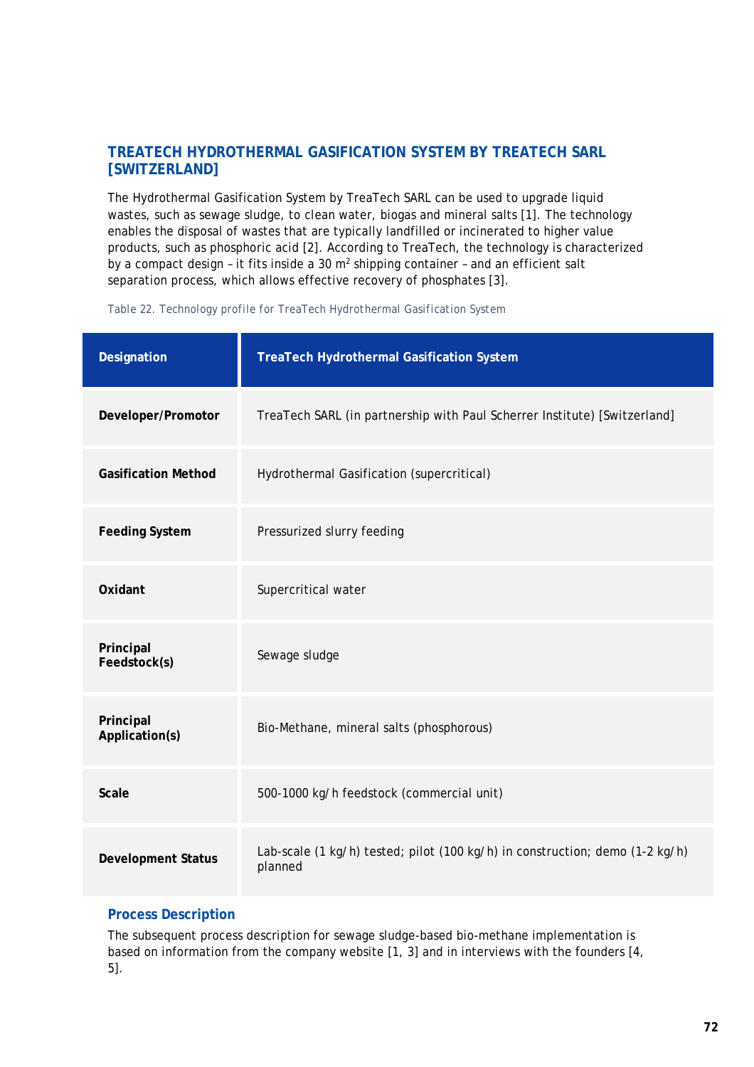## TREATECH HYDROTHERMAL GASIFICATION SYSTEM BY TREATECH SARL [SWITZERLAND]

The Hydrothermal Gasification System by TreaTech SARL can be used to upgrade liquid wastes, such as sewage sludge, to clean water, biogas and mineral salts [1]. The technology enables the disposal of wastes that are typically landfilled or incinerated to higher value products, such as phosphoric acid [2]. According to TreaTech, the technology is characterized by a compact design – it fits inside a 30 m$^2$ shipping container – and an efficient salt separation process, which allows effective recovery of phosphates [3].

Table 22. Technology profile for TreaTech Hydrothermal Gasification System

| Designation | TreaTech Hydrothermal Gasification System |
|---|---|
| **Developer/Promotor** | TreaTech SARL (in partnership with Paul Scherrer Institute) [Switzerland] |
| **Gasification Method** | Hydrothermal Gasification (supercritical) |
| **Feeding System** | Pressurized slurry feeding |
| **Oxidant** | Supercritical water |
| **Principal Feedstock(s)** | Sewage sludge |
| **Principal Application(s)** | Bio-Methane, mineral salts (phosphorous) |
| **Scale** | 500-1000 kg/h feedstock (commercial unit) |
| **Development Status** | Lab-scale (1 kg/h) tested; pilot (100 kg/h) in construction; demo (1-2 kg/h) planned |

### Process Description

The subsequent process description for sewage sludge-based bio-methane implementation is based on information from the company website [1, 3] and in interviews with the founders [4, 5].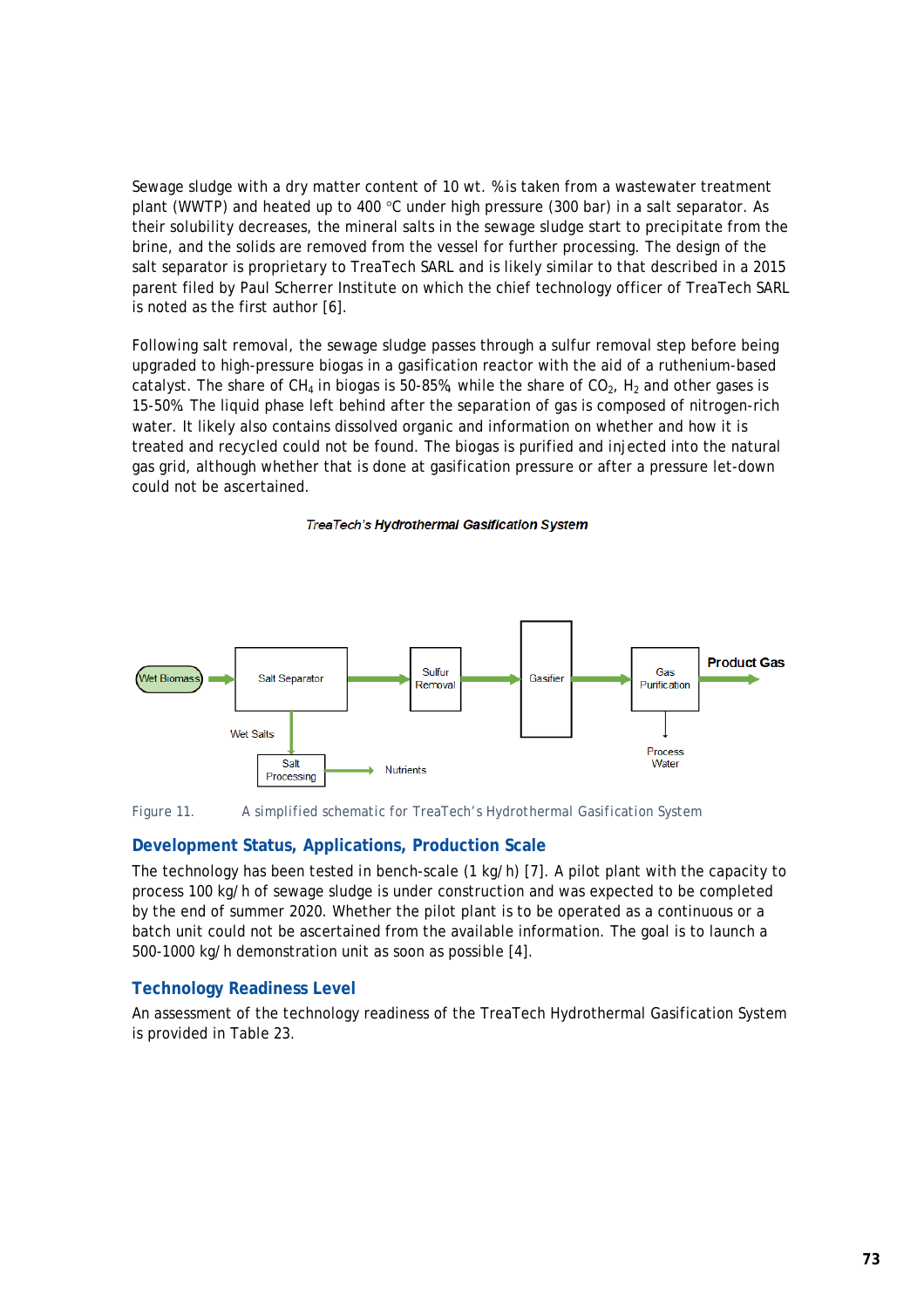Sewage sludge with a dry matter content of 10 wt. % is taken from a wastewater treatment plant (WWTP) and heated up to 400 °C under high pressure (300 bar) in a salt separator. As their solubility decreases, the mineral salts in the sewage sludge start to precipitate from the brine, and the solids are removed from the vessel for further processing. The design of the salt separator is proprietary to TreaTech SARL and is likely similar to that described in a 2015 parent filed by Paul Scherrer Institute on which the chief technology officer of TreaTech SARL is noted as the first author [6].

Following salt removal, the sewage sludge passes through a sulfur removal step before being upgraded to high-pressure biogas in a gasification reactor with the aid of a ruthenium-based catalyst. The share of $CH_4$ in biogas is 50-85%, while the share of $CO_2$, $H_2$ and other gases is 15-50%. The liquid phase left behind after the separation of gas is composed of nitrogen-rich water. It likely also contains dissolved organic and information on whether and how it is treated and recycled could not be found. The biogas is purified and injected into the natural gas grid, although whether that is done at gasification pressure or after a pressure let-down could not be ascertained.

*TreaTech's Hydrothermal Gasification System*

Wet Biomass → Salt Separator → Sulfur Removal → Gasifier → Gas Purification → Product Gas

Salt Separator → Wet Salts → Salt Processing → Nutrients

Gas Purification → Process Water

Figure 11. A simplified schematic for TreaTech's Hydrothermal Gasification System

## Development Status, Applications, Production Scale

The technology has been tested in bench-scale (1 kg/h) [7]. A pilot plant with the capacity to process 100 kg/h of sewage sludge is under construction and was expected to be completed by the end of summer 2020. Whether the pilot plant is to be operated as a continuous or a batch unit could not be ascertained from the available information. The goal is to launch a 500-1000 kg/h demonstration unit as soon as possible [4].

## Technology Readiness Level

An assessment of the technology readiness of the TreaTech Hydrothermal Gasification System is provided in Table 23.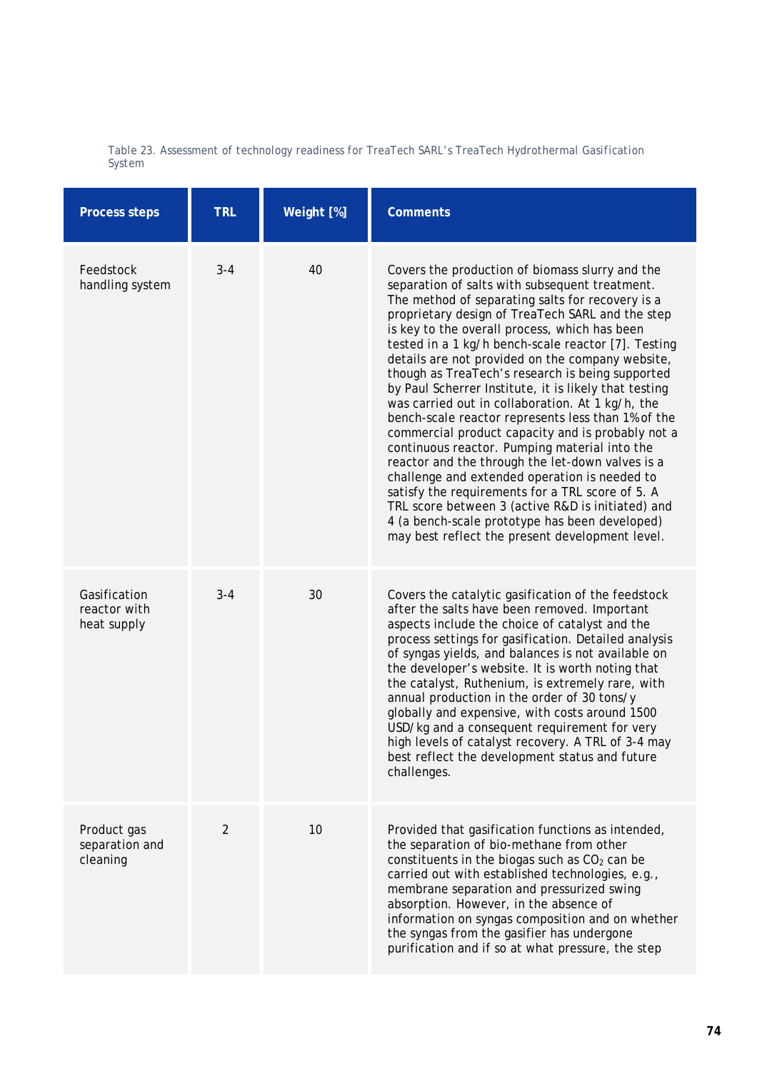Table 23. Assessment of technology readiness for TreaTech SARL's TreaTech Hydrothermal Gasification System

| Process steps | TRL | Weight [%] | Comments |
|---|---|---|---|
| Feedstock handling system | 3-4 | 40 | Covers the production of biomass slurry and the separation of salts with subsequent treatment. The method of separating salts for recovery is a proprietary design of TreaTech SARL and the step is key to the overall process, which has been tested in a 1 kg/h bench-scale reactor [7]. Testing details are not provided on the company website, though as TreaTech's research is being supported by Paul Scherrer Institute, it is likely that testing was carried out in collaboration. At 1 kg/h, the bench-scale reactor represents less than 1% of the commercial product capacity and is probably not a continuous reactor. Pumping material into the reactor and the through the let-down valves is a challenge and extended operation is needed to satisfy the requirements for a TRL score of 5. A TRL score between 3 (active R&D is initiated) and 4 (a bench-scale prototype has been developed) may best reflect the present development level. |
| Gasification reactor with heat supply | 3-4 | 30 | Covers the catalytic gasification of the feedstock after the salts have been removed. Important aspects include the choice of catalyst and the process settings for gasification. Detailed analysis of syngas yields, and balances is not available on the developer's website. It is worth noting that the catalyst, Ruthenium, is extremely rare, with annual production in the order of 30 tons/y globally and expensive, with costs around 1500 USD/kg and a consequent requirement for very high levels of catalyst recovery. A TRL of 3-4 may best reflect the development status and future challenges. |
| Product gas separation and cleaning | 2 | 10 | Provided that gasification functions as intended, the separation of bio-methane from other constituents in the biogas such as $CO_2$ can be carried out with established technologies, e.g., membrane separation and pressurized swing absorption. However, in the absence of information on syngas composition and on whether the syngas from the gasifier has undergone purification and if so at what pressure, the step |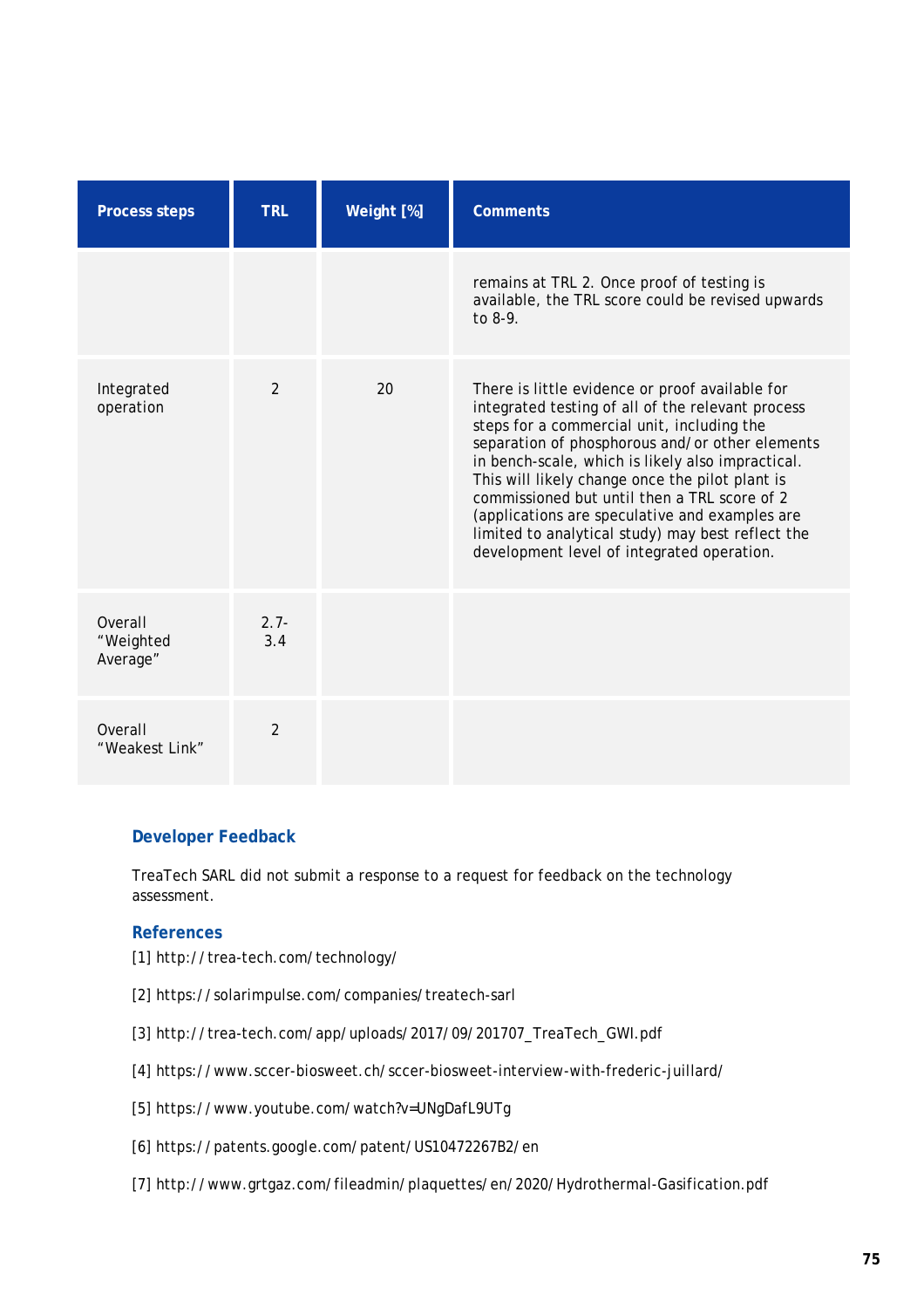| Process steps | TRL | Weight [%] | Comments |
|---|---|---|---|
| | | | remains at TRL 2. Once proof of testing is available, the TRL score could be revised upwards to 8-9. |
| Integrated operation | 2 | 20 | There is little evidence or proof available for integrated testing of all of the relevant process steps for a commercial unit, including the separation of phosphorous and/or other elements in bench-scale, which is likely also impractical. This will likely change once the pilot plant is commissioned but until then a TRL score of 2 (applications are speculative and examples are limited to analytical study) may best reflect the development level of integrated operation. |
| Overall “Weighted Average” | 2.7-3.4 | | |
| Overall “Weakest Link” | 2 | | |

### Developer Feedback

TreaTech SARL did not submit a response to a request for feedback on the technology assessment.

### References

[1] http://trea-tech.com/technology/

[2] https://solarimpulse.com/companies/treatech-sarl

[3] http://trea-tech.com/app/uploads/2017/09/201707_TreaTech_GWI.pdf

[4] https://www.sccer-biosweet.ch/sccer-biosweet-interview-with-frederic-juillard/

[5] https://www.youtube.com/watch?v=UNgDafL9UTg

[6] https://patents.google.com/patent/US10472267B2/en

[7] http://www.grtgaz.com/fileadmin/plaquettes/en/2020/Hydrothermal-Gasification.pdf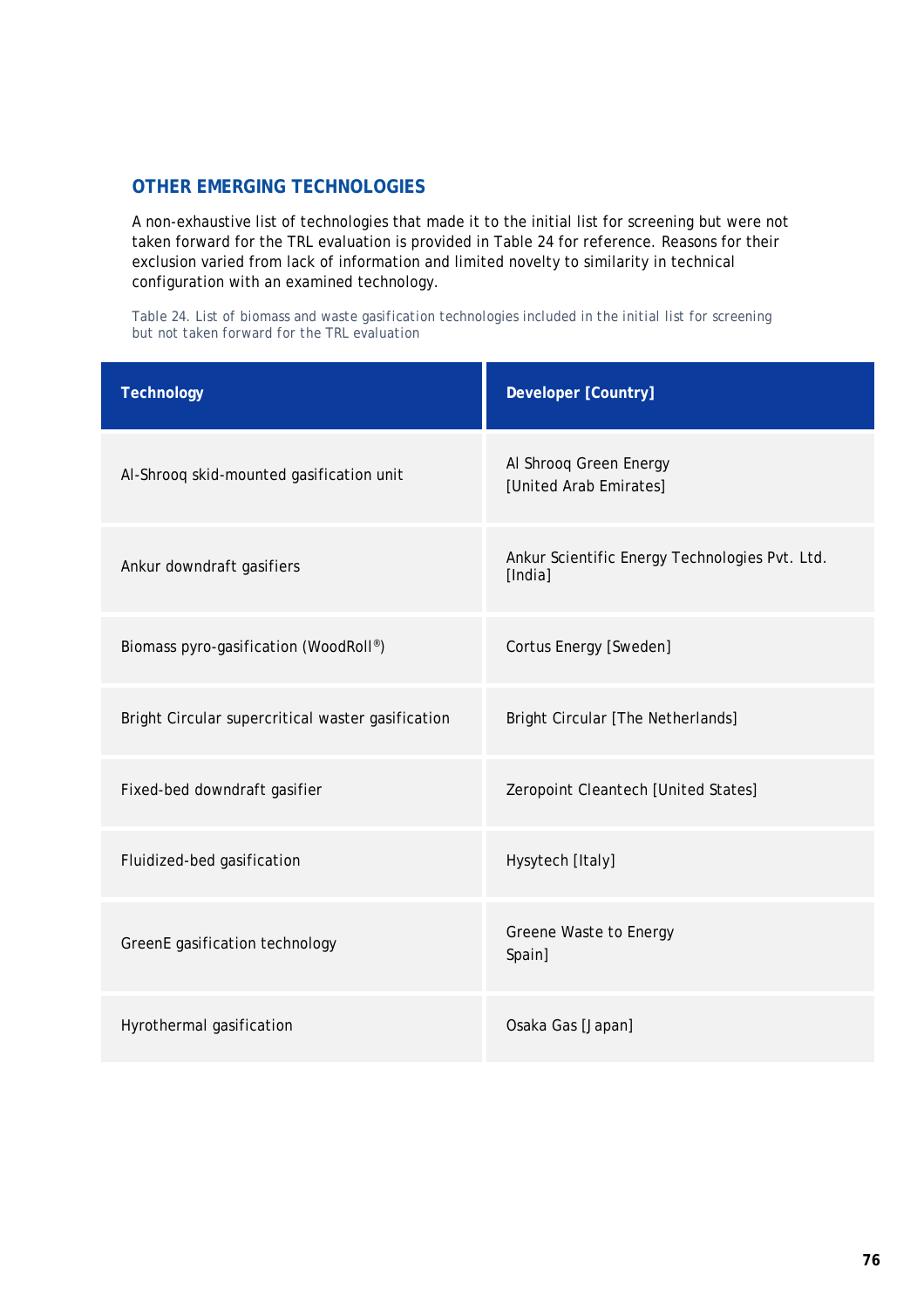## OTHER EMERGING TECHNOLOGIES

A non-exhaustive list of technologies that made it to the initial list for screening but were not taken forward for the TRL evaluation is provided in Table 24 for reference. Reasons for their exclusion varied from lack of information and limited novelty to similarity in technical configuration with an examined technology.

Table 24. List of biomass and waste gasification technologies included in the initial list for screening but not taken forward for the TRL evaluation

| Technology | Developer [Country] |
|---|---|
| Al-Shrooq skid-mounted gasification unit | Al Shrooq Green Energy [United Arab Emirates] |
| Ankur downdraft gasifiers | Ankur Scientific Energy Technologies Pvt. Ltd. [India] |
| Biomass pyro-gasification (WoodRoll®) | Cortus Energy [Sweden] |
| Bright Circular supercritical waster gasification | Bright Circular [The Netherlands] |
| Fixed-bed downdraft gasifier | Zeropoint Cleantech [United States] |
| Fluidized-bed gasification | Hysytech [Italy] |
| GreenE gasification technology | Greene Waste to Energy Spain] |
| Hyrothermal gasification | Osaka Gas [Japan] |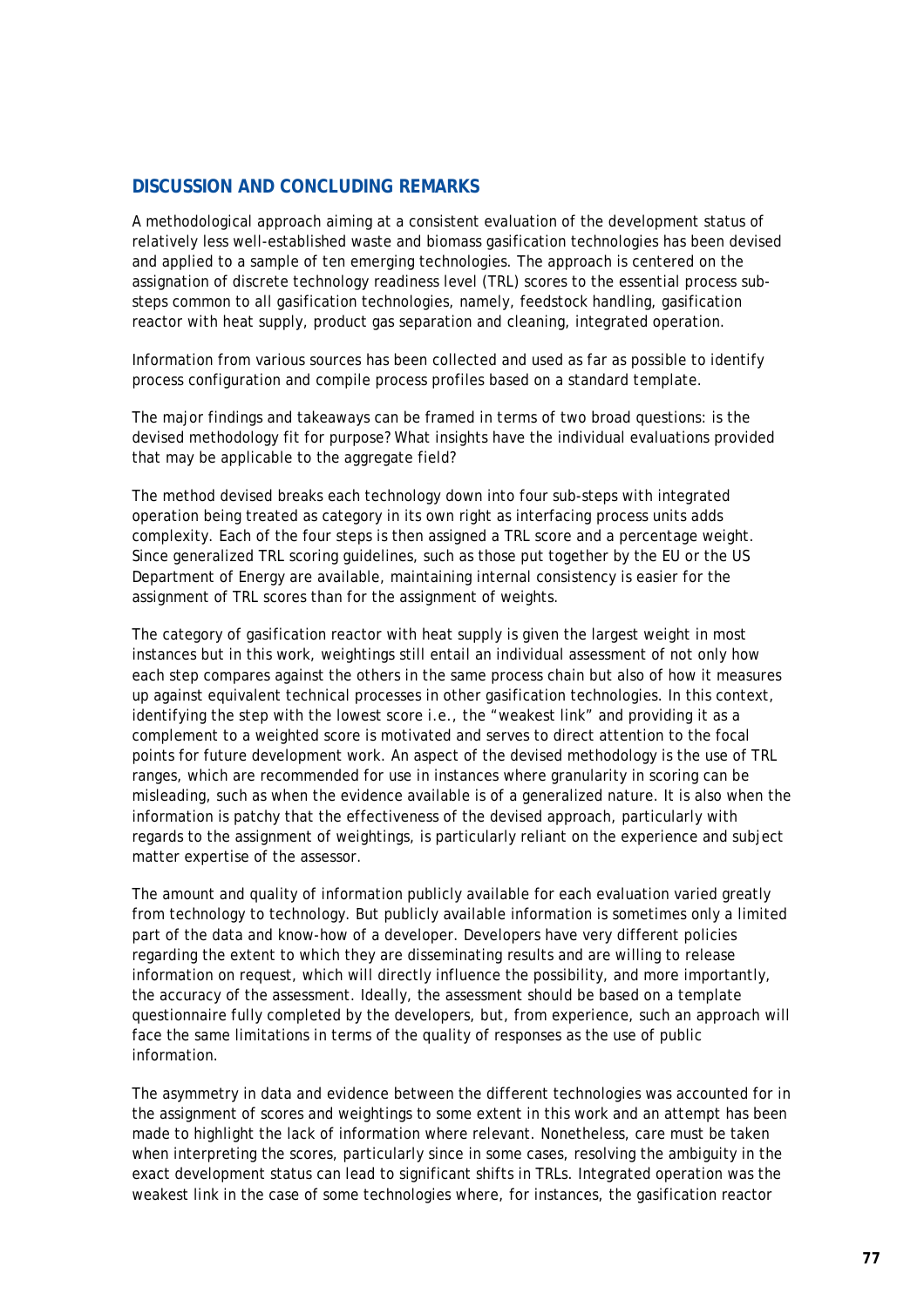## DISCUSSION AND CONCLUDING REMARKS

A methodological approach aiming at a consistent evaluation of the development status of relatively less well-established waste and biomass gasification technologies has been devised and applied to a sample of ten emerging technologies. The approach is centered on the assignation of discrete technology readiness level (TRL) scores to the essential process sub-steps common to all gasification technologies, namely, feedstock handling, gasification reactor with heat supply, product gas separation and cleaning, integrated operation.

Information from various sources has been collected and used as far as possible to identify process configuration and compile process profiles based on a standard template.

The major findings and takeaways can be framed in terms of two broad questions: is the devised methodology fit for purpose? What insights have the individual evaluations provided that may be applicable to the aggregate field?

The method devised breaks each technology down into four sub-steps with integrated operation being treated as category in its own right as interfacing process units adds complexity. Each of the four steps is then assigned a TRL score and a percentage weight. Since generalized TRL scoring guidelines, such as those put together by the EU or the US Department of Energy are available, maintaining internal consistency is easier for the assignment of TRL scores than for the assignment of weights.

The category of gasification reactor with heat supply is given the largest weight in most instances but in this work, weightings still entail an individual assessment of not only how each step compares against the others in the same process chain but also of how it measures up against equivalent technical processes in other gasification technologies. In this context, identifying the step with the lowest score i.e., the "weakest link" and providing it as a complement to a weighted score is motivated and serves to direct attention to the focal points for future development work. An aspect of the devised methodology is the use of TRL ranges, which are recommended for use in instances where granularity in scoring can be misleading, such as when the evidence available is of a generalized nature. It is also when the information is patchy that the effectiveness of the devised approach, particularly with regards to the assignment of weightings, is particularly reliant on the experience and subject matter expertise of the assessor.

The amount and quality of information publicly available for each evaluation varied greatly from technology to technology. But publicly available information is sometimes only a limited part of the data and know-how of a developer. Developers have very different policies regarding the extent to which they are disseminating results and are willing to release information on request, which will directly influence the possibility, and more importantly, the accuracy of the assessment. Ideally, the assessment should be based on a template questionnaire fully completed by the developers, but, from experience, such an approach will face the same limitations in terms of the quality of responses as the use of public information.

The asymmetry in data and evidence between the different technologies was accounted for in the assignment of scores and weightings to some extent in this work and an attempt has been made to highlight the lack of information where relevant. Nonetheless, care must be taken when interpreting the scores, particularly since in some cases, resolving the ambiguity in the exact development status can lead to significant shifts in TRLs. Integrated operation was the weakest link in the case of some technologies where, for instances, the gasification reactor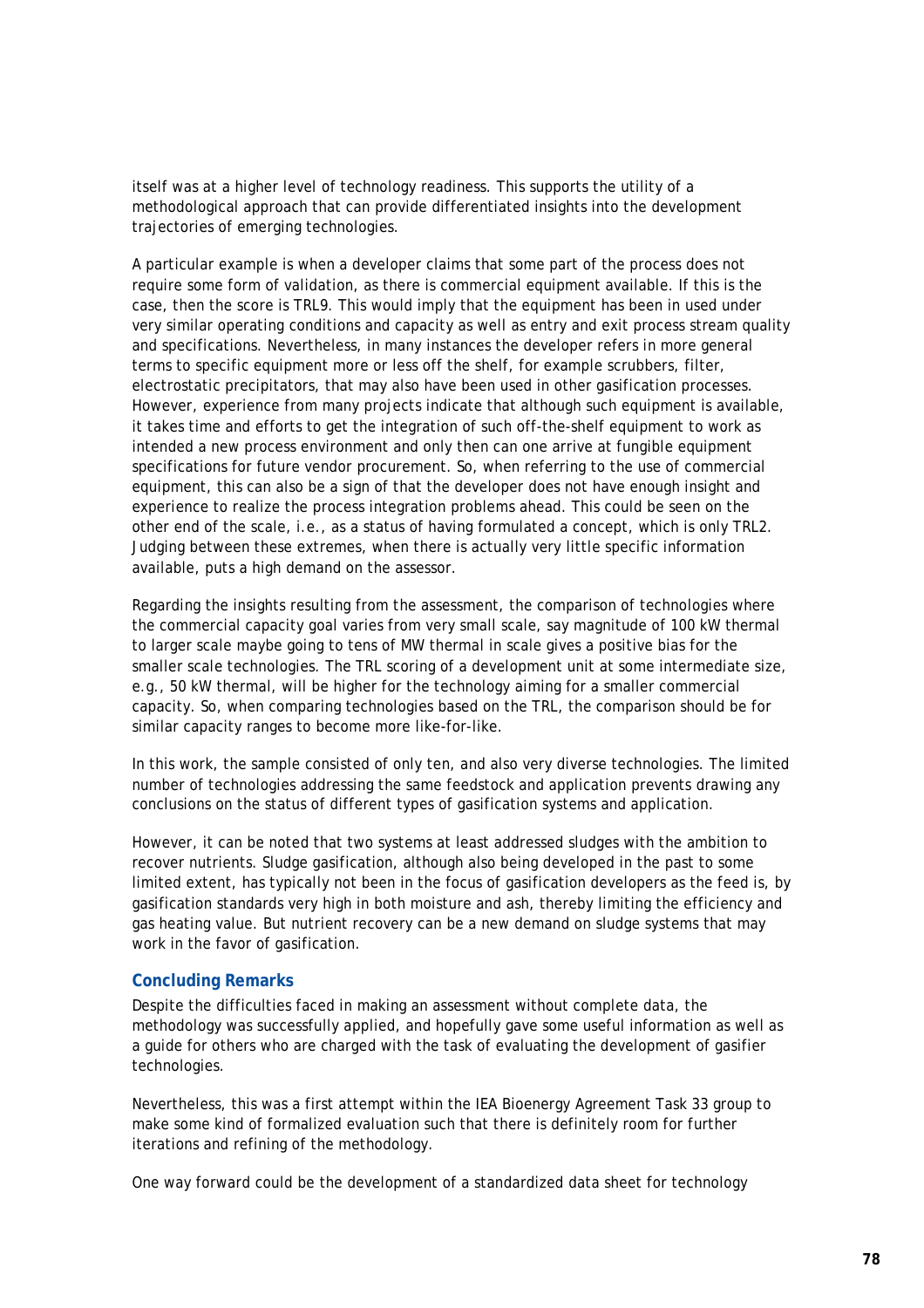itself was at a higher level of technology readiness. This supports the utility of a methodological approach that can provide differentiated insights into the development trajectories of emerging technologies.

A particular example is when a developer claims that some part of the process does not require some form of validation, as there is commercial equipment available. If this is the case, then the score is TRL9. This would imply that the equipment has been in used under very similar operating conditions and capacity as well as entry and exit process stream quality and specifications. Nevertheless, in many instances the developer refers in more general terms to specific equipment more or less off the shelf, for example scrubbers, filter, electrostatic precipitators, that may also have been used in other gasification processes. However, experience from many projects indicate that although such equipment is available, it takes time and efforts to get the integration of such off-the-shelf equipment to work as intended a new process environment and only then can one arrive at fungible equipment specifications for future vendor procurement. So, when referring to the use of commercial equipment, this can also be a sign of that the developer does not have enough insight and experience to realize the process integration problems ahead. This could be seen on the other end of the scale, i.e., as a status of having formulated a concept, which is only TRL2. Judging between these extremes, when there is actually very little specific information available, puts a high demand on the assessor.

Regarding the insights resulting from the assessment, the comparison of technologies where the commercial capacity goal varies from very small scale, say magnitude of 100 kW thermal to larger scale maybe going to tens of MW thermal in scale gives a positive bias for the smaller scale technologies. The TRL scoring of a development unit at some intermediate size, e.g., 50 kW thermal, will be higher for the technology aiming for a smaller commercial capacity. So, when comparing technologies based on the TRL, the comparison should be for similar capacity ranges to become more like-for-like.

In this work, the sample consisted of only ten, and also very diverse technologies. The limited number of technologies addressing the same feedstock and application prevents drawing any conclusions on the status of different types of gasification systems and application.

However, it can be noted that two systems at least addressed sludges with the ambition to recover nutrients. Sludge gasification, although also being developed in the past to some limited extent, has typically not been in the focus of gasification developers as the feed is, by gasification standards very high in both moisture and ash, thereby limiting the efficiency and gas heating value. But nutrient recovery can be a new demand on sludge systems that may work in the favor of gasification.

### Concluding Remarks

Despite the difficulties faced in making an assessment without complete data, the methodology was successfully applied, and hopefully gave some useful information as well as a guide for others who are charged with the task of evaluating the development of gasifier technologies.

Nevertheless, this was a first attempt within the IEA Bioenergy Agreement Task 33 group to make some kind of formalized evaluation such that there is definitely room for further iterations and refining of the methodology.

One way forward could be the development of a standardized data sheet for technology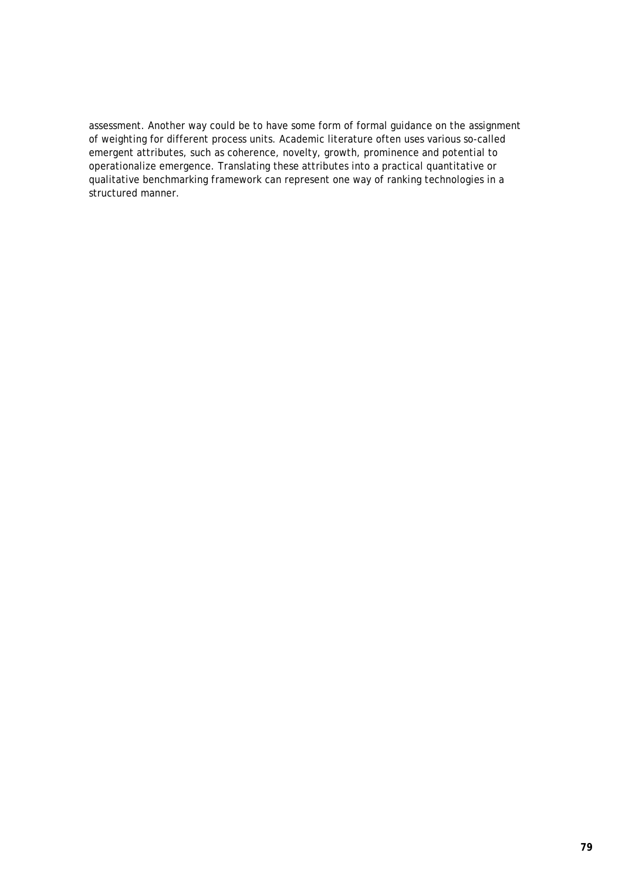assessment. Another way could be to have some form of formal guidance on the assignment of weighting for different process units. Academic literature often uses various so-called emergent attributes, such as coherence, novelty, growth, prominence and potential to operationalize emergence. Translating these attributes into a practical quantitative or qualitative benchmarking framework can represent one way of ranking technologies in a structured manner.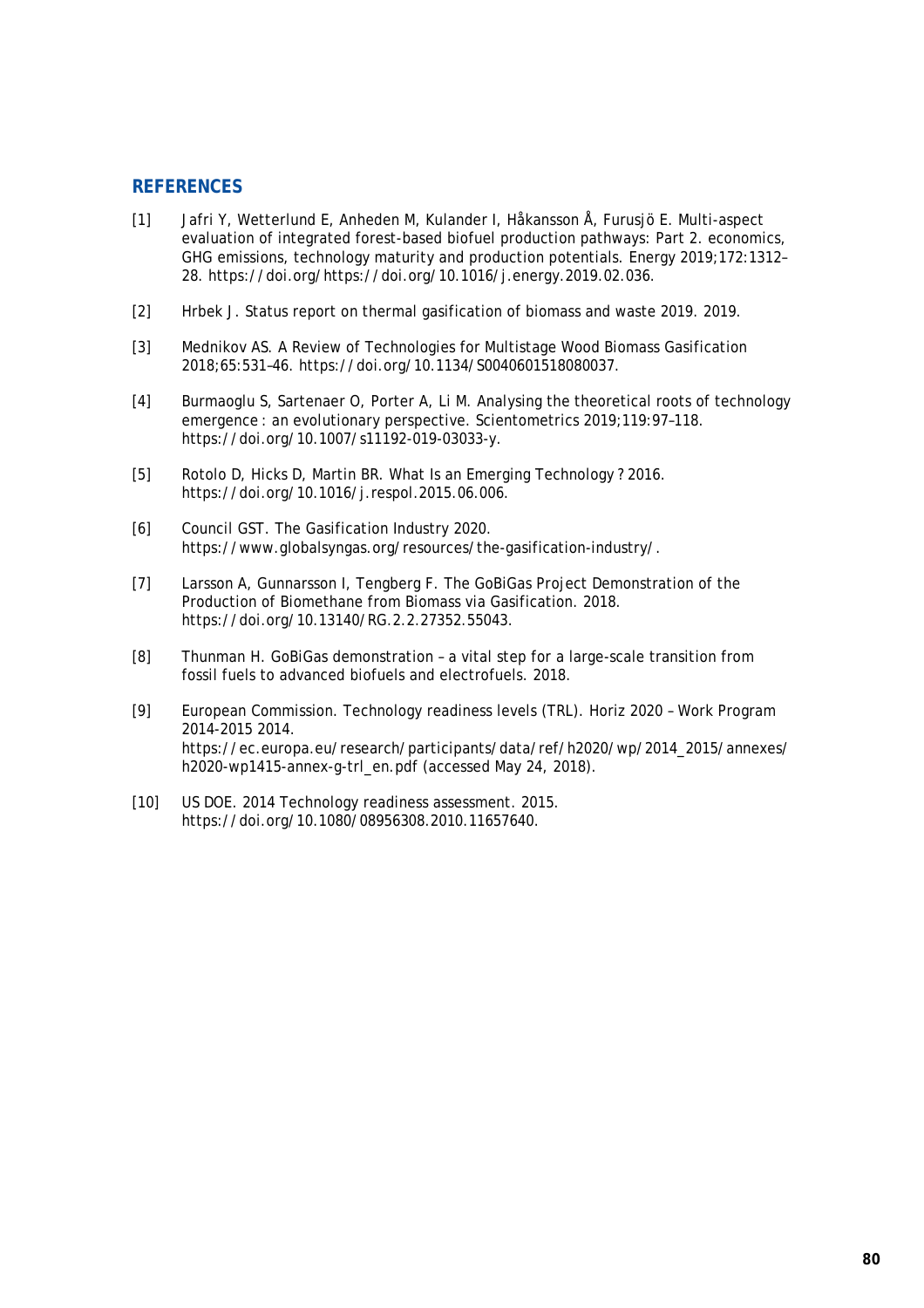## REFERENCES

[1] Jafri Y, Wetterlund E, Anheden M, Kulander I, Håkansson Å, Furusjö E. Multi-aspect evaluation of integrated forest-based biofuel production pathways: Part 2. economics, GHG emissions, technology maturity and production potentials. Energy 2019;172:1312–28. https://doi.org/https://doi.org/10.1016/j.energy.2019.02.036.

[2] Hrbek J. Status report on thermal gasification of biomass and waste 2019. 2019.

[3] Mednikov AS. A Review of Technologies for Multistage Wood Biomass Gasification 2018;65:531–46. https://doi.org/10.1134/S0040601518080037.

[4] Burmaoglu S, Sartenaer O, Porter A, Li M. Analysing the theoretical roots of technology emergence : an evolutionary perspective. Scientometrics 2019;119:97–118. https://doi.org/10.1007/s11192-019-03033-y.

[5] Rotolo D, Hicks D, Martin BR. What Is an Emerging Technology ? 2016. https://doi.org/10.1016/j.respol.2015.06.006.

[6] Council GST. The Gasification Industry 2020. https://www.globalsyngas.org/resources/the-gasification-industry/.

[7] Larsson A, Gunnarsson I, Tengberg F. The GoBiGas Project Demonstration of the Production of Biomethane from Biomass via Gasification. 2018. https://doi.org/10.13140/RG.2.2.27352.55043.

[8] Thunman H. GoBiGas demonstration – a vital step for a large-scale transition from fossil fuels to advanced biofuels and electrofuels. 2018.

[9] European Commission. Technology readiness levels (TRL). Horiz 2020 – Work Program 2014-2015 2014. https://ec.europa.eu/research/participants/data/ref/h2020/wp/2014_2015/annexes/h2020-wp1415-annex-g-trl_en.pdf (accessed May 24, 2018).

[10] US DOE. 2014 Technology readiness assessment. 2015. https://doi.org/10.1080/08956308.2010.11657640.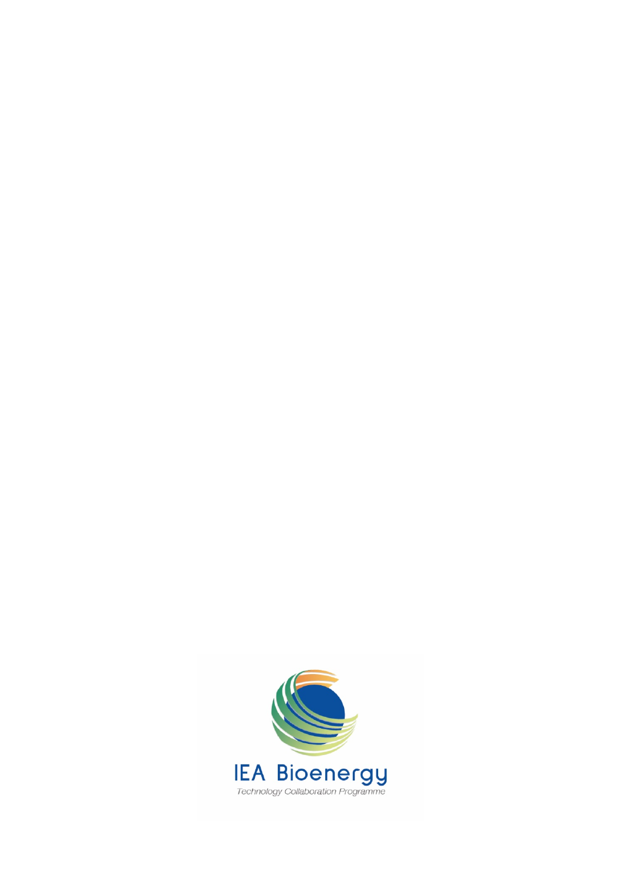IEA Bioenergy

Technology Collaboration Programme